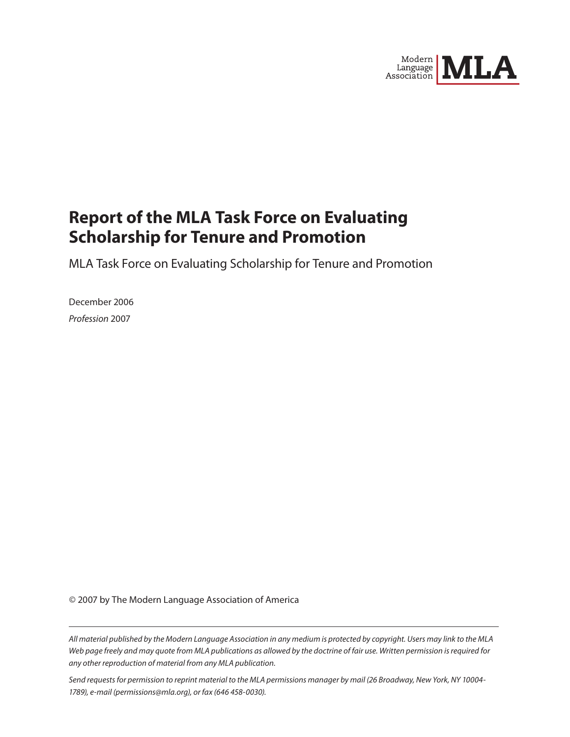Modern Language Association **MLA**

# Report of the MLA Task Force on Evaluating Scholarship for Tenure and Promotion

MLA Task Force on Evaluating Scholarship for Tenure and Promotion

December 2006

*Profession* 2007

© 2007 by The Modern Language Association of America

---

*All material published by the Modern Language Association in any medium is protected by copyright. Users may link to the MLA Web page freely and may quote from MLA publications as allowed by the doctrine of fair use. Written permission is required for any other reproduction of material from any MLA publication.*

*Send requests for permission to reprint material to the MLA permissions manager by mail (26 Broadway, New York, NY 10004-1789), e-mail (permissions@mla.org), or fax (646 458-0030).*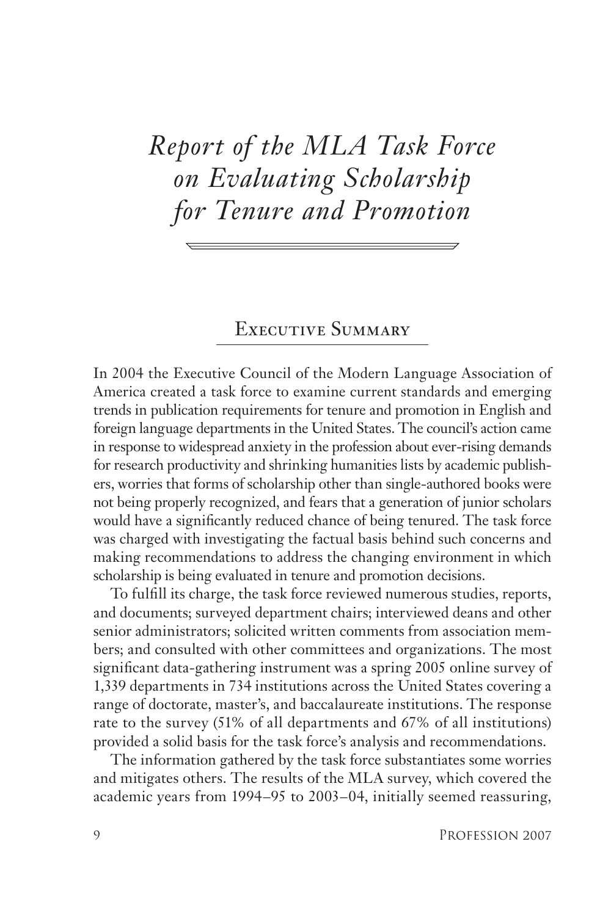# *Report of the MLA Task Force on Evaluating Scholarship for Tenure and Promotion*

## Executive Summary

In 2004 the Executive Council of the Modern Language Association of America created a task force to examine current standards and emerging trends in publication requirements for tenure and promotion in English and foreign language departments in the United States. The council's action came in response to widespread anxiety in the profession about ever-rising demands for research productivity and shrinking humanities lists by academic publishers, worries that forms of scholarship other than single-authored books were not being properly recognized, and fears that a generation of junior scholars would have a significantly reduced chance of being tenured. The task force was charged with investigating the factual basis behind such concerns and making recommendations to address the changing environment in which scholarship is being evaluated in tenure and promotion decisions.

To fulfill its charge, the task force reviewed numerous studies, reports, and documents; surveyed department chairs; interviewed deans and other senior administrators; solicited written comments from association members; and consulted with other committees and organizations. The most significant data-gathering instrument was a spring 2005 online survey of 1,339 departments in 734 institutions across the United States covering a range of doctorate, master's, and baccalaureate institutions. The response rate to the survey (51% of all departments and 67% of all institutions) provided a solid basis for the task force's analysis and recommendations.

The information gathered by the task force substantiates some worries and mitigates others. The results of the MLA survey, which covered the academic years from 1994–95 to 2003–04, initially seemed reassuring,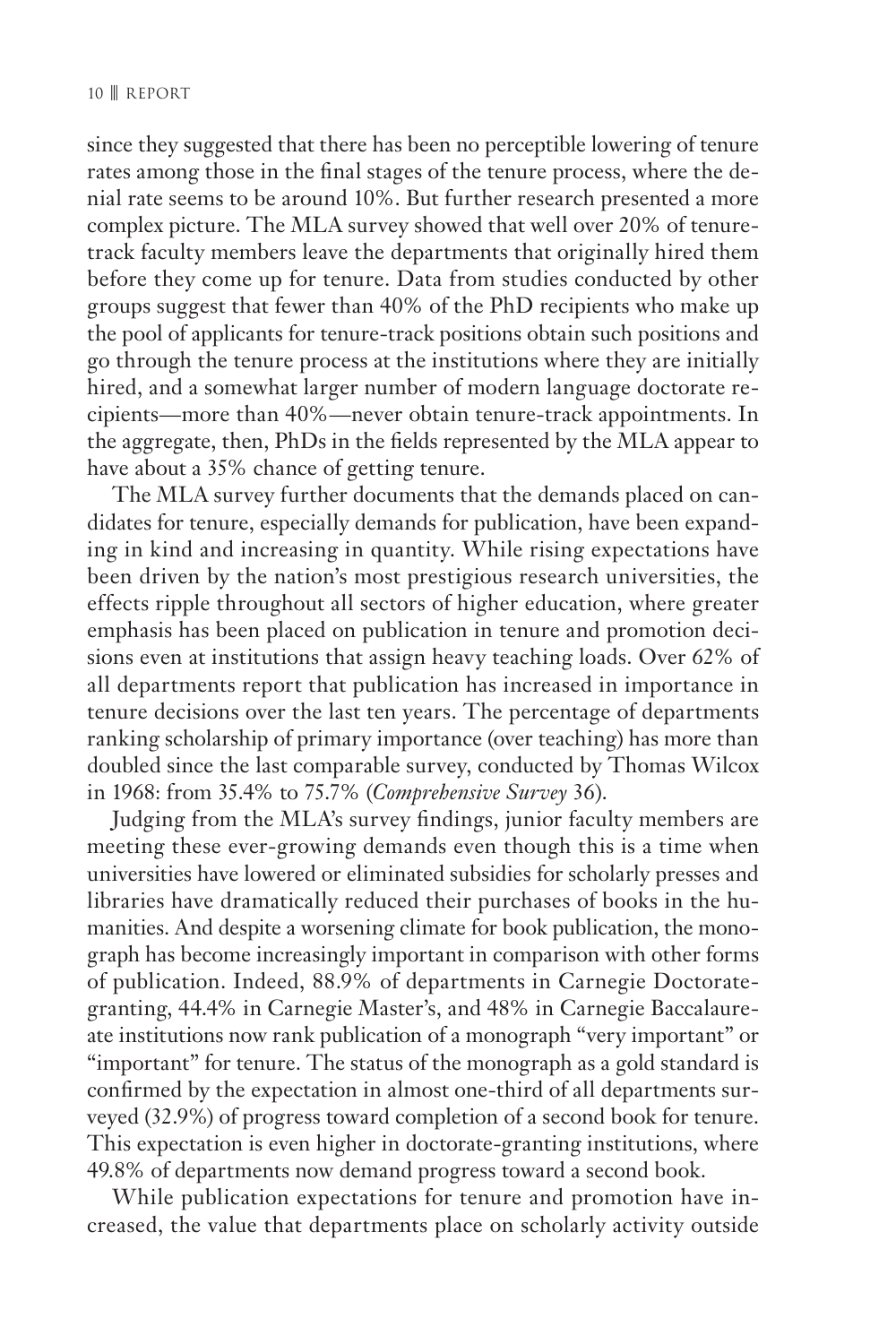since they suggested that there has been no perceptible lowering of tenure rates among those in the final stages of the tenure process, where the denial rate seems to be around 10%. But further research presented a more complex picture. The MLA survey showed that well over 20% of tenure-track faculty members leave the departments that originally hired them before they come up for tenure. Data from studies conducted by other groups suggest that fewer than 40% of the PhD recipients who make up the pool of applicants for tenure-track positions obtain such positions and go through the tenure process at the institutions where they are initially hired, and a somewhat larger number of modern language doctorate recipients—more than 40%—never obtain tenure-track appointments. In the aggregate, then, PhDs in the fields represented by the MLA appear to have about a 35% chance of getting tenure.

The MLA survey further documents that the demands placed on candidates for tenure, especially demands for publication, have been expanding in kind and increasing in quantity. While rising expectations have been driven by the nation's most prestigious research universities, the effects ripple throughout all sectors of higher education, where greater emphasis has been placed on publication in tenure and promotion decisions even at institutions that assign heavy teaching loads. Over 62% of all departments report that publication has increased in importance in tenure decisions over the last ten years. The percentage of departments ranking scholarship of primary importance (over teaching) has more than doubled since the last comparable survey, conducted by Thomas Wilcox in 1968: from 35.4% to 75.7% (*Comprehensive Survey* 36).

Judging from the MLA's survey findings, junior faculty members are meeting these ever-growing demands even though this is a time when universities have lowered or eliminated subsidies for scholarly presses and libraries have dramatically reduced their purchases of books in the humanities. And despite a worsening climate for book publication, the monograph has become increasingly important in comparison with other forms of publication. Indeed, 88.9% of departments in Carnegie Doctorate-granting, 44.4% in Carnegie Master's, and 48% in Carnegie Baccalaureate institutions now rank publication of a monograph "very important" or "important" for tenure. The status of the monograph as a gold standard is confirmed by the expectation in almost one-third of all departments surveyed (32.9%) of progress toward completion of a second book for tenure. This expectation is even higher in doctorate-granting institutions, where 49.8% of departments now demand progress toward a second book.

While publication expectations for tenure and promotion have increased, the value that departments place on scholarly activity outside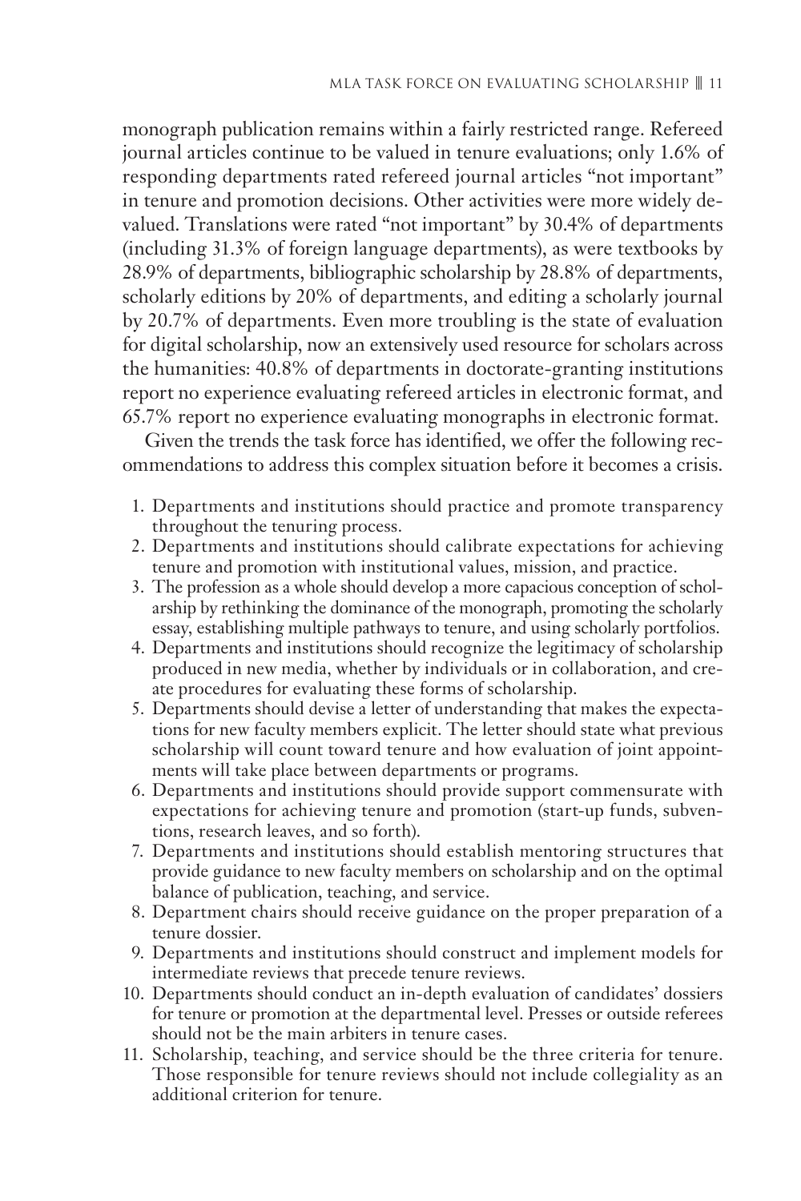monograph publication remains within a fairly restricted range. Refereed journal articles continue to be valued in tenure evaluations; only 1.6% of responding departments rated refereed journal articles "not important" in tenure and promotion decisions. Other activities were more widely devalued. Translations were rated "not important" by 30.4% of departments (including 31.3% of foreign language departments), as were textbooks by 28.9% of departments, bibliographic scholarship by 28.8% of departments, scholarly editions by 20% of departments, and editing a scholarly journal by 20.7% of departments. Even more troubling is the state of evaluation for digital scholarship, now an extensively used resource for scholars across the humanities: 40.8% of departments in doctorate-granting institutions report no experience evaluating refereed articles in electronic format, and 65.7% report no experience evaluating monographs in electronic format.

Given the trends the task force has identified, we offer the following recommendations to address this complex situation before it becomes a crisis.

1. Departments and institutions should practice and promote transparency throughout the tenuring process.
2. Departments and institutions should calibrate expectations for achieving tenure and promotion with institutional values, mission, and practice.
3. The profession as a whole should develop a more capacious conception of scholarship by rethinking the dominance of the monograph, promoting the scholarly essay, establishing multiple pathways to tenure, and using scholarly portfolios.
4. Departments and institutions should recognize the legitimacy of scholarship produced in new media, whether by individuals or in collaboration, and create procedures for evaluating these forms of scholarship.
5. Departments should devise a letter of understanding that makes the expectations for new faculty members explicit. The letter should state what previous scholarship will count toward tenure and how evaluation of joint appointments will take place between departments or programs.
6. Departments and institutions should provide support commensurate with expectations for achieving tenure and promotion (start-up funds, subventions, research leaves, and so forth).
7. Departments and institutions should establish mentoring structures that provide guidance to new faculty members on scholarship and on the optimal balance of publication, teaching, and service.
8. Department chairs should receive guidance on the proper preparation of a tenure dossier.
9. Departments and institutions should construct and implement models for intermediate reviews that precede tenure reviews.
10. Departments should conduct an in-depth evaluation of candidates' dossiers for tenure or promotion at the departmental level. Presses or outside referees should not be the main arbiters in tenure cases.
11. Scholarship, teaching, and service should be the three criteria for tenure. Those responsible for tenure reviews should not include collegiality as an additional criterion for tenure.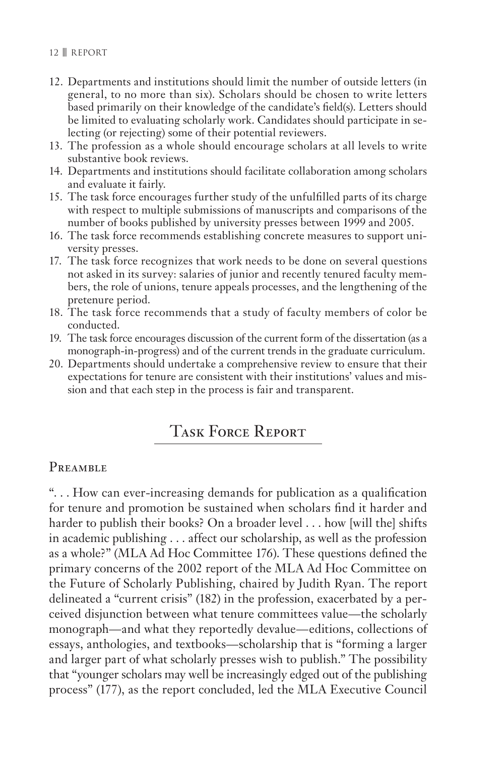12. Departments and institutions should limit the number of outside letters (in general, to no more than six). Scholars should be chosen to write letters based primarily on their knowledge of the candidate's field(s). Letters should be limited to evaluating scholarly work. Candidates should participate in selecting (or rejecting) some of their potential reviewers.
13. The profession as a whole should encourage scholars at all levels to write substantive book reviews.
14. Departments and institutions should facilitate collaboration among scholars and evaluate it fairly.
15. The task force encourages further study of the unfulfilled parts of its charge with respect to multiple submissions of manuscripts and comparisons of the number of books published by university presses between 1999 and 2005.
16. The task force recommends establishing concrete measures to support university presses.
17. The task force recognizes that work needs to be done on several questions not asked in its survey: salaries of junior and recently tenured faculty members, the role of unions, tenure appeals processes, and the lengthening of the pretenure period.
18. The task force recommends that a study of faculty members of color be conducted.
19. The task force encourages discussion of the current form of the dissertation (as a monograph-in-progress) and of the current trends in the graduate curriculum.
20. Departments should undertake a comprehensive review to ensure that their expectations for tenure are consistent with their institutions' values and mission and that each step in the process is fair and transparent.

# Task Force Report

## Preamble

". . . How can ever-increasing demands for publication as a qualification for tenure and promotion be sustained when scholars find it harder and harder to publish their books? On a broader level . . . how [will the] shifts in academic publishing . . . affect our scholarship, as well as the profession as a whole?" (MLA Ad Hoc Committee 176). These questions defined the primary concerns of the 2002 report of the MLA Ad Hoc Committee on the Future of Scholarly Publishing, chaired by Judith Ryan. The report delineated a "current crisis" (182) in the profession, exacerbated by a perceived disjunction between what tenure committees value—the scholarly monograph—and what they reportedly devalue—editions, collections of essays, anthologies, and textbooks—scholarship that is "forming a larger and larger part of what scholarly presses wish to publish." The possibility that "younger scholars may well be increasingly edged out of the publishing process" (177), as the report concluded, led the MLA Executive Council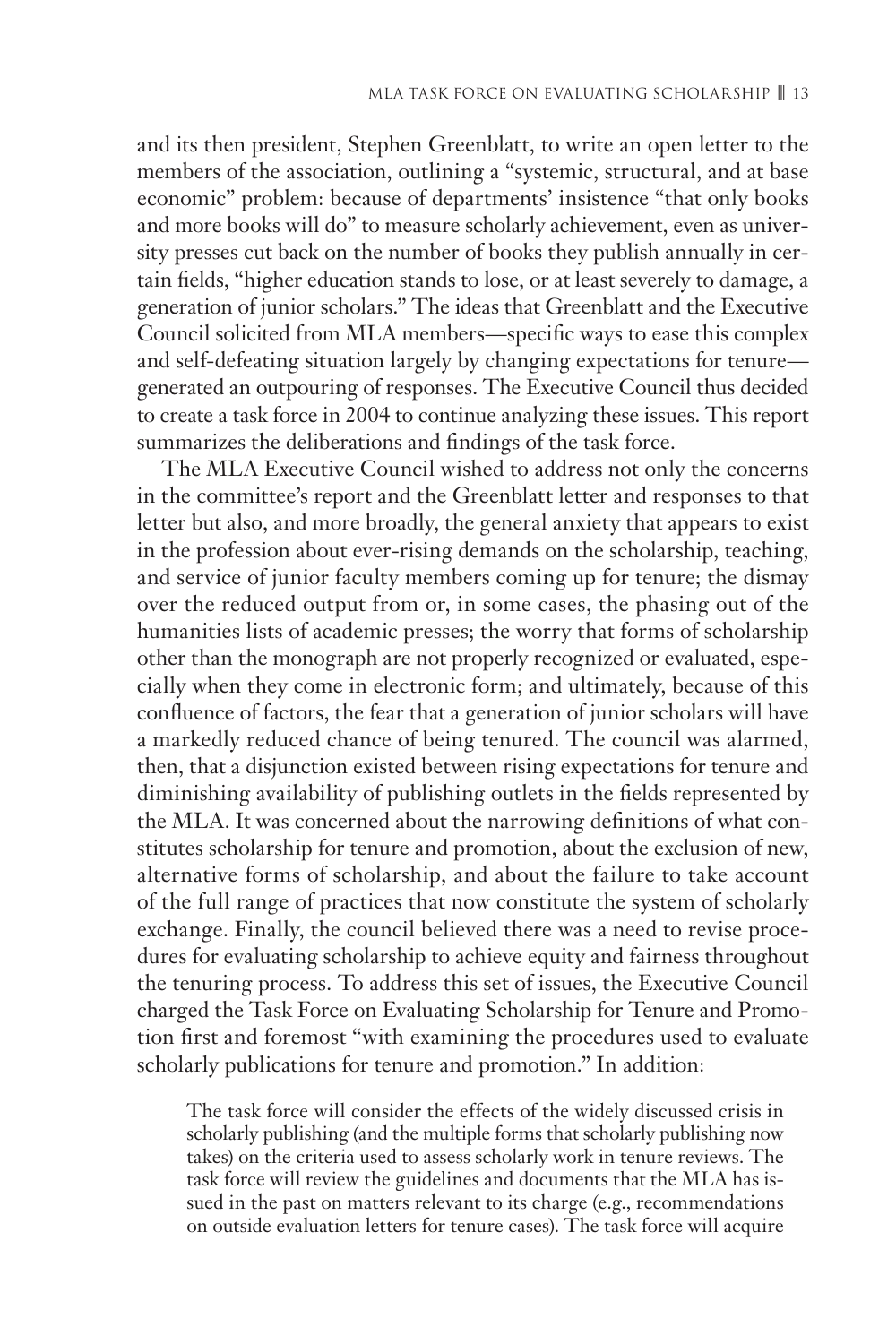and its then president, Stephen Greenblatt, to write an open letter to the members of the association, outlining a "systemic, structural, and at base economic" problem: because of departments' insistence "that only books and more books will do" to measure scholarly achievement, even as university presses cut back on the number of books they publish annually in certain fields, "higher education stands to lose, or at least severely to damage, a generation of junior scholars." The ideas that Greenblatt and the Executive Council solicited from MLA members—specific ways to ease this complex and self-defeating situation largely by changing expectations for tenure—generated an outpouring of responses. The Executive Council thus decided to create a task force in 2004 to continue analyzing these issues. This report summarizes the deliberations and findings of the task force.

The MLA Executive Council wished to address not only the concerns in the committee's report and the Greenblatt letter and responses to that letter but also, and more broadly, the general anxiety that appears to exist in the profession about ever-rising demands on the scholarship, teaching, and service of junior faculty members coming up for tenure; the dismay over the reduced output from or, in some cases, the phasing out of the humanities lists of academic presses; the worry that forms of scholarship other than the monograph are not properly recognized or evaluated, especially when they come in electronic form; and ultimately, because of this confluence of factors, the fear that a generation of junior scholars will have a markedly reduced chance of being tenured. The council was alarmed, then, that a disjunction existed between rising expectations for tenure and diminishing availability of publishing outlets in the fields represented by the MLA. It was concerned about the narrowing definitions of what constitutes scholarship for tenure and promotion, about the exclusion of new, alternative forms of scholarship, and about the failure to take account of the full range of practices that now constitute the system of scholarly exchange. Finally, the council believed there was a need to revise procedures for evaluating scholarship to achieve equity and fairness throughout the tenuring process. To address this set of issues, the Executive Council charged the Task Force on Evaluating Scholarship for Tenure and Promotion first and foremost "with examining the procedures used to evaluate scholarly publications for tenure and promotion." In addition:

> The task force will consider the effects of the widely discussed crisis in scholarly publishing (and the multiple forms that scholarly publishing now takes) on the criteria used to assess scholarly work in tenure reviews. The task force will review the guidelines and documents that the MLA has issued in the past on matters relevant to its charge (e.g., recommendations on outside evaluation letters for tenure cases). The task force will acquire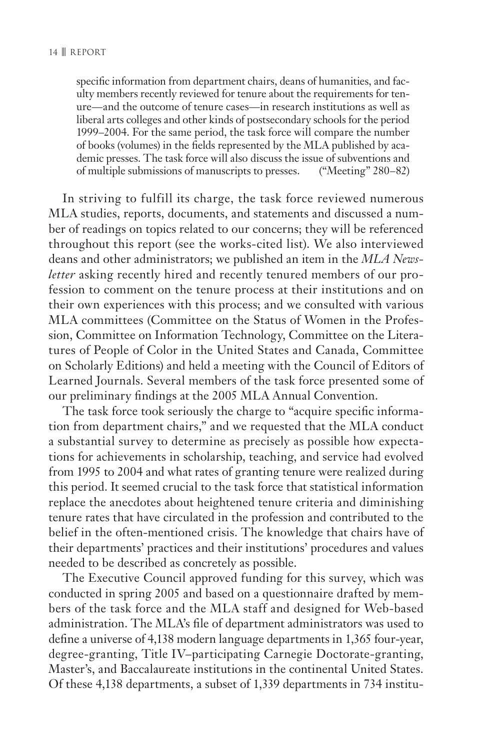> specific information from department chairs, deans of humanities, and faculty members recently reviewed for tenure about the requirements for tenure—and the outcome of tenure cases—in research institutions as well as liberal arts colleges and other kinds of postsecondary schools for the period 1999–2004. For the same period, the task force will compare the number of books (volumes) in the fields represented by the MLA published by academic presses. The task force will also discuss the issue of subventions and of multiple submissions of manuscripts to presses. ("Meeting" 280–82)

In striving to fulfill its charge, the task force reviewed numerous MLA studies, reports, documents, and statements and discussed a number of readings on topics related to our concerns; they will be referenced throughout this report (see the works-cited list). We also interviewed deans and other administrators; we published an item in the *MLA Newsletter* asking recently hired and recently tenured members of our profession to comment on the tenure process at their institutions and on their own experiences with this process; and we consulted with various MLA committees (Committee on the Status of Women in the Profession, Committee on Information Technology, Committee on the Literatures of People of Color in the United States and Canada, Committee on Scholarly Editions) and held a meeting with the Council of Editors of Learned Journals. Several members of the task force presented some of our preliminary findings at the 2005 MLA Annual Convention.

The task force took seriously the charge to "acquire specific information from department chairs," and we requested that the MLA conduct a substantial survey to determine as precisely as possible how expectations for achievements in scholarship, teaching, and service had evolved from 1995 to 2004 and what rates of granting tenure were realized during this period. It seemed crucial to the task force that statistical information replace the anecdotes about heightened tenure criteria and diminishing tenure rates that have circulated in the profession and contributed to the belief in the often-mentioned crisis. The knowledge that chairs have of their departments' practices and their institutions' procedures and values needed to be described as concretely as possible.

The Executive Council approved funding for this survey, which was conducted in spring 2005 and based on a questionnaire drafted by members of the task force and the MLA staff and designed for Web-based administration. The MLA's file of department administrators was used to define a universe of 4,138 modern language departments in 1,365 four-year, degree-granting, Title IV–participating Carnegie Doctorate-granting, Master's, and Baccalaureate institutions in the continental United States. Of these 4,138 departments, a subset of 1,339 departments in 734 institu-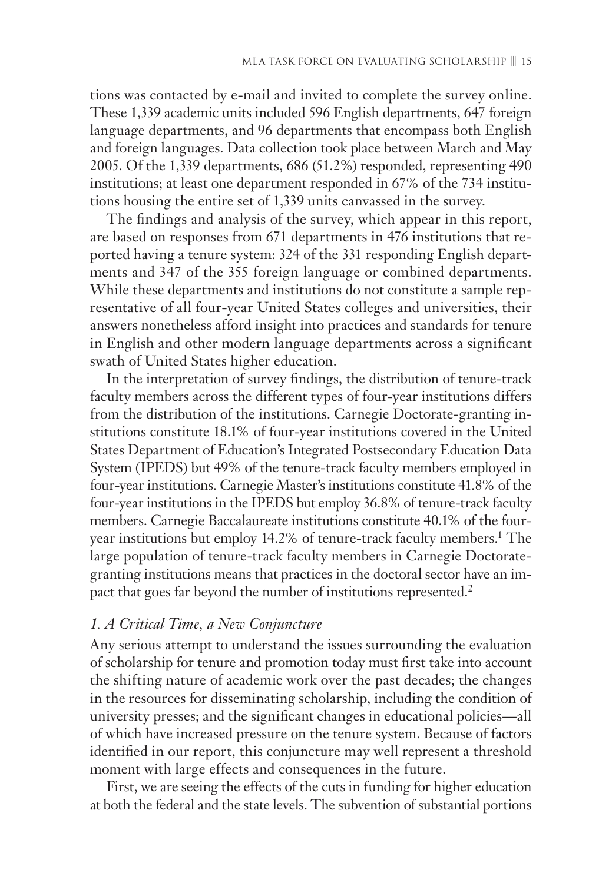tions was contacted by e-mail and invited to complete the survey online. These 1,339 academic units included 596 English departments, 647 foreign language departments, and 96 departments that encompass both English and foreign languages. Data collection took place between March and May 2005. Of the 1,339 departments, 686 (51.2%) responded, representing 490 institutions; at least one department responded in 67% of the 734 institutions housing the entire set of 1,339 units canvassed in the survey.

The findings and analysis of the survey, which appear in this report, are based on responses from 671 departments in 476 institutions that reported having a tenure system: 324 of the 331 responding English departments and 347 of the 355 foreign language or combined departments. While these departments and institutions do not constitute a sample representative of all four-year United States colleges and universities, their answers nonetheless afford insight into practices and standards for tenure in English and other modern language departments across a significant swath of United States higher education.

In the interpretation of survey findings, the distribution of tenure-track faculty members across the different types of four-year institutions differs from the distribution of the institutions. Carnegie Doctorate-granting institutions constitute 18.1% of four-year institutions covered in the United States Department of Education's Integrated Postsecondary Education Data System (IPEDS) but 49% of the tenure-track faculty members employed in four-year institutions. Carnegie Master's institutions constitute 41.8% of the four-year institutions in the IPEDS but employ 36.8% of tenure-track faculty members. Carnegie Baccalaureate institutions constitute 40.1% of the four-year institutions but employ 14.2% of tenure-track faculty members.[1] The large population of tenure-track faculty members in Carnegie Doctorate-granting institutions means that practices in the doctoral sector have an impact that goes far beyond the number of institutions represented.[2]

### *1. A Critical Time, a New Conjuncture*

Any serious attempt to understand the issues surrounding the evaluation of scholarship for tenure and promotion today must first take into account the shifting nature of academic work over the past decades; the changes in the resources for disseminating scholarship, including the condition of university presses; and the significant changes in educational policies—all of which have increased pressure on the tenure system. Because of factors identified in our report, this conjuncture may well represent a threshold moment with large effects and consequences in the future.

First, we are seeing the effects of the cuts in funding for higher education at both the federal and the state levels. The subvention of substantial portions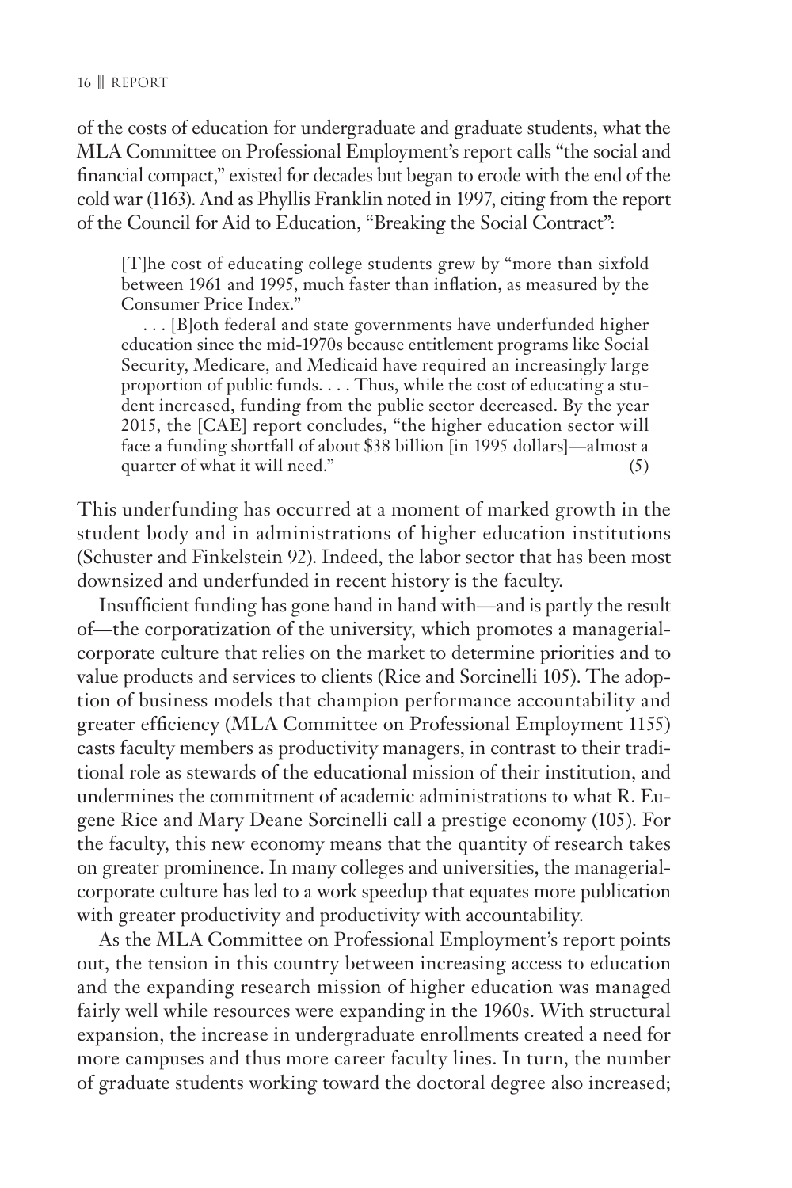of the costs of education for undergraduate and graduate students, what the MLA Committee on Professional Employment's report calls "the social and financial compact," existed for decades but began to erode with the end of the cold war (1163). And as Phyllis Franklin noted in 1997, citing from the report of the Council for Aid to Education, "Breaking the Social Contract":

> [T]he cost of educating college students grew by "more than sixfold between 1961 and 1995, much faster than inflation, as measured by the Consumer Price Index."
>
> . . . [B]oth federal and state governments have underfunded higher education since the mid-1970s because entitlement programs like Social Security, Medicare, and Medicaid have required an increasingly large proportion of public funds. . . . Thus, while the cost of educating a student increased, funding from the public sector decreased. By the year 2015, the [CAE] report concludes, "the higher education sector will face a funding shortfall of about $38 billion [in 1995 dollars]—almost a quarter of what it will need." (5)

This underfunding has occurred at a moment of marked growth in the student body and in administrations of higher education institutions (Schuster and Finkelstein 92). Indeed, the labor sector that has been most downsized and underfunded in recent history is the faculty.

Insufficient funding has gone hand in hand with—and is partly the result of—the corporatization of the university, which promotes a managerial-corporate culture that relies on the market to determine priorities and to value products and services to clients (Rice and Sorcinelli 105). The adoption of business models that champion performance accountability and greater efficiency (MLA Committee on Professional Employment 1155) casts faculty members as productivity managers, in contrast to their traditional role as stewards of the educational mission of their institution, and undermines the commitment of academic administrations to what R. Eugene Rice and Mary Deane Sorcinelli call a prestige economy (105). For the faculty, this new economy means that the quantity of research takes on greater prominence. In many colleges and universities, the managerial-corporate culture has led to a work speedup that equates more publication with greater productivity and productivity with accountability.

As the MLA Committee on Professional Employment's report points out, the tension in this country between increasing access to education and the expanding research mission of higher education was managed fairly well while resources were expanding in the 1960s. With structural expansion, the increase in undergraduate enrollments created a need for more campuses and thus more career faculty lines. In turn, the number of graduate students working toward the doctoral degree also increased;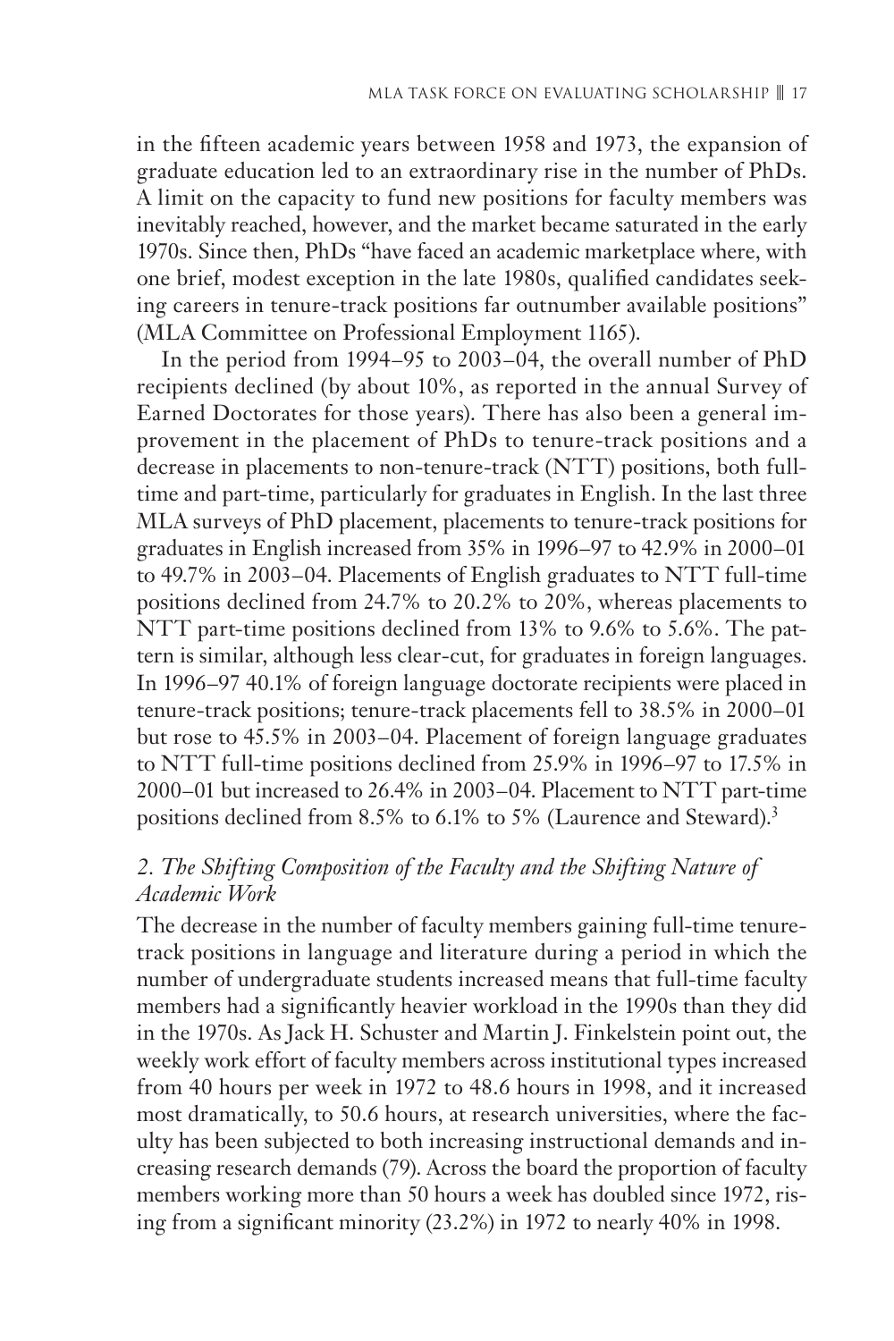in the fifteen academic years between 1958 and 1973, the expansion of graduate education led to an extraordinary rise in the number of PhDs. A limit on the capacity to fund new positions for faculty members was inevitably reached, however, and the market became saturated in the early 1970s. Since then, PhDs "have faced an academic marketplace where, with one brief, modest exception in the late 1980s, qualified candidates seeking careers in tenure-track positions far outnumber available positions" (MLA Committee on Professional Employment 1165).

In the period from 1994–95 to 2003–04, the overall number of PhD recipients declined (by about 10%, as reported in the annual Survey of Earned Doctorates for those years). There has also been a general improvement in the placement of PhDs to tenure-track positions and a decrease in placements to non-tenure-track (NTT) positions, both full-time and part-time, particularly for graduates in English. In the last three MLA surveys of PhD placement, placements to tenure-track positions for graduates in English increased from 35% in 1996–97 to 42.9% in 2000–01 to 49.7% in 2003–04. Placements of English graduates to NTT full-time positions declined from 24.7% to 20.2% to 20%, whereas placements to NTT part-time positions declined from 13% to 9.6% to 5.6%. The pattern is similar, although less clear-cut, for graduates in foreign languages. In 1996–97 40.1% of foreign language doctorate recipients were placed in tenure-track positions; tenure-track placements fell to 38.5% in 2000–01 but rose to 45.5% in 2003–04. Placement of foreign language graduates to NTT full-time positions declined from 25.9% in 1996–97 to 17.5% in 2000–01 but increased to 26.4% in 2003–04. Placement to NTT part-time positions declined from 8.5% to 6.1% to 5% (Laurence and Steward).[3]

## *2. The Shifting Composition of the Faculty and the Shifting Nature of Academic Work*

The decrease in the number of faculty members gaining full-time tenure-track positions in language and literature during a period in which the number of undergraduate students increased means that full-time faculty members had a significantly heavier workload in the 1990s than they did in the 1970s. As Jack H. Schuster and Martin J. Finkelstein point out, the weekly work effort of faculty members across institutional types increased from 40 hours per week in 1972 to 48.6 hours in 1998, and it increased most dramatically, to 50.6 hours, at research universities, where the faculty has been subjected to both increasing instructional demands and increasing research demands (79). Across the board the proportion of faculty members working more than 50 hours a week has doubled since 1972, rising from a significant minority (23.2%) in 1972 to nearly 40% in 1998.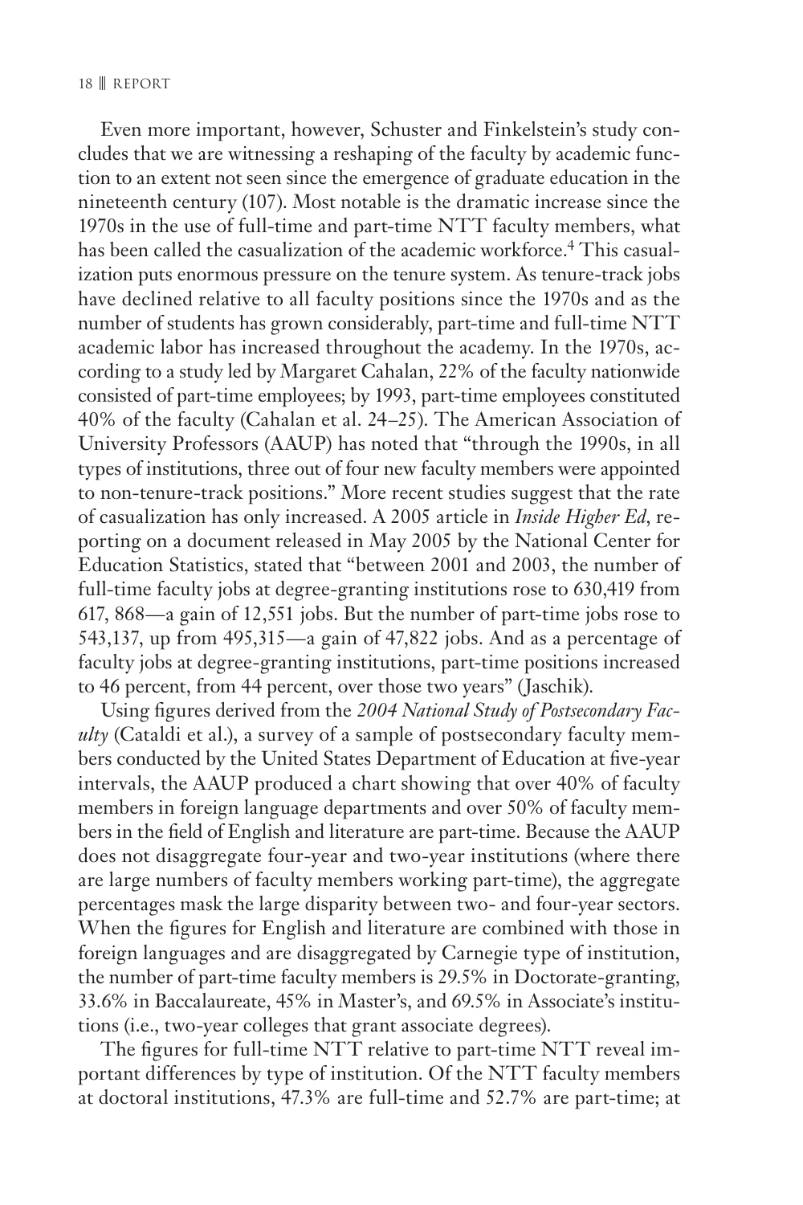Even more important, however, Schuster and Finkelstein's study concludes that we are witnessing a reshaping of the faculty by academic function to an extent not seen since the emergence of graduate education in the nineteenth century (107). Most notable is the dramatic increase since the 1970s in the use of full-time and part-time NTT faculty members, what has been called the casualization of the academic workforce.[4] This casualization puts enormous pressure on the tenure system. As tenure-track jobs have declined relative to all faculty positions since the 1970s and as the number of students has grown considerably, part-time and full-time NTT academic labor has increased throughout the academy. In the 1970s, according to a study led by Margaret Cahalan, 22% of the faculty nationwide consisted of part-time employees; by 1993, part-time employees constituted 40% of the faculty (Cahalan et al. 24–25). The American Association of University Professors (AAUP) has noted that "through the 1990s, in all types of institutions, three out of four new faculty members were appointed to non-tenure-track positions." More recent studies suggest that the rate of casualization has only increased. A 2005 article in *Inside Higher Ed*, reporting on a document released in May 2005 by the National Center for Education Statistics, stated that "between 2001 and 2003, the number of full-time faculty jobs at degree-granting institutions rose to 630,419 from 617, 868—a gain of 12,551 jobs. But the number of part-time jobs rose to 543,137, up from 495,315—a gain of 47,822 jobs. And as a percentage of faculty jobs at degree-granting institutions, part-time positions increased to 46 percent, from 44 percent, over those two years" (Jaschik).

Using figures derived from the *2004 National Study of Postsecondary Faculty* (Cataldi et al.), a survey of a sample of postsecondary faculty members conducted by the United States Department of Education at five-year intervals, the AAUP produced a chart showing that over 40% of faculty members in foreign language departments and over 50% of faculty members in the field of English and literature are part-time. Because the AAUP does not disaggregate four-year and two-year institutions (where there are large numbers of faculty members working part-time), the aggregate percentages mask the large disparity between two- and four-year sectors. When the figures for English and literature are combined with those in foreign languages and are disaggregated by Carnegie type of institution, the number of part-time faculty members is 29.5% in Doctorate-granting, 33.6% in Baccalaureate, 45% in Master's, and 69.5% in Associate's institutions (i.e., two-year colleges that grant associate degrees).

The figures for full-time NTT relative to part-time NTT reveal important differences by type of institution. Of the NTT faculty members at doctoral institutions, 47.3% are full-time and 52.7% are part-time; at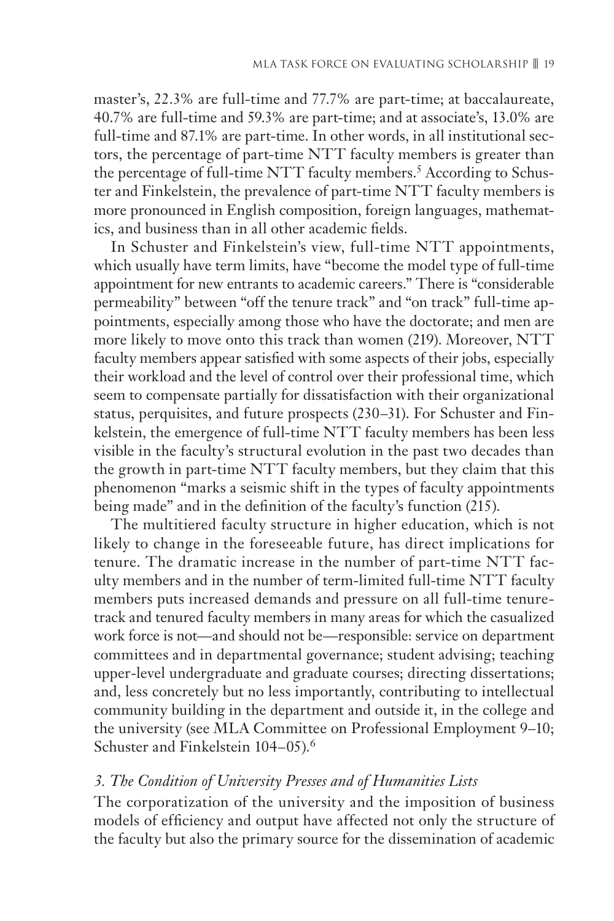master's, 22.3% are full-time and 77.7% are part-time; at baccalaureate, 40.7% are full-time and 59.3% are part-time; and at associate's, 13.0% are full-time and 87.1% are part-time. In other words, in all institutional sectors, the percentage of part-time NTT faculty members is greater than the percentage of full-time NTT faculty members.[5] According to Schuster and Finkelstein, the prevalence of part-time NTT faculty members is more pronounced in English composition, foreign languages, mathematics, and business than in all other academic fields.

In Schuster and Finkelstein's view, full-time NTT appointments, which usually have term limits, have "become the model type of full-time appointment for new entrants to academic careers." There is "considerable permeability" between "off the tenure track" and "on track" full-time appointments, especially among those who have the doctorate; and men are more likely to move onto this track than women (219). Moreover, NTT faculty members appear satisfied with some aspects of their jobs, especially their workload and the level of control over their professional time, which seem to compensate partially for dissatisfaction with their organizational status, perquisites, and future prospects (230–31). For Schuster and Finkelstein, the emergence of full-time NTT faculty members has been less visible in the faculty's structural evolution in the past two decades than the growth in part-time NTT faculty members, but they claim that this phenomenon "marks a seismic shift in the types of faculty appointments being made" and in the definition of the faculty's function (215).

The multitiered faculty structure in higher education, which is not likely to change in the foreseeable future, has direct implications for tenure. The dramatic increase in the number of part-time NTT faculty members and in the number of term-limited full-time NTT faculty members puts increased demands and pressure on all full-time tenure-track and tenured faculty members in many areas for which the casualized work force is not—and should not be—responsible: service on department committees and in departmental governance; student advising; teaching upper-level undergraduate and graduate courses; directing dissertations; and, less concretely but no less importantly, contributing to intellectual community building in the department and outside it, in the college and the university (see MLA Committee on Professional Employment 9–10; Schuster and Finkelstein 104–05).[6]

### *3. The Condition of University Presses and of Humanities Lists*

The corporatization of the university and the imposition of business models of efficiency and output have affected not only the structure of the faculty but also the primary source for the dissemination of academic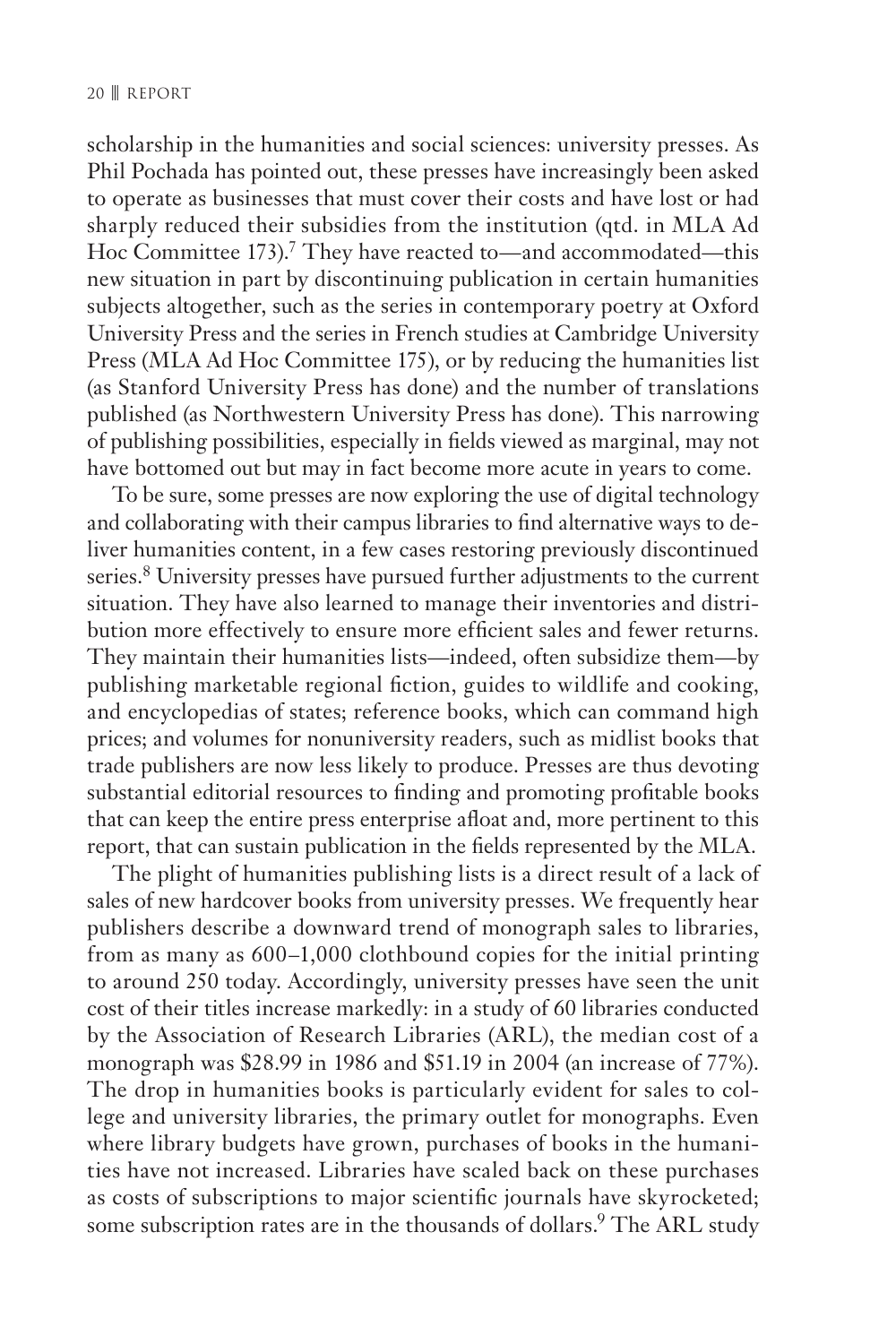scholarship in the humanities and social sciences: university presses. As Phil Pochada has pointed out, these presses have increasingly been asked to operate as businesses that must cover their costs and have lost or had sharply reduced their subsidies from the institution (qtd. in MLA Ad Hoc Committee 173).[7] They have reacted to—and accommodated—this new situation in part by discontinuing publication in certain humanities subjects altogether, such as the series in contemporary poetry at Oxford University Press and the series in French studies at Cambridge University Press (MLA Ad Hoc Committee 175), or by reducing the humanities list (as Stanford University Press has done) and the number of translations published (as Northwestern University Press has done). This narrowing of publishing possibilities, especially in fields viewed as marginal, may not have bottomed out but may in fact become more acute in years to come.

To be sure, some presses are now exploring the use of digital technology and collaborating with their campus libraries to find alternative ways to deliver humanities content, in a few cases restoring previously discontinued series.[8] University presses have pursued further adjustments to the current situation. They have also learned to manage their inventories and distribution more effectively to ensure more efficient sales and fewer returns. They maintain their humanities lists—indeed, often subsidize them—by publishing marketable regional fiction, guides to wildlife and cooking, and encyclopedias of states; reference books, which can command high prices; and volumes for nonuniversity readers, such as midlist books that trade publishers are now less likely to produce. Presses are thus devoting substantial editorial resources to finding and promoting profitable books that can keep the entire press enterprise afloat and, more pertinent to this report, that can sustain publication in the fields represented by the MLA.

The plight of humanities publishing lists is a direct result of a lack of sales of new hardcover books from university presses. We frequently hear publishers describe a downward trend of monograph sales to libraries, from as many as 600–1,000 clothbound copies for the initial printing to around 250 today. Accordingly, university presses have seen the unit cost of their titles increase markedly: in a study of 60 libraries conducted by the Association of Research Libraries (ARL), the median cost of a monograph was $28.99 in 1986 and $51.19 in 2004 (an increase of 77%). The drop in humanities books is particularly evident for sales to college and university libraries, the primary outlet for monographs. Even where library budgets have grown, purchases of books in the humanities have not increased. Libraries have scaled back on these purchases as costs of subscriptions to major scientific journals have skyrocketed; some subscription rates are in the thousands of dollars.[9] The ARL study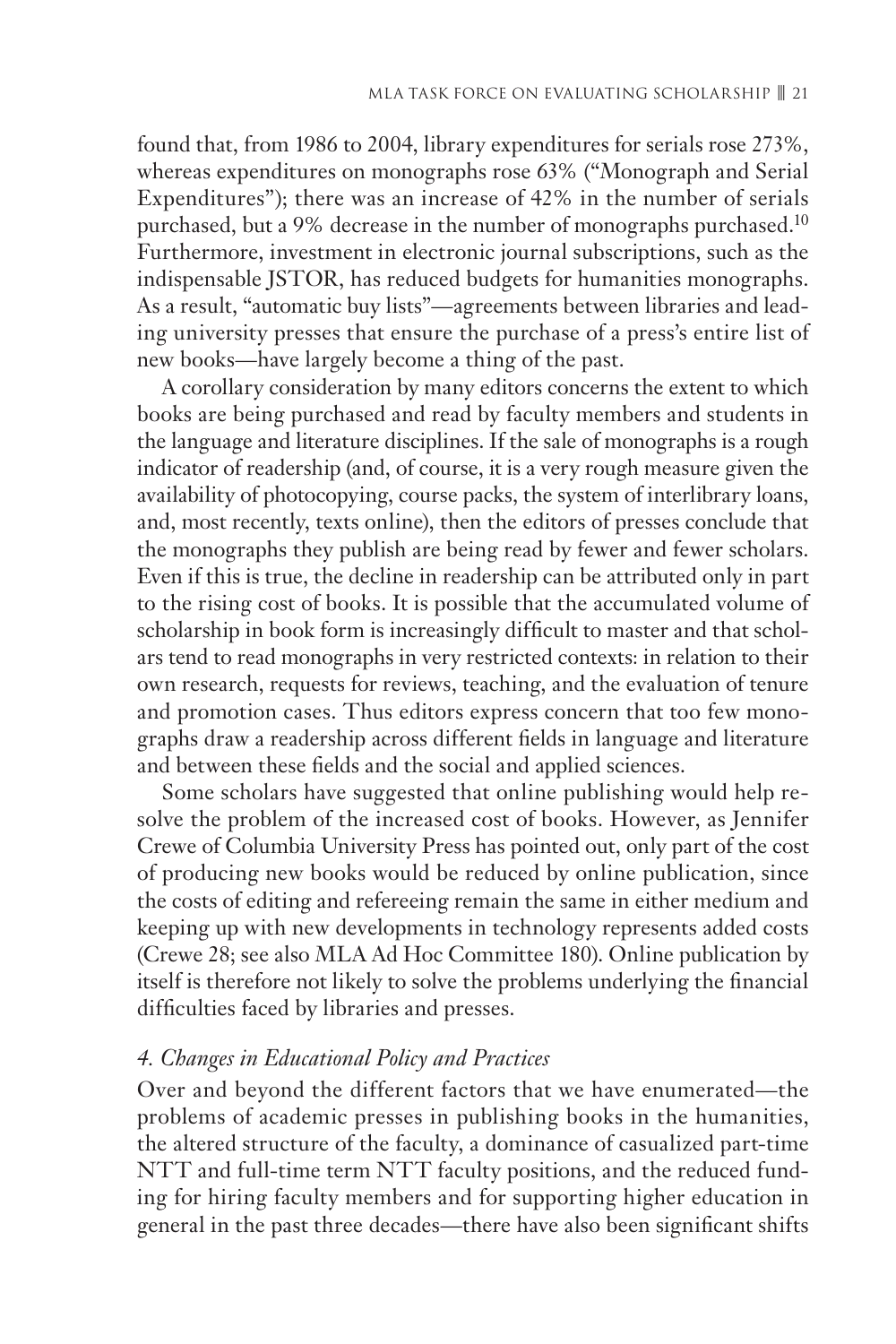found that, from 1986 to 2004, library expenditures for serials rose 273%, whereas expenditures on monographs rose 63% ("Monograph and Serial Expenditures"); there was an increase of 42% in the number of serials purchased, but a 9% decrease in the number of monographs purchased.[10] Furthermore, investment in electronic journal subscriptions, such as the indispensable JSTOR, has reduced budgets for humanities monographs. As a result, "automatic buy lists"—agreements between libraries and leading university presses that ensure the purchase of a press's entire list of new books—have largely become a thing of the past.

A corollary consideration by many editors concerns the extent to which books are being purchased and read by faculty members and students in the language and literature disciplines. If the sale of monographs is a rough indicator of readership (and, of course, it is a very rough measure given the availability of photocopying, course packs, the system of interlibrary loans, and, most recently, texts online), then the editors of presses conclude that the monographs they publish are being read by fewer and fewer scholars. Even if this is true, the decline in readership can be attributed only in part to the rising cost of books. It is possible that the accumulated volume of scholarship in book form is increasingly difficult to master and that scholars tend to read monographs in very restricted contexts: in relation to their own research, requests for reviews, teaching, and the evaluation of tenure and promotion cases. Thus editors express concern that too few monographs draw a readership across different fields in language and literature and between these fields and the social and applied sciences.

Some scholars have suggested that online publishing would help resolve the problem of the increased cost of books. However, as Jennifer Crewe of Columbia University Press has pointed out, only part of the cost of producing new books would be reduced by online publication, since the costs of editing and refereeing remain the same in either medium and keeping up with new developments in technology represents added costs (Crewe 28; see also MLA Ad Hoc Committee 180). Online publication by itself is therefore not likely to solve the problems underlying the financial difficulties faced by libraries and presses.

### *4. Changes in Educational Policy and Practices*

Over and beyond the different factors that we have enumerated—the problems of academic presses in publishing books in the humanities, the altered structure of the faculty, a dominance of casualized part-time NTT and full-time term NTT faculty positions, and the reduced funding for hiring faculty members and for supporting higher education in general in the past three decades—there have also been significant shifts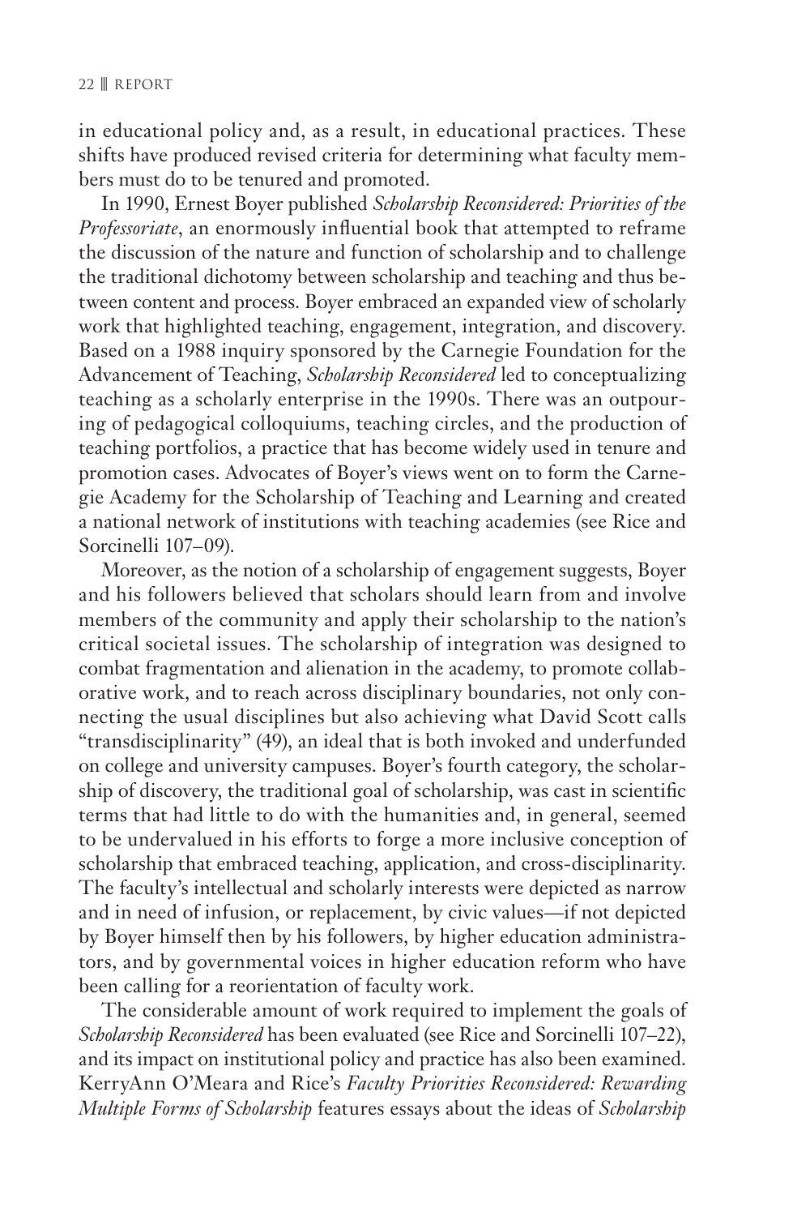in educational policy and, as a result, in educational practices. These shifts have produced revised criteria for determining what faculty members must do to be tenured and promoted.

In 1990, Ernest Boyer published *Scholarship Reconsidered: Priorities of the Professoriate*, an enormously influential book that attempted to reframe the discussion of the nature and function of scholarship and to challenge the traditional dichotomy between scholarship and teaching and thus between content and process. Boyer embraced an expanded view of scholarly work that highlighted teaching, engagement, integration, and discovery. Based on a 1988 inquiry sponsored by the Carnegie Foundation for the Advancement of Teaching, *Scholarship Reconsidered* led to conceptualizing teaching as a scholarly enterprise in the 1990s. There was an outpouring of pedagogical colloquiums, teaching circles, and the production of teaching portfolios, a practice that has become widely used in tenure and promotion cases. Advocates of Boyer's views went on to form the Carnegie Academy for the Scholarship of Teaching and Learning and created a national network of institutions with teaching academies (see Rice and Sorcinelli 107–09).

Moreover, as the notion of a scholarship of engagement suggests, Boyer and his followers believed that scholars should learn from and involve members of the community and apply their scholarship to the nation's critical societal issues. The scholarship of integration was designed to combat fragmentation and alienation in the academy, to promote collaborative work, and to reach across disciplinary boundaries, not only connecting the usual disciplines but also achieving what David Scott calls "transdisciplinarity" (49), an ideal that is both invoked and underfunded on college and university campuses. Boyer's fourth category, the scholarship of discovery, the traditional goal of scholarship, was cast in scientific terms that had little to do with the humanities and, in general, seemed to be undervalued in his efforts to forge a more inclusive conception of scholarship that embraced teaching, application, and cross-disciplinarity. The faculty's intellectual and scholarly interests were depicted as narrow and in need of infusion, or replacement, by civic values—if not depicted by Boyer himself then by his followers, by higher education administrators, and by governmental voices in higher education reform who have been calling for a reorientation of faculty work.

The considerable amount of work required to implement the goals of *Scholarship Reconsidered* has been evaluated (see Rice and Sorcinelli 107–22), and its impact on institutional policy and practice has also been examined. KerryAnn O'Meara and Rice's *Faculty Priorities Reconsidered: Rewarding Multiple Forms of Scholarship* features essays about the ideas of *Scholarship*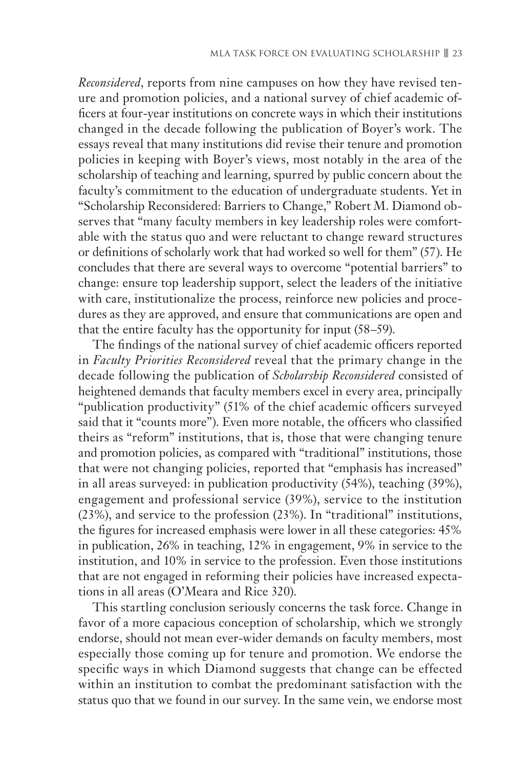*Reconsidered*, reports from nine campuses on how they have revised tenure and promotion policies, and a national survey of chief academic officers at four-year institutions on concrete ways in which their institutions changed in the decade following the publication of Boyer's work. The essays reveal that many institutions did revise their tenure and promotion policies in keeping with Boyer's views, most notably in the area of the scholarship of teaching and learning, spurred by public concern about the faculty's commitment to the education of undergraduate students. Yet in "Scholarship Reconsidered: Barriers to Change," Robert M. Diamond observes that "many faculty members in key leadership roles were comfortable with the status quo and were reluctant to change reward structures or definitions of scholarly work that had worked so well for them" (57). He concludes that there are several ways to overcome "potential barriers" to change: ensure top leadership support, select the leaders of the initiative with care, institutionalize the process, reinforce new policies and procedures as they are approved, and ensure that communications are open and that the entire faculty has the opportunity for input (58–59).

The findings of the national survey of chief academic officers reported in *Faculty Priorities Reconsidered* reveal that the primary change in the decade following the publication of *Scholarship Reconsidered* consisted of heightened demands that faculty members excel in every area, principally "publication productivity" (51% of the chief academic officers surveyed said that it "counts more"). Even more notable, the officers who classified theirs as "reform" institutions, that is, those that were changing tenure and promotion policies, as compared with "traditional" institutions, those that were not changing policies, reported that "emphasis has increased" in all areas surveyed: in publication productivity (54%), teaching (39%), engagement and professional service (39%), service to the institution (23%), and service to the profession (23%). In "traditional" institutions, the figures for increased emphasis were lower in all these categories: 45% in publication, 26% in teaching, 12% in engagement, 9% in service to the institution, and 10% in service to the profession. Even those institutions that are not engaged in reforming their policies have increased expectations in all areas (O'Meara and Rice 320).

This startling conclusion seriously concerns the task force. Change in favor of a more capacious conception of scholarship, which we strongly endorse, should not mean ever-wider demands on faculty members, most especially those coming up for tenure and promotion. We endorse the specific ways in which Diamond suggests that change can be effected within an institution to combat the predominant satisfaction with the status quo that we found in our survey. In the same vein, we endorse most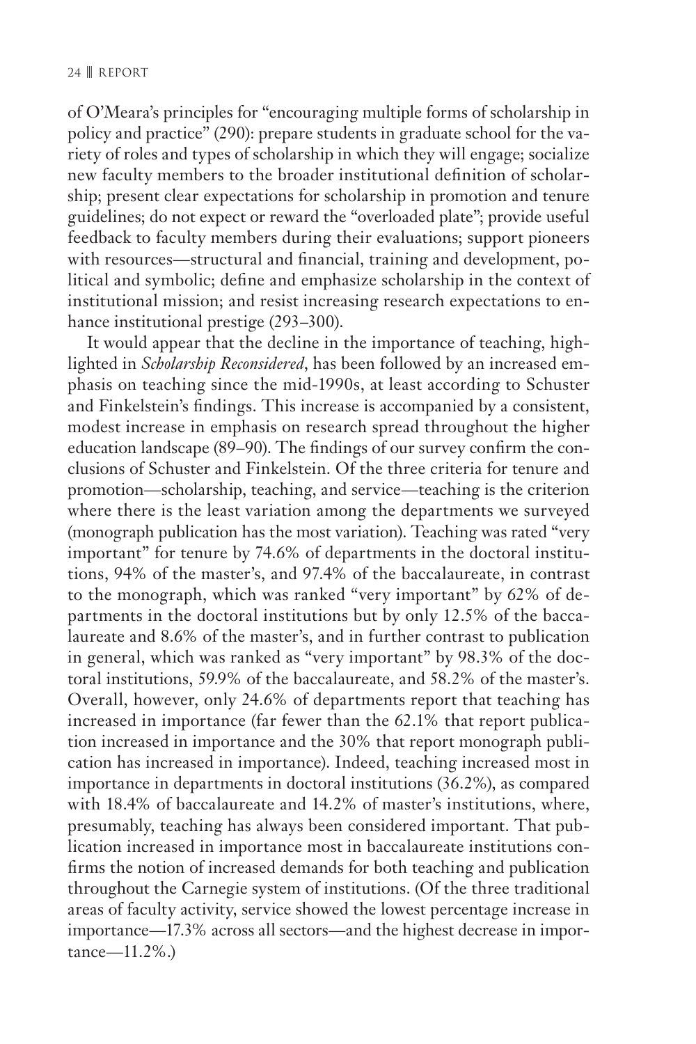of O'Meara's principles for "encouraging multiple forms of scholarship in policy and practice" (290): prepare students in graduate school for the variety of roles and types of scholarship in which they will engage; socialize new faculty members to the broader institutional definition of scholarship; present clear expectations for scholarship in promotion and tenure guidelines; do not expect or reward the "overloaded plate"; provide useful feedback to faculty members during their evaluations; support pioneers with resources—structural and financial, training and development, political and symbolic; define and emphasize scholarship in the context of institutional mission; and resist increasing research expectations to enhance institutional prestige (293–300).

It would appear that the decline in the importance of teaching, highlighted in *Scholarship Reconsidered*, has been followed by an increased emphasis on teaching since the mid-1990s, at least according to Schuster and Finkelstein's findings. This increase is accompanied by a consistent, modest increase in emphasis on research spread throughout the higher education landscape (89–90). The findings of our survey confirm the conclusions of Schuster and Finkelstein. Of the three criteria for tenure and promotion—scholarship, teaching, and service—teaching is the criterion where there is the least variation among the departments we surveyed (monograph publication has the most variation). Teaching was rated "very important" for tenure by 74.6% of departments in the doctoral institutions, 94% of the master's, and 97.4% of the baccalaureate, in contrast to the monograph, which was ranked "very important" by 62% of departments in the doctoral institutions but by only 12.5% of the baccalaureate and 8.6% of the master's, and in further contrast to publication in general, which was ranked as "very important" by 98.3% of the doctoral institutions, 59.9% of the baccalaureate, and 58.2% of the master's. Overall, however, only 24.6% of departments report that teaching has increased in importance (far fewer than the 62.1% that report publication increased in importance and the 30% that report monograph publication has increased in importance). Indeed, teaching increased most in importance in departments in doctoral institutions (36.2%), as compared with 18.4% of baccalaureate and 14.2% of master's institutions, where, presumably, teaching has always been considered important. That publication increased in importance most in baccalaureate institutions confirms the notion of increased demands for both teaching and publication throughout the Carnegie system of institutions. (Of the three traditional areas of faculty activity, service showed the lowest percentage increase in importance—17.3% across all sectors—and the highest decrease in importance—11.2%.)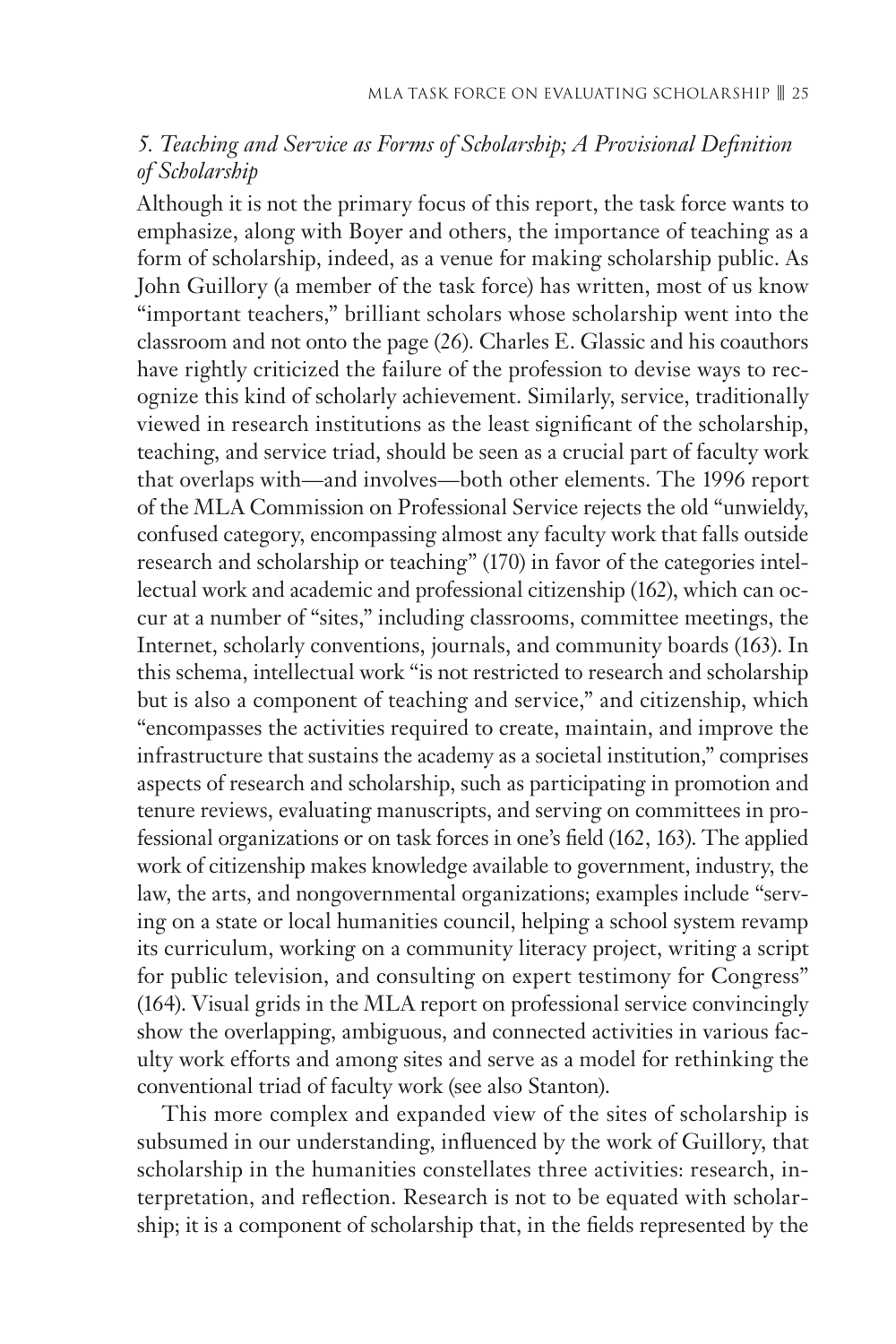### *5. Teaching and Service as Forms of Scholarship; A Provisional Definition of Scholarship*

Although it is not the primary focus of this report, the task force wants to emphasize, along with Boyer and others, the importance of teaching as a form of scholarship, indeed, as a venue for making scholarship public. As John Guillory (a member of the task force) has written, most of us know "important teachers," brilliant scholars whose scholarship went into the classroom and not onto the page (26). Charles E. Glassic and his coauthors have rightly criticized the failure of the profession to devise ways to recognize this kind of scholarly achievement. Similarly, service, traditionally viewed in research institutions as the least significant of the scholarship, teaching, and service triad, should be seen as a crucial part of faculty work that overlaps with—and involves—both other elements. The 1996 report of the MLA Commission on Professional Service rejects the old "unwieldy, confused category, encompassing almost any faculty work that falls outside research and scholarship or teaching" (170) in favor of the categories intellectual work and academic and professional citizenship (162), which can occur at a number of "sites," including classrooms, committee meetings, the Internet, scholarly conventions, journals, and community boards (163). In this schema, intellectual work "is not restricted to research and scholarship but is also a component of teaching and service," and citizenship, which "encompasses the activities required to create, maintain, and improve the infrastructure that sustains the academy as a societal institution," comprises aspects of research and scholarship, such as participating in promotion and tenure reviews, evaluating manuscripts, and serving on committees in professional organizations or on task forces in one's field (162, 163). The applied work of citizenship makes knowledge available to government, industry, the law, the arts, and nongovernmental organizations; examples include "serving on a state or local humanities council, helping a school system revamp its curriculum, working on a community literacy project, writing a script for public television, and consulting on expert testimony for Congress" (164). Visual grids in the MLA report on professional service convincingly show the overlapping, ambiguous, and connected activities in various faculty work efforts and among sites and serve as a model for rethinking the conventional triad of faculty work (see also Stanton).

This more complex and expanded view of the sites of scholarship is subsumed in our understanding, influenced by the work of Guillory, that scholarship in the humanities constellates three activities: research, interpretation, and reflection. Research is not to be equated with scholarship; it is a component of scholarship that, in the fields represented by the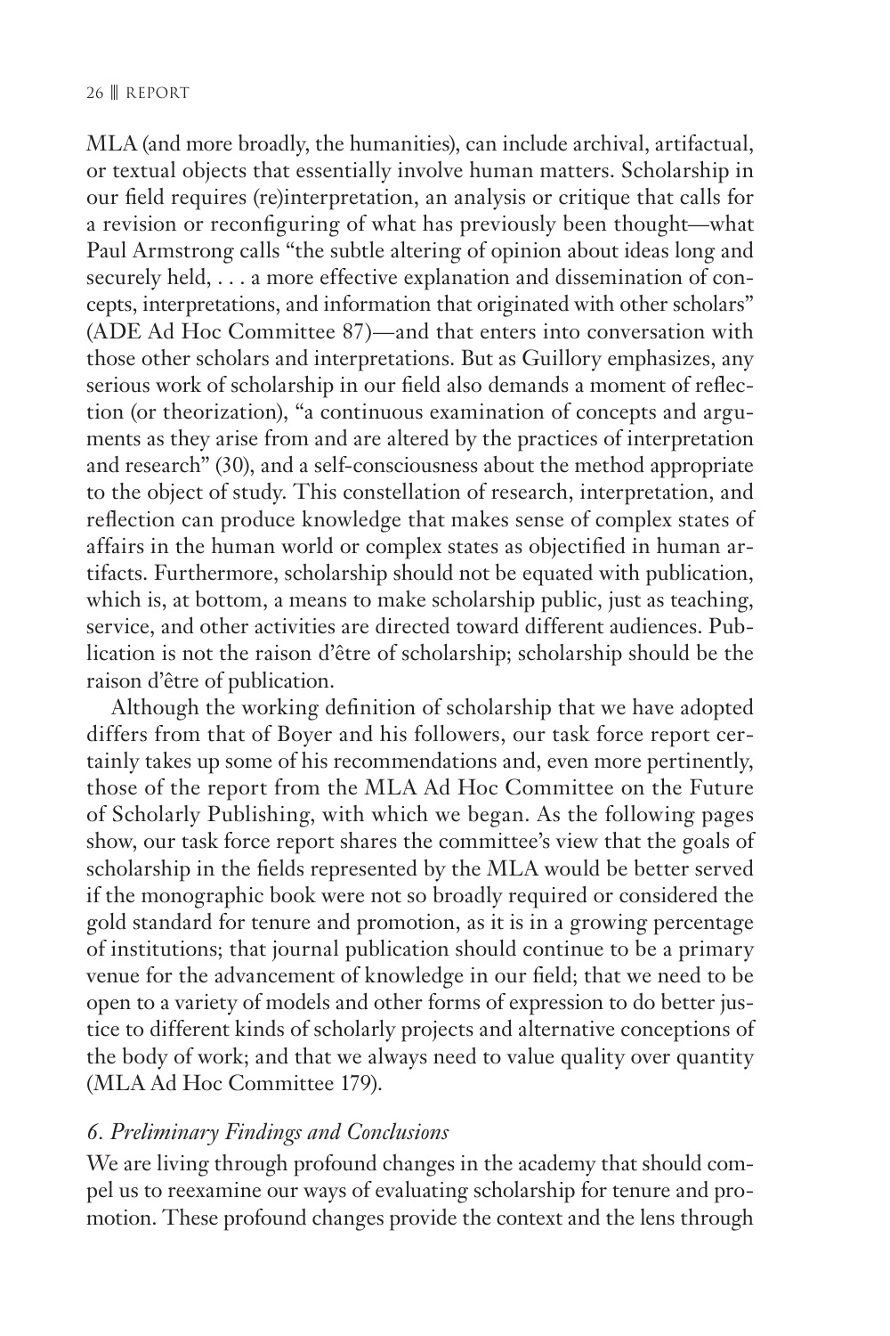MLA (and more broadly, the humanities), can include archival, artifactual, or textual objects that essentially involve human matters. Scholarship in our field requires (re)interpretation, an analysis or critique that calls for a revision or reconfiguring of what has previously been thought—what Paul Armstrong calls "the subtle altering of opinion about ideas long and securely held, . . . a more effective explanation and dissemination of concepts, interpretations, and information that originated with other scholars" (ADE Ad Hoc Committee 87)—and that enters into conversation with those other scholars and interpretations. But as Guillory emphasizes, any serious work of scholarship in our field also demands a moment of reflection (or theorization), "a continuous examination of concepts and arguments as they arise from and are altered by the practices of interpretation and research" (30), and a self-consciousness about the method appropriate to the object of study. This constellation of research, interpretation, and reflection can produce knowledge that makes sense of complex states of affairs in the human world or complex states as objectified in human artifacts. Furthermore, scholarship should not be equated with publication, which is, at bottom, a means to make scholarship public, just as teaching, service, and other activities are directed toward different audiences. Publication is not the raison d'être of scholarship; scholarship should be the raison d'être of publication.

Although the working definition of scholarship that we have adopted differs from that of Boyer and his followers, our task force report certainly takes up some of his recommendations and, even more pertinently, those of the report from the MLA Ad Hoc Committee on the Future of Scholarly Publishing, with which we began. As the following pages show, our task force report shares the committee's view that the goals of scholarship in the fields represented by the MLA would be better served if the monographic book were not so broadly required or considered the gold standard for tenure and promotion, as it is in a growing percentage of institutions; that journal publication should continue to be a primary venue for the advancement of knowledge in our field; that we need to be open to a variety of models and other forms of expression to do better justice to different kinds of scholarly projects and alternative conceptions of the body of work; and that we always need to value quality over quantity (MLA Ad Hoc Committee 179).

### *6. Preliminary Findings and Conclusions*

We are living through profound changes in the academy that should compel us to reexamine our ways of evaluating scholarship for tenure and promotion. These profound changes provide the context and the lens through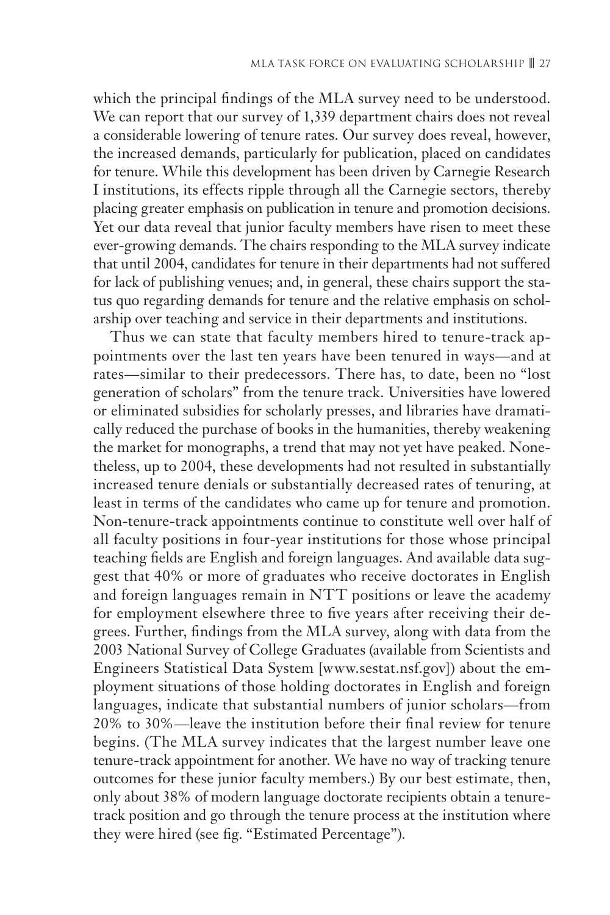which the principal findings of the MLA survey need to be understood. We can report that our survey of 1,339 department chairs does not reveal a considerable lowering of tenure rates. Our survey does reveal, however, the increased demands, particularly for publication, placed on candidates for tenure. While this development has been driven by Carnegie Research I institutions, its effects ripple through all the Carnegie sectors, thereby placing greater emphasis on publication in tenure and promotion decisions. Yet our data reveal that junior faculty members have risen to meet these ever-growing demands. The chairs responding to the MLA survey indicate that until 2004, candidates for tenure in their departments had not suffered for lack of publishing venues; and, in general, these chairs support the status quo regarding demands for tenure and the relative emphasis on scholarship over teaching and service in their departments and institutions.

Thus we can state that faculty members hired to tenure-track appointments over the last ten years have been tenured in ways—and at rates—similar to their predecessors. There has, to date, been no "lost generation of scholars" from the tenure track. Universities have lowered or eliminated subsidies for scholarly presses, and libraries have dramatically reduced the purchase of books in the humanities, thereby weakening the market for monographs, a trend that may not yet have peaked. Nonetheless, up to 2004, these developments had not resulted in substantially increased tenure denials or substantially decreased rates of tenuring, at least in terms of the candidates who came up for tenure and promotion. Non-tenure-track appointments continue to constitute well over half of all faculty positions in four-year institutions for those whose principal teaching fields are English and foreign languages. And available data suggest that 40% or more of graduates who receive doctorates in English and foreign languages remain in NTT positions or leave the academy for employment elsewhere three to five years after receiving their degrees. Further, findings from the MLA survey, along with data from the 2003 National Survey of College Graduates (available from Scientists and Engineers Statistical Data System [www.sestat.nsf.gov]) about the employment situations of those holding doctorates in English and foreign languages, indicate that substantial numbers of junior scholars—from 20% to 30%—leave the institution before their final review for tenure begins. (The MLA survey indicates that the largest number leave one tenure-track appointment for another. We have no way of tracking tenure outcomes for these junior faculty members.) By our best estimate, then, only about 38% of modern language doctorate recipients obtain a tenure-track position and go through the tenure process at the institution where they were hired (see fig. "Estimated Percentage").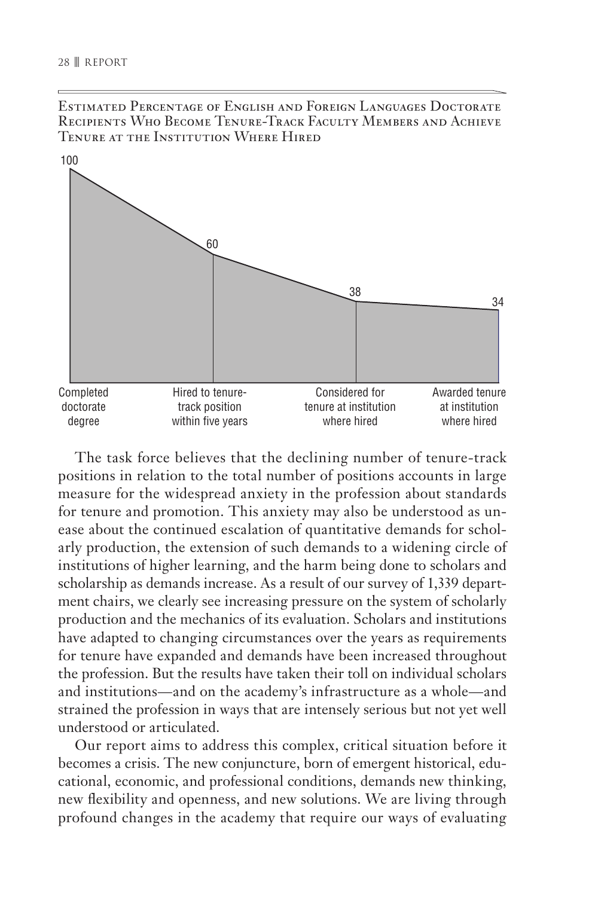Estimated Percentage of English and Foreign Languages Doctorate Recipients Who Become Tenure-Track Faculty Members and Achieve Tenure at the Institution Where Hired

| Completed doctorate degree | Hired to tenure-track position within five years | Considered for tenure at institution where hired | Awarded tenure at institution where hired |
|---|---|---|---|
| 100 | 60 | 38 | 34 |

The task force believes that the declining number of tenure-track positions in relation to the total number of positions accounts in large measure for the widespread anxiety in the profession about standards for tenure and promotion. This anxiety may also be understood as unease about the continued escalation of quantitative demands for scholarly production, the extension of such demands to a widening circle of institutions of higher learning, and the harm being done to scholars and scholarship as demands increase. As a result of our survey of 1,339 department chairs, we clearly see increasing pressure on the system of scholarly production and the mechanics of its evaluation. Scholars and institutions have adapted to changing circumstances over the years as requirements for tenure have expanded and demands have been increased throughout the profession. But the results have taken their toll on individual scholars and institutions—and on the academy's infrastructure as a whole—and strained the profession in ways that are intensely serious but not yet well understood or articulated.

Our report aims to address this complex, critical situation before it becomes a crisis. The new conjuncture, born of emergent historical, educational, economic, and professional conditions, demands new thinking, new flexibility and openness, and new solutions. We are living through profound changes in the academy that require our ways of evaluating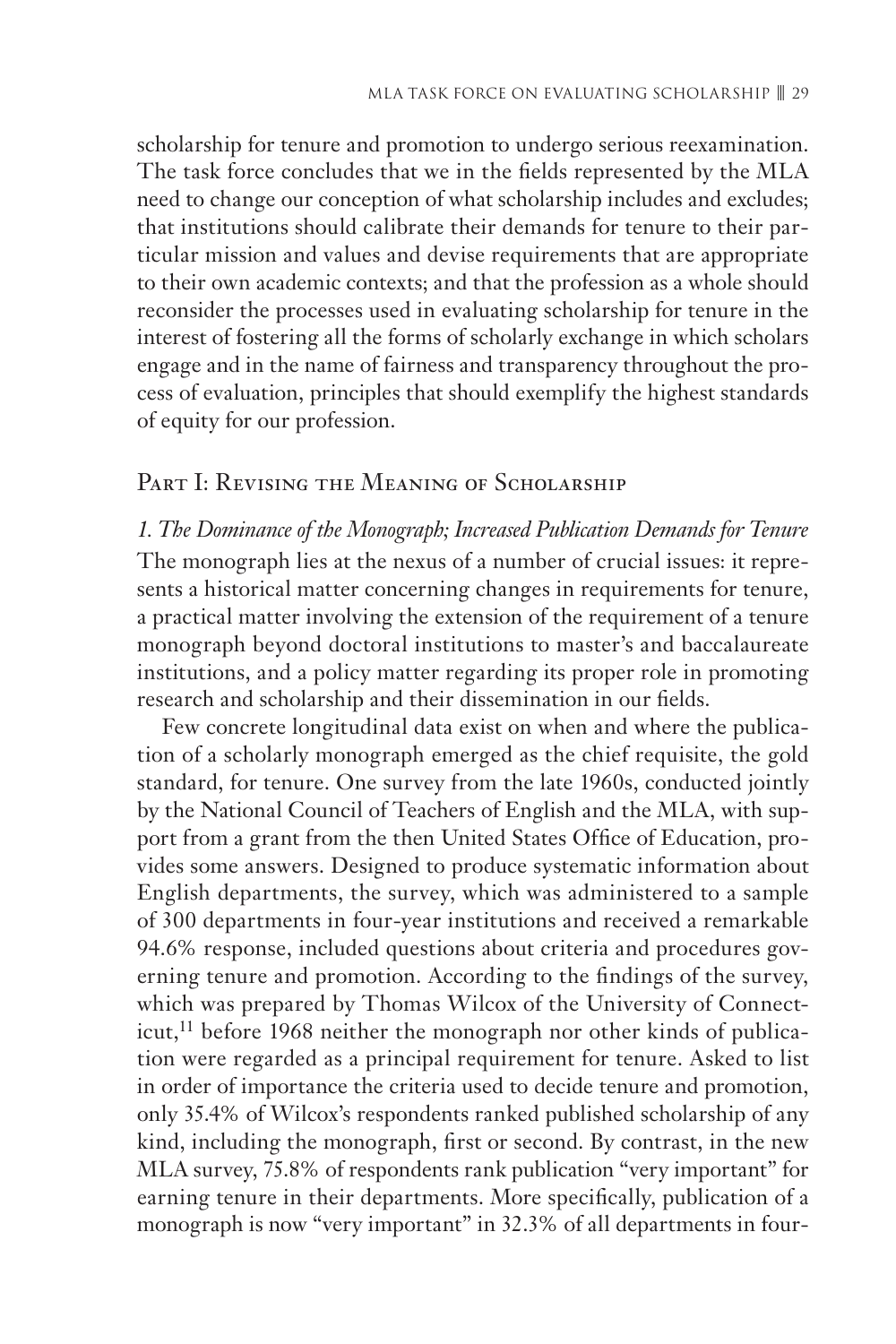scholarship for tenure and promotion to undergo serious reexamination. The task force concludes that we in the fields represented by the MLA need to change our conception of what scholarship includes and excludes; that institutions should calibrate their demands for tenure to their particular mission and values and devise requirements that are appropriate to their own academic contexts; and that the profession as a whole should reconsider the processes used in evaluating scholarship for tenure in the interest of fostering all the forms of scholarly exchange in which scholars engage and in the name of fairness and transparency throughout the process of evaluation, principles that should exemplify the highest standards of equity for our profession.

## Part I: Revising the Meaning of Scholarship

### *1. The Dominance of the Monograph; Increased Publication Demands for Tenure*

The monograph lies at the nexus of a number of crucial issues: it represents a historical matter concerning changes in requirements for tenure, a practical matter involving the extension of the requirement of a tenure monograph beyond doctoral institutions to master's and baccalaureate institutions, and a policy matter regarding its proper role in promoting research and scholarship and their dissemination in our fields.

Few concrete longitudinal data exist on when and where the publication of a scholarly monograph emerged as the chief requisite, the gold standard, for tenure. One survey from the late 1960s, conducted jointly by the National Council of Teachers of English and the MLA, with support from a grant from the then United States Office of Education, provides some answers. Designed to produce systematic information about English departments, the survey, which was administered to a sample of 300 departments in four-year institutions and received a remarkable 94.6% response, included questions about criteria and procedures governing tenure and promotion. According to the findings of the survey, which was prepared by Thomas Wilcox of the University of Connecticut,[11] before 1968 neither the monograph nor other kinds of publication were regarded as a principal requirement for tenure. Asked to list in order of importance the criteria used to decide tenure and promotion, only 35.4% of Wilcox's respondents ranked published scholarship of any kind, including the monograph, first or second. By contrast, in the new MLA survey, 75.8% of respondents rank publication "very important" for earning tenure in their departments. More specifically, publication of a monograph is now "very important" in 32.3% of all departments in four-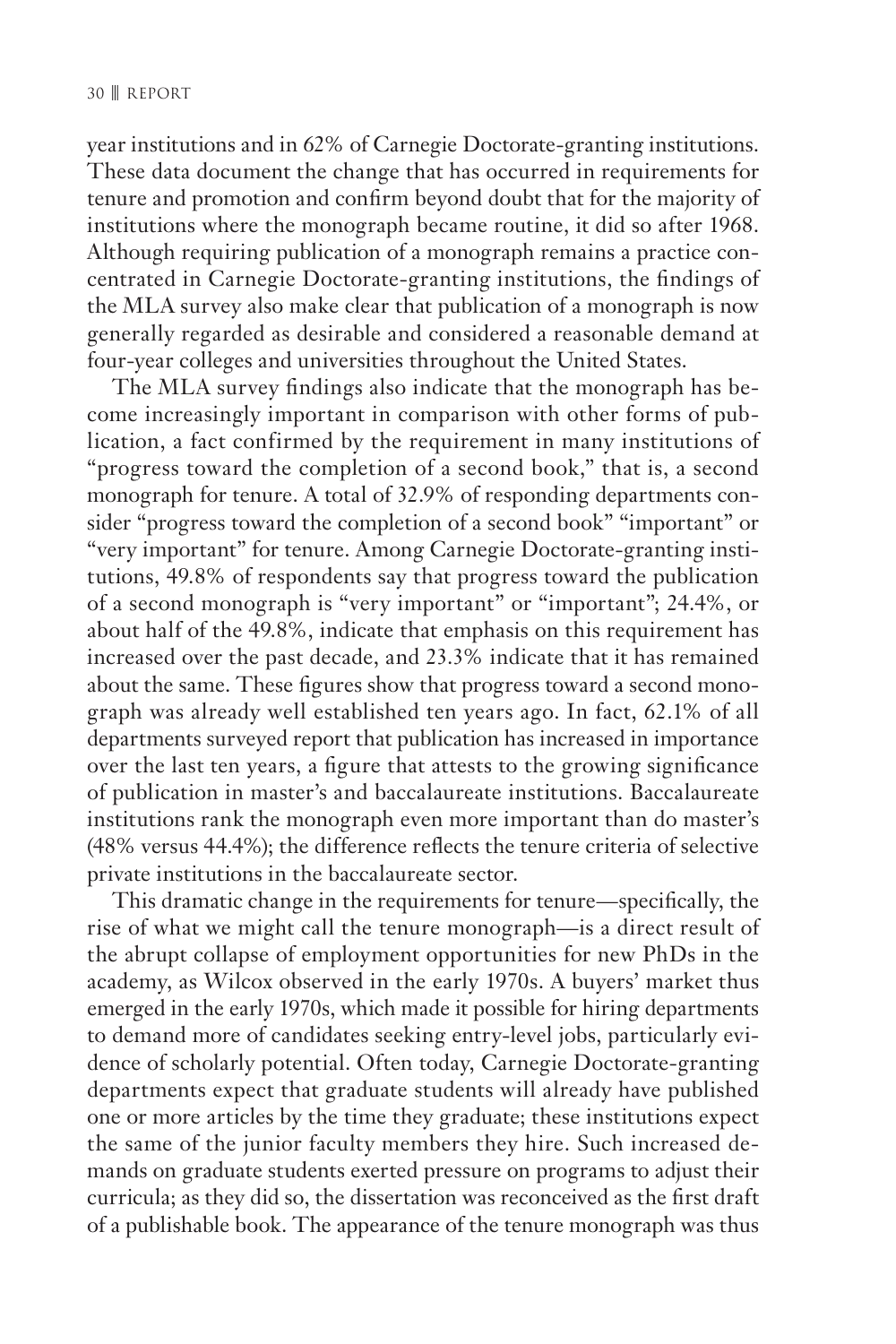year institutions and in 62% of Carnegie Doctorate-granting institutions. These data document the change that has occurred in requirements for tenure and promotion and confirm beyond doubt that for the majority of institutions where the monograph became routine, it did so after 1968. Although requiring publication of a monograph remains a practice concentrated in Carnegie Doctorate-granting institutions, the findings of the MLA survey also make clear that publication of a monograph is now generally regarded as desirable and considered a reasonable demand at four-year colleges and universities throughout the United States.

The MLA survey findings also indicate that the monograph has become increasingly important in comparison with other forms of publication, a fact confirmed by the requirement in many institutions of "progress toward the completion of a second book," that is, a second monograph for tenure. A total of 32.9% of responding departments consider "progress toward the completion of a second book" "important" or "very important" for tenure. Among Carnegie Doctorate-granting institutions, 49.8% of respondents say that progress toward the publication of a second monograph is "very important" or "important"; 24.4%, or about half of the 49.8%, indicate that emphasis on this requirement has increased over the past decade, and 23.3% indicate that it has remained about the same. These figures show that progress toward a second monograph was already well established ten years ago. In fact, 62.1% of all departments surveyed report that publication has increased in importance over the last ten years, a figure that attests to the growing significance of publication in master's and baccalaureate institutions. Baccalaureate institutions rank the monograph even more important than do master's (48% versus 44.4%); the difference reflects the tenure criteria of selective private institutions in the baccalaureate sector.

This dramatic change in the requirements for tenure—specifically, the rise of what we might call the tenure monograph—is a direct result of the abrupt collapse of employment opportunities for new PhDs in the academy, as Wilcox observed in the early 1970s. A buyers' market thus emerged in the early 1970s, which made it possible for hiring departments to demand more of candidates seeking entry-level jobs, particularly evidence of scholarly potential. Often today, Carnegie Doctorate-granting departments expect that graduate students will already have published one or more articles by the time they graduate; these institutions expect the same of the junior faculty members they hire. Such increased demands on graduate students exerted pressure on programs to adjust their curricula; as they did so, the dissertation was reconceived as the first draft of a publishable book. The appearance of the tenure monograph was thus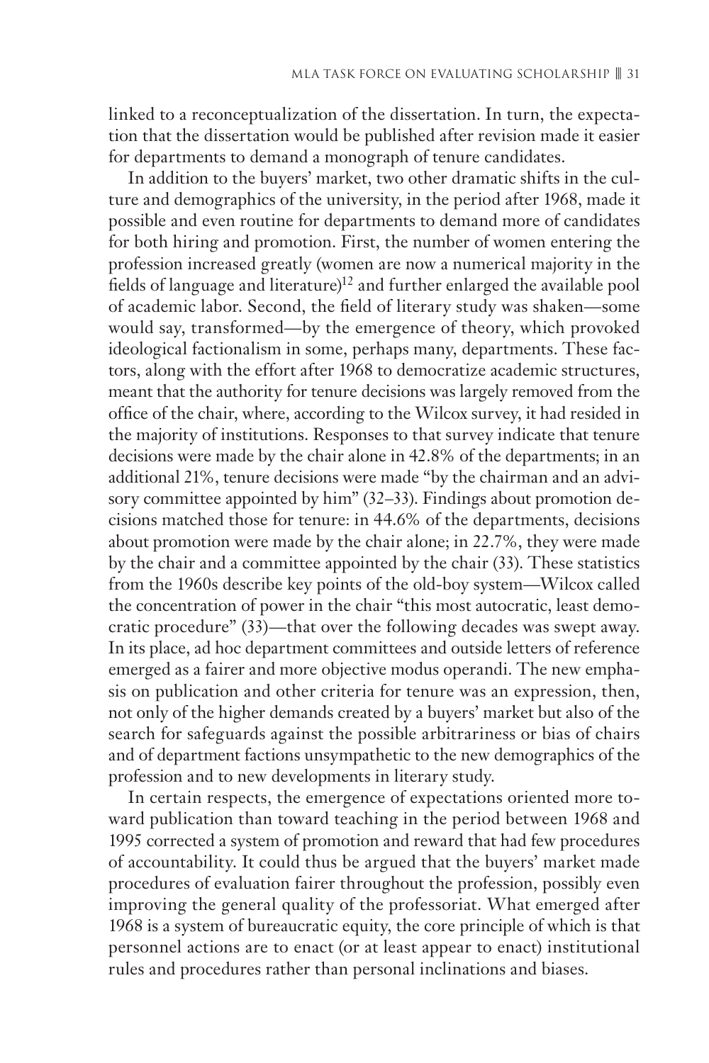linked to a reconceptualization of the dissertation. In turn, the expectation that the dissertation would be published after revision made it easier for departments to demand a monograph of tenure candidates.

In addition to the buyers' market, two other dramatic shifts in the culture and demographics of the university, in the period after 1968, made it possible and even routine for departments to demand more of candidates for both hiring and promotion. First, the number of women entering the profession increased greatly (women are now a numerical majority in the fields of language and literature)[12] and further enlarged the available pool of academic labor. Second, the field of literary study was shaken—some would say, transformed—by the emergence of theory, which provoked ideological factionalism in some, perhaps many, departments. These factors, along with the effort after 1968 to democratize academic structures, meant that the authority for tenure decisions was largely removed from the office of the chair, where, according to the Wilcox survey, it had resided in the majority of institutions. Responses to that survey indicate that tenure decisions were made by the chair alone in 42.8% of the departments; in an additional 21%, tenure decisions were made "by the chairman and an advisory committee appointed by him" (32–33). Findings about promotion decisions matched those for tenure: in 44.6% of the departments, decisions about promotion were made by the chair alone; in 22.7%, they were made by the chair and a committee appointed by the chair (33). These statistics from the 1960s describe key points of the old-boy system—Wilcox called the concentration of power in the chair "this most autocratic, least democratic procedure" (33)—that over the following decades was swept away. In its place, ad hoc department committees and outside letters of reference emerged as a fairer and more objective modus operandi. The new emphasis on publication and other criteria for tenure was an expression, then, not only of the higher demands created by a buyers' market but also of the search for safeguards against the possible arbitrariness or bias of chairs and of department factions unsympathetic to the new demographics of the profession and to new developments in literary study.

In certain respects, the emergence of expectations oriented more toward publication than toward teaching in the period between 1968 and 1995 corrected a system of promotion and reward that had few procedures of accountability. It could thus be argued that the buyers' market made procedures of evaluation fairer throughout the profession, possibly even improving the general quality of the professoriat. What emerged after 1968 is a system of bureaucratic equity, the core principle of which is that personnel actions are to enact (or at least appear to enact) institutional rules and procedures rather than personal inclinations and biases.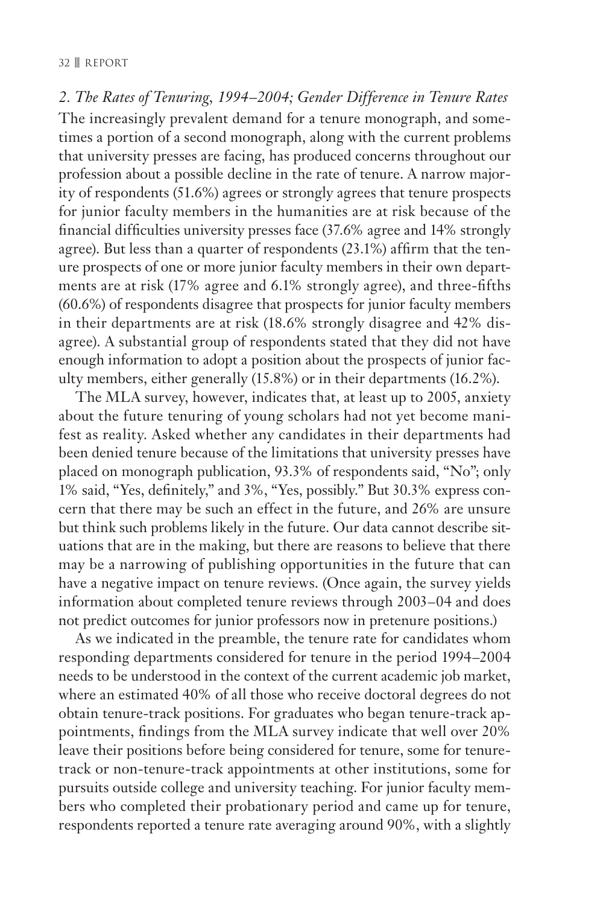### *2. The Rates of Tenuring, 1994–2004; Gender Difference in Tenure Rates*

The increasingly prevalent demand for a tenure monograph, and sometimes a portion of a second monograph, along with the current problems that university presses are facing, has produced concerns throughout our profession about a possible decline in the rate of tenure. A narrow majority of respondents (51.6%) agrees or strongly agrees that tenure prospects for junior faculty members in the humanities are at risk because of the financial difficulties university presses face (37.6% agree and 14% strongly agree). But less than a quarter of respondents (23.1%) affirm that the tenure prospects of one or more junior faculty members in their own departments are at risk (17% agree and 6.1% strongly agree), and three-fifths (60.6%) of respondents disagree that prospects for junior faculty members in their departments are at risk (18.6% strongly disagree and 42% disagree). A substantial group of respondents stated that they did not have enough information to adopt a position about the prospects of junior faculty members, either generally (15.8%) or in their departments (16.2%).

The MLA survey, however, indicates that, at least up to 2005, anxiety about the future tenuring of young scholars had not yet become manifest as reality. Asked whether any candidates in their departments had been denied tenure because of the limitations that university presses have placed on monograph publication, 93.3% of respondents said, "No"; only 1% said, "Yes, definitely," and 3%, "Yes, possibly." But 30.3% express concern that there may be such an effect in the future, and 26% are unsure but think such problems likely in the future. Our data cannot describe situations that are in the making, but there are reasons to believe that there may be a narrowing of publishing opportunities in the future that can have a negative impact on tenure reviews. (Once again, the survey yields information about completed tenure reviews through 2003–04 and does not predict outcomes for junior professors now in pretenure positions.)

As we indicated in the preamble, the tenure rate for candidates whom responding departments considered for tenure in the period 1994–2004 needs to be understood in the context of the current academic job market, where an estimated 40% of all those who receive doctoral degrees do not obtain tenure-track positions. For graduates who began tenure-track appointments, findings from the MLA survey indicate that well over 20% leave their positions before being considered for tenure, some for tenure-track or non-tenure-track appointments at other institutions, some for pursuits outside college and university teaching. For junior faculty members who completed their probationary period and came up for tenure, respondents reported a tenure rate averaging around 90%, with a slightly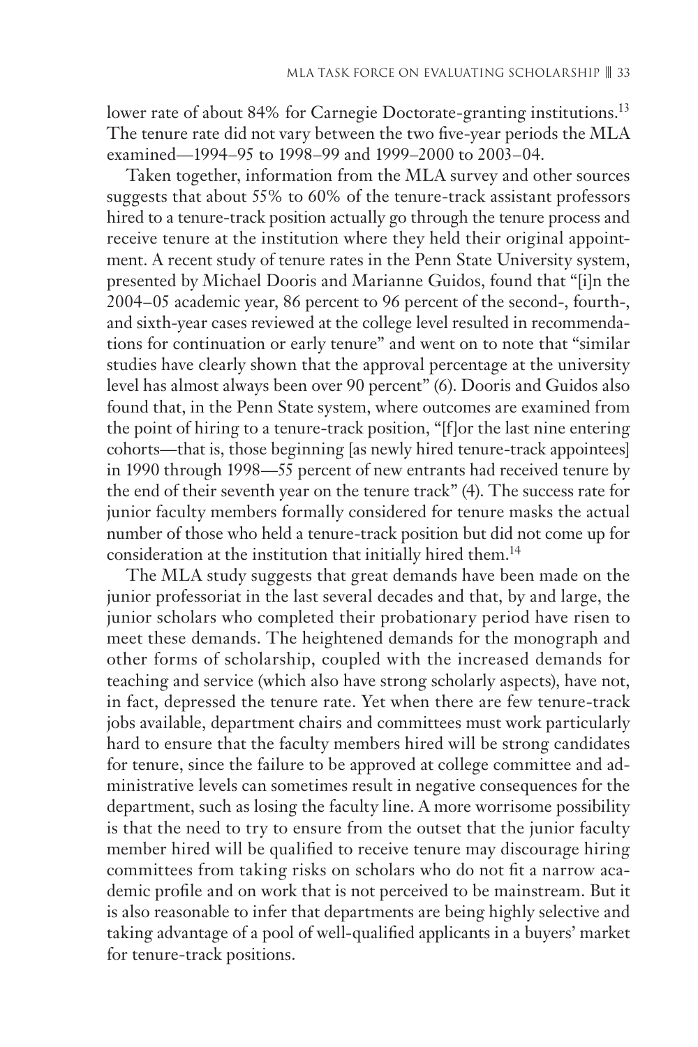lower rate of about 84% for Carnegie Doctorate-granting institutions.[13] The tenure rate did not vary between the two five-year periods the MLA examined—1994–95 to 1998–99 and 1999–2000 to 2003–04.

Taken together, information from the MLA survey and other sources suggests that about 55% to 60% of the tenure-track assistant professors hired to a tenure-track position actually go through the tenure process and receive tenure at the institution where they held their original appointment. A recent study of tenure rates in the Penn State University system, presented by Michael Dooris and Marianne Guidos, found that "[i]n the 2004–05 academic year, 86 percent to 96 percent of the second-, fourth-, and sixth-year cases reviewed at the college level resulted in recommendations for continuation or early tenure" and went on to note that "similar studies have clearly shown that the approval percentage at the university level has almost always been over 90 percent" (6). Dooris and Guidos also found that, in the Penn State system, where outcomes are examined from the point of hiring to a tenure-track position, "[f]or the last nine entering cohorts—that is, those beginning [as newly hired tenure-track appointees] in 1990 through 1998—55 percent of new entrants had received tenure by the end of their seventh year on the tenure track" (4). The success rate for junior faculty members formally considered for tenure masks the actual number of those who held a tenure-track position but did not come up for consideration at the institution that initially hired them.[14]

The MLA study suggests that great demands have been made on the junior professoriat in the last several decades and that, by and large, the junior scholars who completed their probationary period have risen to meet these demands. The heightened demands for the monograph and other forms of scholarship, coupled with the increased demands for teaching and service (which also have strong scholarly aspects), have not, in fact, depressed the tenure rate. Yet when there are few tenure-track jobs available, department chairs and committees must work particularly hard to ensure that the faculty members hired will be strong candidates for tenure, since the failure to be approved at college committee and administrative levels can sometimes result in negative consequences for the department, such as losing the faculty line. A more worrisome possibility is that the need to try to ensure from the outset that the junior faculty member hired will be qualified to receive tenure may discourage hiring committees from taking risks on scholars who do not fit a narrow academic profile and on work that is not perceived to be mainstream. But it is also reasonable to infer that departments are being highly selective and taking advantage of a pool of well-qualified applicants in a buyers' market for tenure-track positions.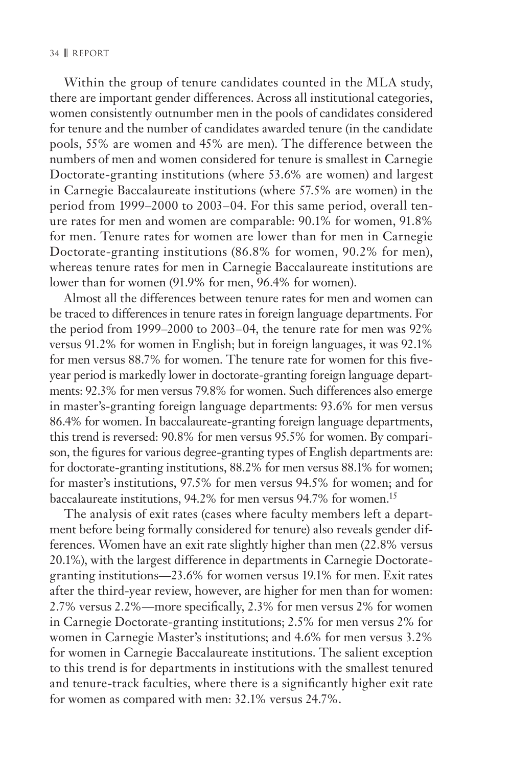Within the group of tenure candidates counted in the MLA study, there are important gender differences. Across all institutional categories, women consistently outnumber men in the pools of candidates considered for tenure and the number of candidates awarded tenure (in the candidate pools, 55% are women and 45% are men). The difference between the numbers of men and women considered for tenure is smallest in Carnegie Doctorate-granting institutions (where 53.6% are women) and largest in Carnegie Baccalaureate institutions (where 57.5% are women) in the period from 1999–2000 to 2003–04. For this same period, overall tenure rates for men and women are comparable: 90.1% for women, 91.8% for men. Tenure rates for women are lower than for men in Carnegie Doctorate-granting institutions (86.8% for women, 90.2% for men), whereas tenure rates for men in Carnegie Baccalaureate institutions are lower than for women (91.9% for men, 96.4% for women).

Almost all the differences between tenure rates for men and women can be traced to differences in tenure rates in foreign language departments. For the period from 1999–2000 to 2003–04, the tenure rate for men was 92% versus 91.2% for women in English; but in foreign languages, it was 92.1% for men versus 88.7% for women. The tenure rate for women for this five-year period is markedly lower in doctorate-granting foreign language departments: 92.3% for men versus 79.8% for women. Such differences also emerge in master's-granting foreign language departments: 93.6% for men versus 86.4% for women. In baccalaureate-granting foreign language departments, this trend is reversed: 90.8% for men versus 95.5% for women. By comparison, the figures for various degree-granting types of English departments are: for doctorate-granting institutions, 88.2% for men versus 88.1% for women; for master's institutions, 97.5% for men versus 94.5% for women; and for baccalaureate institutions, 94.2% for men versus 94.7% for women.[15]

The analysis of exit rates (cases where faculty members left a department before being formally considered for tenure) also reveals gender differences. Women have an exit rate slightly higher than men (22.8% versus 20.1%), with the largest difference in departments in Carnegie Doctorate-granting institutions—23.6% for women versus 19.1% for men. Exit rates after the third-year review, however, are higher for men than for women: 2.7% versus 2.2%—more specifically, 2.3% for men versus 2% for women in Carnegie Doctorate-granting institutions; 2.5% for men versus 2% for women in Carnegie Master's institutions; and 4.6% for men versus 3.2% for women in Carnegie Baccalaureate institutions. The salient exception to this trend is for departments in institutions with the smallest tenured and tenure-track faculties, where there is a significantly higher exit rate for women as compared with men: 32.1% versus 24.7%.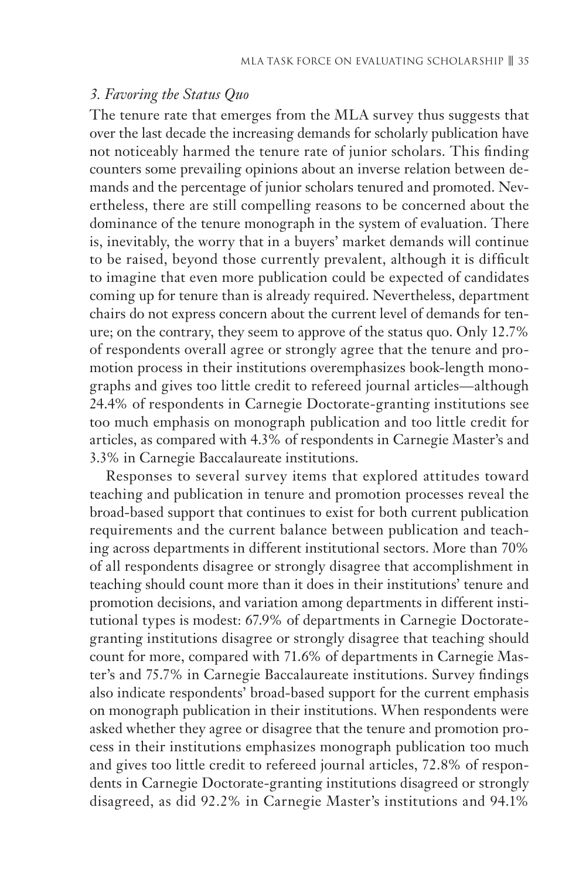### *3. Favoring the Status Quo*

The tenure rate that emerges from the MLA survey thus suggests that over the last decade the increasing demands for scholarly publication have not noticeably harmed the tenure rate of junior scholars. This finding counters some prevailing opinions about an inverse relation between demands and the percentage of junior scholars tenured and promoted. Nevertheless, there are still compelling reasons to be concerned about the dominance of the tenure monograph in the system of evaluation. There is, inevitably, the worry that in a buyers' market demands will continue to be raised, beyond those currently prevalent, although it is difficult to imagine that even more publication could be expected of candidates coming up for tenure than is already required. Nevertheless, department chairs do not express concern about the current level of demands for tenure; on the contrary, they seem to approve of the status quo. Only 12.7% of respondents overall agree or strongly agree that the tenure and promotion process in their institutions overemphasizes book-length monographs and gives too little credit to refereed journal articles—although 24.4% of respondents in Carnegie Doctorate-granting institutions see too much emphasis on monograph publication and too little credit for articles, as compared with 4.3% of respondents in Carnegie Master's and 3.3% in Carnegie Baccalaureate institutions.

Responses to several survey items that explored attitudes toward teaching and publication in tenure and promotion processes reveal the broad-based support that continues to exist for both current publication requirements and the current balance between publication and teaching across departments in different institutional sectors. More than 70% of all respondents disagree or strongly disagree that accomplishment in teaching should count more than it does in their institutions' tenure and promotion decisions, and variation among departments in different institutional types is modest: 67.9% of departments in Carnegie Doctorate-granting institutions disagree or strongly disagree that teaching should count for more, compared with 71.6% of departments in Carnegie Master's and 75.7% in Carnegie Baccalaureate institutions. Survey findings also indicate respondents' broad-based support for the current emphasis on monograph publication in their institutions. When respondents were asked whether they agree or disagree that the tenure and promotion process in their institutions emphasizes monograph publication too much and gives too little credit to refereed journal articles, 72.8% of respondents in Carnegie Doctorate-granting institutions disagreed or strongly disagreed, as did 92.2% in Carnegie Master's institutions and 94.1%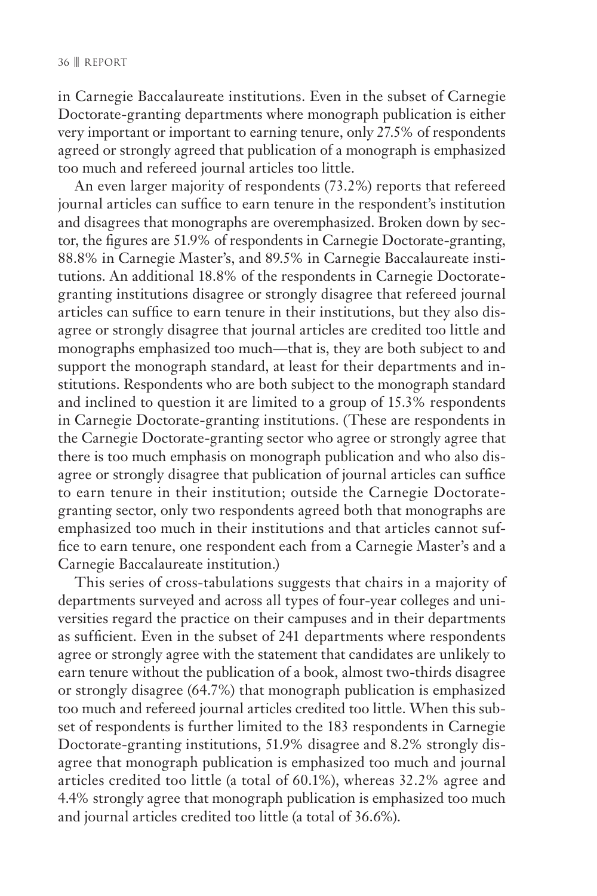in Carnegie Baccalaureate institutions. Even in the subset of Carnegie Doctorate-granting departments where monograph publication is either very important or important to earning tenure, only 27.5% of respondents agreed or strongly agreed that publication of a monograph is emphasized too much and refereed journal articles too little.

An even larger majority of respondents (73.2%) reports that refereed journal articles can suffice to earn tenure in the respondent's institution and disagrees that monographs are overemphasized. Broken down by sector, the figures are 51.9% of respondents in Carnegie Doctorate-granting, 88.8% in Carnegie Master's, and 89.5% in Carnegie Baccalaureate institutions. An additional 18.8% of the respondents in Carnegie Doctorate-granting institutions disagree or strongly disagree that refereed journal articles can suffice to earn tenure in their institutions, but they also disagree or strongly disagree that journal articles are credited too little and monographs emphasized too much—that is, they are both subject to and support the monograph standard, at least for their departments and institutions. Respondents who are both subject to the monograph standard and inclined to question it are limited to a group of 15.3% respondents in Carnegie Doctorate-granting institutions. (These are respondents in the Carnegie Doctorate-granting sector who agree or strongly agree that there is too much emphasis on monograph publication and who also disagree or strongly disagree that publication of journal articles can suffice to earn tenure in their institution; outside the Carnegie Doctorate-granting sector, only two respondents agreed both that monographs are emphasized too much in their institutions and that articles cannot suffice to earn tenure, one respondent each from a Carnegie Master's and a Carnegie Baccalaureate institution.)

This series of cross-tabulations suggests that chairs in a majority of departments surveyed and across all types of four-year colleges and universities regard the practice on their campuses and in their departments as sufficient. Even in the subset of 241 departments where respondents agree or strongly agree with the statement that candidates are unlikely to earn tenure without the publication of a book, almost two-thirds disagree or strongly disagree (64.7%) that monograph publication is emphasized too much and refereed journal articles credited too little. When this subset of respondents is further limited to the 183 respondents in Carnegie Doctorate-granting institutions, 51.9% disagree and 8.2% strongly disagree that monograph publication is emphasized too much and journal articles credited too little (a total of 60.1%), whereas 32.2% agree and 4.4% strongly agree that monograph publication is emphasized too much and journal articles credited too little (a total of 36.6%).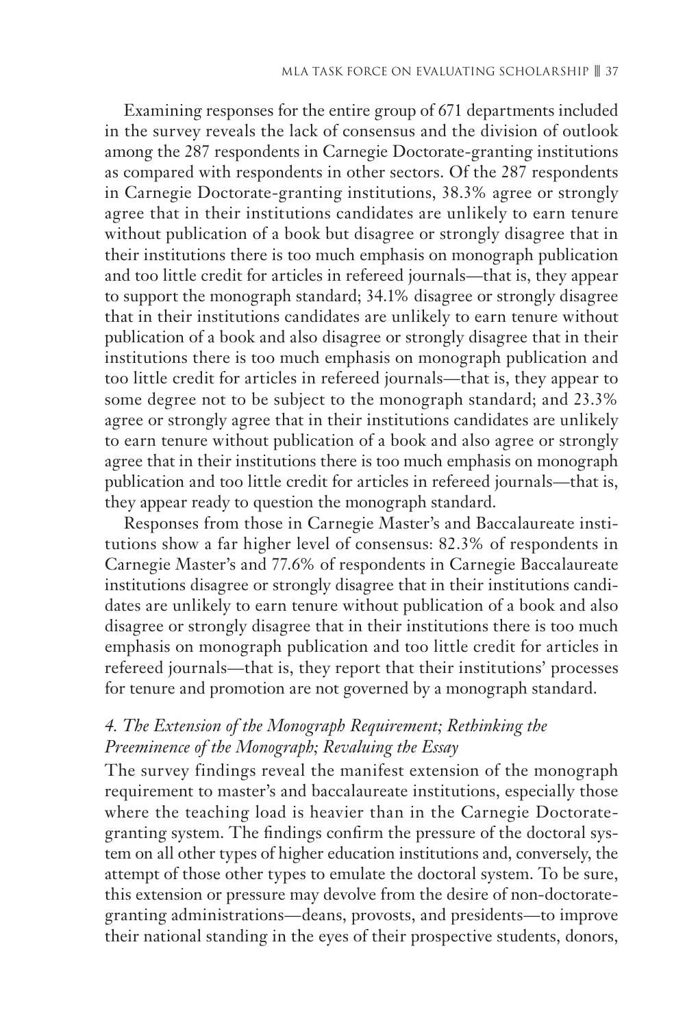Examining responses for the entire group of 671 departments included in the survey reveals the lack of consensus and the division of outlook among the 287 respondents in Carnegie Doctorate-granting institutions as compared with respondents in other sectors. Of the 287 respondents in Carnegie Doctorate-granting institutions, 38.3% agree or strongly agree that in their institutions candidates are unlikely to earn tenure without publication of a book but disagree or strongly disagree that in their institutions there is too much emphasis on monograph publication and too little credit for articles in refereed journals—that is, they appear to support the monograph standard; 34.1% disagree or strongly disagree that in their institutions candidates are unlikely to earn tenure without publication of a book and also disagree or strongly disagree that in their institutions there is too much emphasis on monograph publication and too little credit for articles in refereed journals—that is, they appear to some degree not to be subject to the monograph standard; and 23.3% agree or strongly agree that in their institutions candidates are unlikely to earn tenure without publication of a book and also agree or strongly agree that in their institutions there is too much emphasis on monograph publication and too little credit for articles in refereed journals—that is, they appear ready to question the monograph standard.

Responses from those in Carnegie Master's and Baccalaureate institutions show a far higher level of consensus: 82.3% of respondents in Carnegie Master's and 77.6% of respondents in Carnegie Baccalaureate institutions disagree or strongly disagree that in their institutions candidates are unlikely to earn tenure without publication of a book and also disagree or strongly disagree that in their institutions there is too much emphasis on monograph publication and too little credit for articles in refereed journals—that is, they report that their institutions' processes for tenure and promotion are not governed by a monograph standard.

### *4. The Extension of the Monograph Requirement; Rethinking the Preeminence of the Monograph; Revaluing the Essay*

The survey findings reveal the manifest extension of the monograph requirement to master's and baccalaureate institutions, especially those where the teaching load is heavier than in the Carnegie Doctorate-granting system. The findings confirm the pressure of the doctoral system on all other types of higher education institutions and, conversely, the attempt of those other types to emulate the doctoral system. To be sure, this extension or pressure may devolve from the desire of non-doctorate-granting administrations—deans, provosts, and presidents—to improve their national standing in the eyes of their prospective students, donors,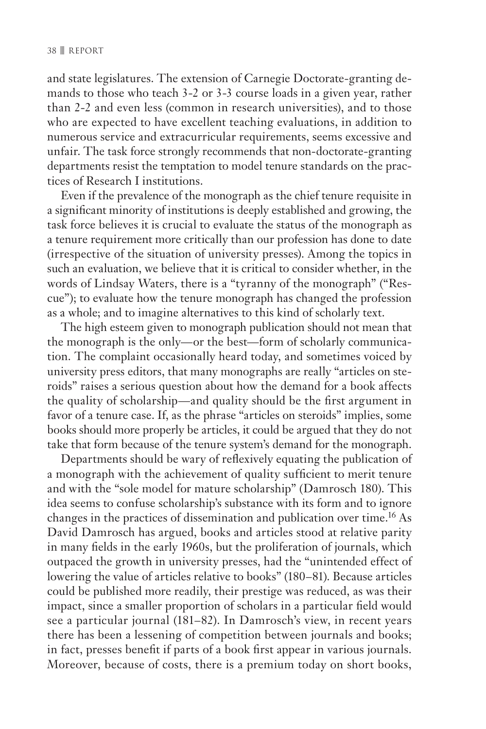and state legislatures. The extension of Carnegie Doctorate-granting demands to those who teach 3-2 or 3-3 course loads in a given year, rather than 2-2 and even less (common in research universities), and to those who are expected to have excellent teaching evaluations, in addition to numerous service and extracurricular requirements, seems excessive and unfair. The task force strongly recommends that non-doctorate-granting departments resist the temptation to model tenure standards on the practices of Research I institutions.

Even if the prevalence of the monograph as the chief tenure requisite in a significant minority of institutions is deeply established and growing, the task force believes it is crucial to evaluate the status of the monograph as a tenure requirement more critically than our profession has done to date (irrespective of the situation of university presses). Among the topics in such an evaluation, we believe that it is critical to consider whether, in the words of Lindsay Waters, there is a "tyranny of the monograph" ("Rescue"); to evaluate how the tenure monograph has changed the profession as a whole; and to imagine alternatives to this kind of scholarly text.

The high esteem given to monograph publication should not mean that the monograph is the only—or the best—form of scholarly communication. The complaint occasionally heard today, and sometimes voiced by university press editors, that many monographs are really "articles on steroids" raises a serious question about how the demand for a book affects the quality of scholarship—and quality should be the first argument in favor of a tenure case. If, as the phrase "articles on steroids" implies, some books should more properly be articles, it could be argued that they do not take that form because of the tenure system's demand for the monograph.

Departments should be wary of reflexively equating the publication of a monograph with the achievement of quality sufficient to merit tenure and with the "sole model for mature scholarship" (Damrosch 180). This idea seems to confuse scholarship's substance with its form and to ignore changes in the practices of dissemination and publication over time.[16] As David Damrosch has argued, books and articles stood at relative parity in many fields in the early 1960s, but the proliferation of journals, which outpaced the growth in university presses, had the "unintended effect of lowering the value of articles relative to books" (180–81). Because articles could be published more readily, their prestige was reduced, as was their impact, since a smaller proportion of scholars in a particular field would see a particular journal (181–82). In Damrosch's view, in recent years there has been a lessening of competition between journals and books; in fact, presses benefit if parts of a book first appear in various journals. Moreover, because of costs, there is a premium today on short books,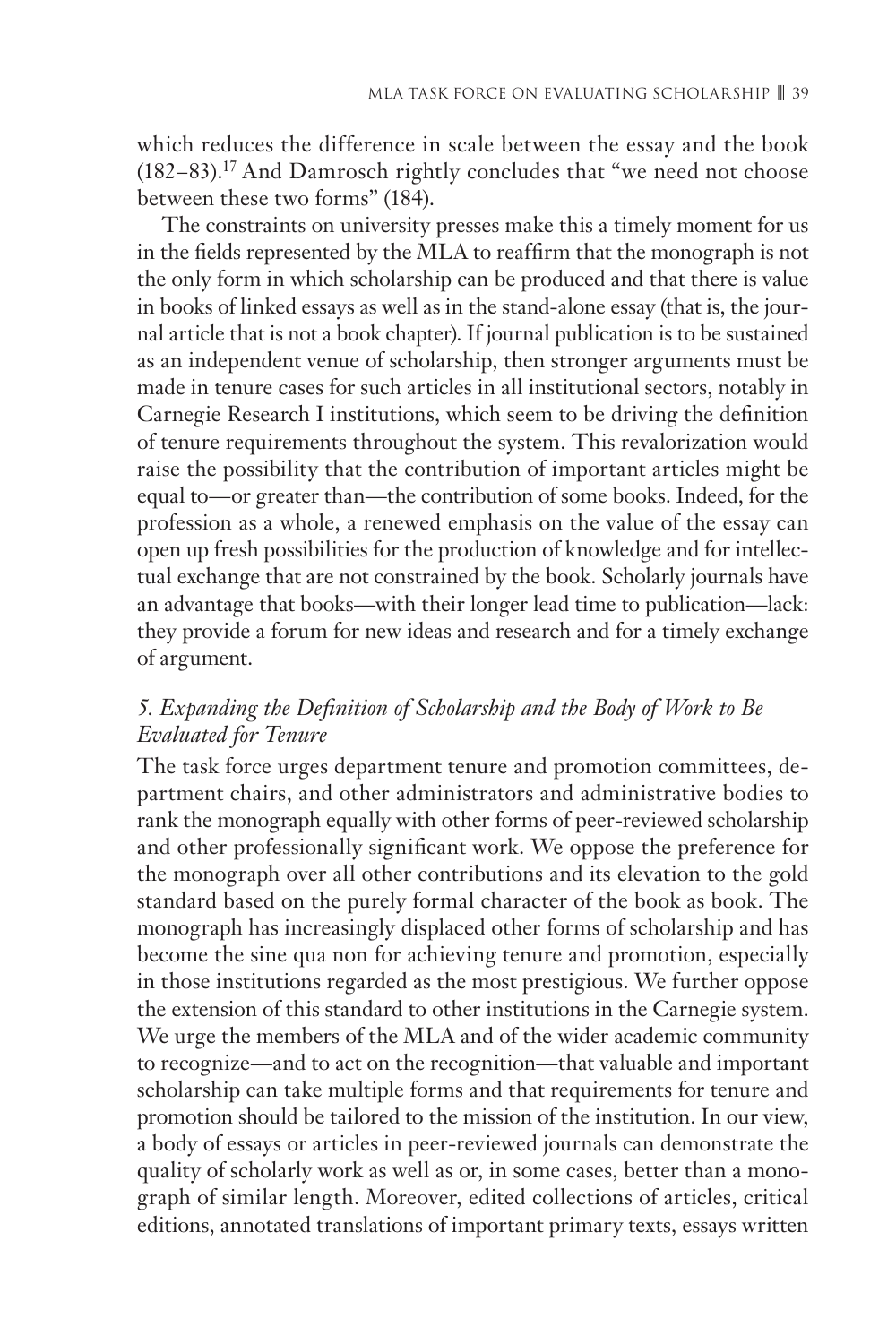which reduces the difference in scale between the essay and the book (182–83).[17] And Damrosch rightly concludes that "we need not choose between these two forms" (184).

The constraints on university presses make this a timely moment for us in the fields represented by the MLA to reaffirm that the monograph is not the only form in which scholarship can be produced and that there is value in books of linked essays as well as in the stand-alone essay (that is, the journal article that is not a book chapter). If journal publication is to be sustained as an independent venue of scholarship, then stronger arguments must be made in tenure cases for such articles in all institutional sectors, notably in Carnegie Research I institutions, which seem to be driving the definition of tenure requirements throughout the system. This revalorization would raise the possibility that the contribution of important articles might be equal to—or greater than—the contribution of some books. Indeed, for the profession as a whole, a renewed emphasis on the value of the essay can open up fresh possibilities for the production of knowledge and for intellectual exchange that are not constrained by the book. Scholarly journals have an advantage that books—with their longer lead time to publication—lack: they provide a forum for new ideas and research and for a timely exchange of argument.

### *5. Expanding the Definition of Scholarship and the Body of Work to Be Evaluated for Tenure*

The task force urges department tenure and promotion committees, department chairs, and other administrators and administrative bodies to rank the monograph equally with other forms of peer-reviewed scholarship and other professionally significant work. We oppose the preference for the monograph over all other contributions and its elevation to the gold standard based on the purely formal character of the book as book. The monograph has increasingly displaced other forms of scholarship and has become the sine qua non for achieving tenure and promotion, especially in those institutions regarded as the most prestigious. We further oppose the extension of this standard to other institutions in the Carnegie system. We urge the members of the MLA and of the wider academic community to recognize—and to act on the recognition—that valuable and important scholarship can take multiple forms and that requirements for tenure and promotion should be tailored to the mission of the institution. In our view, a body of essays or articles in peer-reviewed journals can demonstrate the quality of scholarly work as well as or, in some cases, better than a monograph of similar length. Moreover, edited collections of articles, critical editions, annotated translations of important primary texts, essays written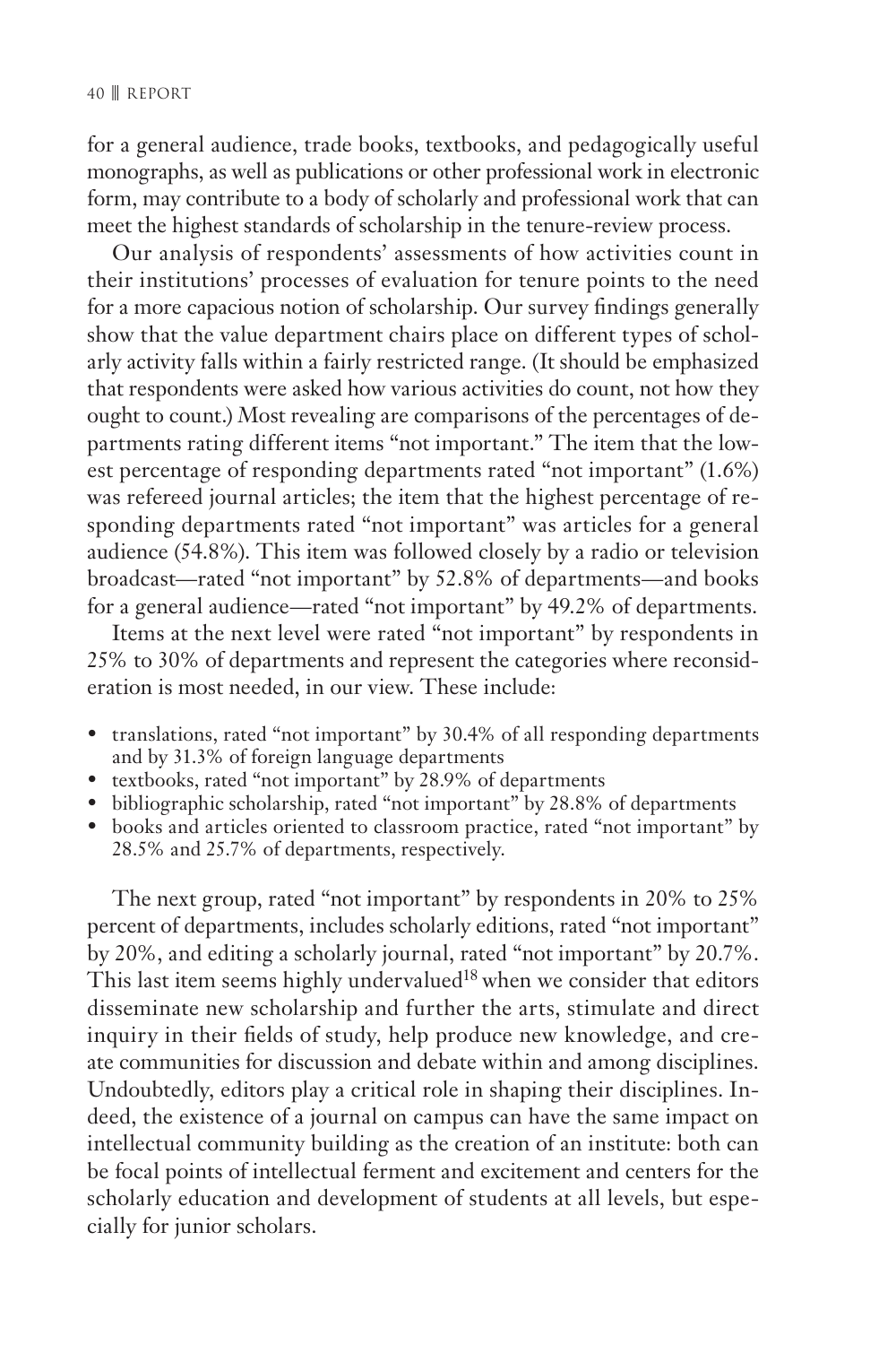for a general audience, trade books, textbooks, and pedagogically useful monographs, as well as publications or other professional work in electronic form, may contribute to a body of scholarly and professional work that can meet the highest standards of scholarship in the tenure-review process.

Our analysis of respondents' assessments of how activities count in their institutions' processes of evaluation for tenure points to the need for a more capacious notion of scholarship. Our survey findings generally show that the value department chairs place on different types of scholarly activity falls within a fairly restricted range. (It should be emphasized that respondents were asked how various activities do count, not how they ought to count.) Most revealing are comparisons of the percentages of departments rating different items "not important." The item that the lowest percentage of responding departments rated "not important" (1.6%) was refereed journal articles; the item that the highest percentage of responding departments rated "not important" was articles for a general audience (54.8%). This item was followed closely by a radio or television broadcast—rated "not important" by 52.8% of departments—and books for a general audience—rated "not important" by 49.2% of departments.

Items at the next level were rated "not important" by respondents in 25% to 30% of departments and represent the categories where reconsideration is most needed, in our view. These include:

- translations, rated "not important" by 30.4% of all responding departments and by 31.3% of foreign language departments
- textbooks, rated "not important" by 28.9% of departments
- bibliographic scholarship, rated "not important" by 28.8% of departments
- books and articles oriented to classroom practice, rated "not important" by 28.5% and 25.7% of departments, respectively.

The next group, rated "not important" by respondents in 20% to 25% percent of departments, includes scholarly editions, rated "not important" by 20%, and editing a scholarly journal, rated "not important" by 20.7%. This last item seems highly undervalued[18] when we consider that editors disseminate new scholarship and further the arts, stimulate and direct inquiry in their fields of study, help produce new knowledge, and create communities for discussion and debate within and among disciplines. Undoubtedly, editors play a critical role in shaping their disciplines. Indeed, the existence of a journal on campus can have the same impact on intellectual community building as the creation of an institute: both can be focal points of intellectual ferment and excitement and centers for the scholarly education and development of students at all levels, but especially for junior scholars.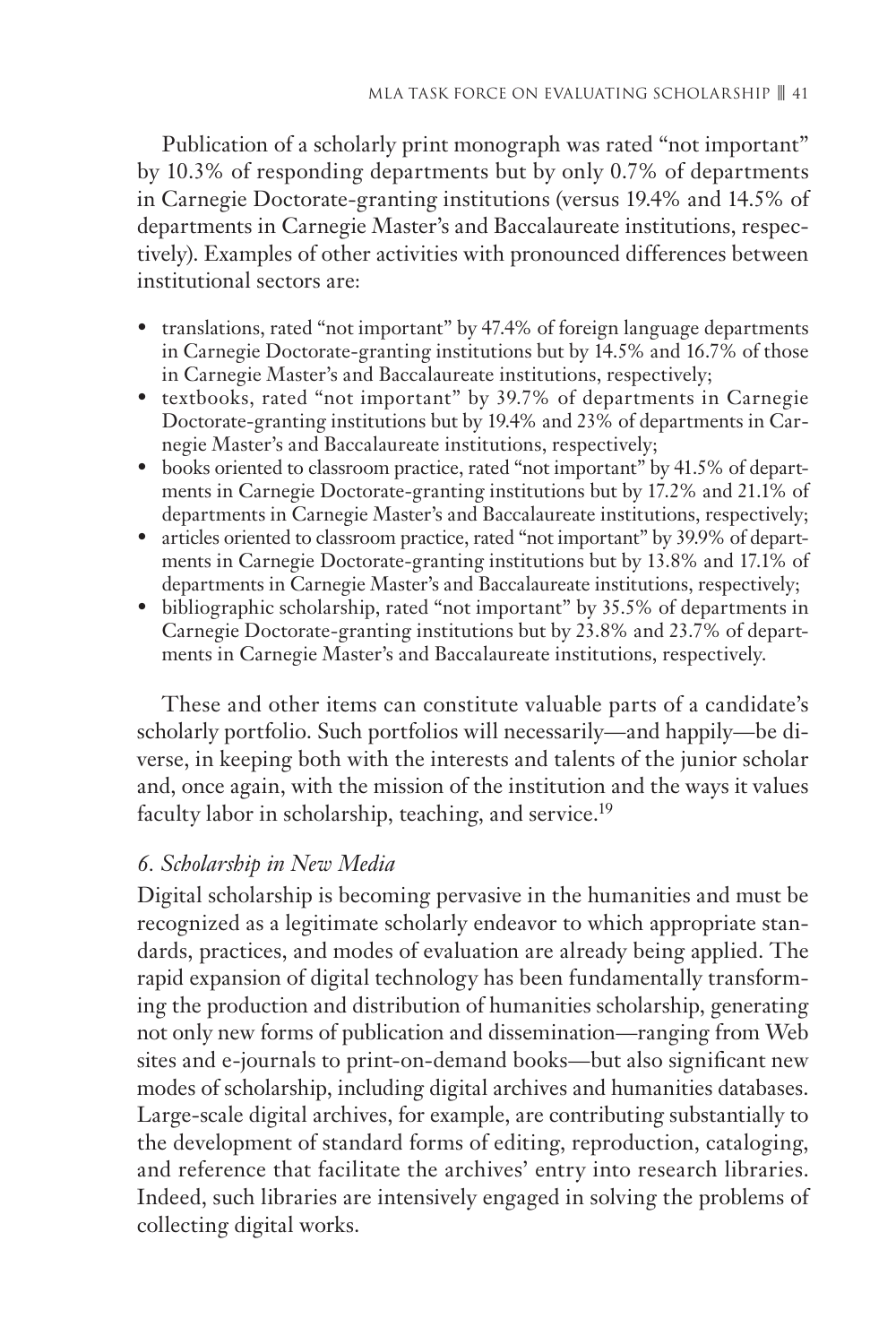Publication of a scholarly print monograph was rated "not important" by 10.3% of responding departments but by only 0.7% of departments in Carnegie Doctorate-granting institutions (versus 19.4% and 14.5% of departments in Carnegie Master's and Baccalaureate institutions, respectively). Examples of other activities with pronounced differences between institutional sectors are:

- translations, rated "not important" by 47.4% of foreign language departments in Carnegie Doctorate-granting institutions but by 14.5% and 16.7% of those in Carnegie Master's and Baccalaureate institutions, respectively;
- textbooks, rated "not important" by 39.7% of departments in Carnegie Doctorate-granting institutions but by 19.4% and 23% of departments in Carnegie Master's and Baccalaureate institutions, respectively;
- books oriented to classroom practice, rated "not important" by 41.5% of departments in Carnegie Doctorate-granting institutions but by 17.2% and 21.1% of departments in Carnegie Master's and Baccalaureate institutions, respectively;
- articles oriented to classroom practice, rated "not important" by 39.9% of departments in Carnegie Doctorate-granting institutions but by 13.8% and 17.1% of departments in Carnegie Master's and Baccalaureate institutions, respectively;
- bibliographic scholarship, rated "not important" by 35.5% of departments in Carnegie Doctorate-granting institutions but by 23.8% and 23.7% of departments in Carnegie Master's and Baccalaureate institutions, respectively.

These and other items can constitute valuable parts of a candidate's scholarly portfolio. Such portfolios will necessarily—and happily—be diverse, in keeping both with the interests and talents of the junior scholar and, once again, with the mission of the institution and the ways it values faculty labor in scholarship, teaching, and service.[19]

### *6. Scholarship in New Media*

Digital scholarship is becoming pervasive in the humanities and must be recognized as a legitimate scholarly endeavor to which appropriate standards, practices, and modes of evaluation are already being applied. The rapid expansion of digital technology has been fundamentally transforming the production and distribution of humanities scholarship, generating not only new forms of publication and dissemination—ranging from Web sites and e-journals to print-on-demand books—but also significant new modes of scholarship, including digital archives and humanities databases. Large-scale digital archives, for example, are contributing substantially to the development of standard forms of editing, reproduction, cataloging, and reference that facilitate the archives' entry into research libraries. Indeed, such libraries are intensively engaged in solving the problems of collecting digital works.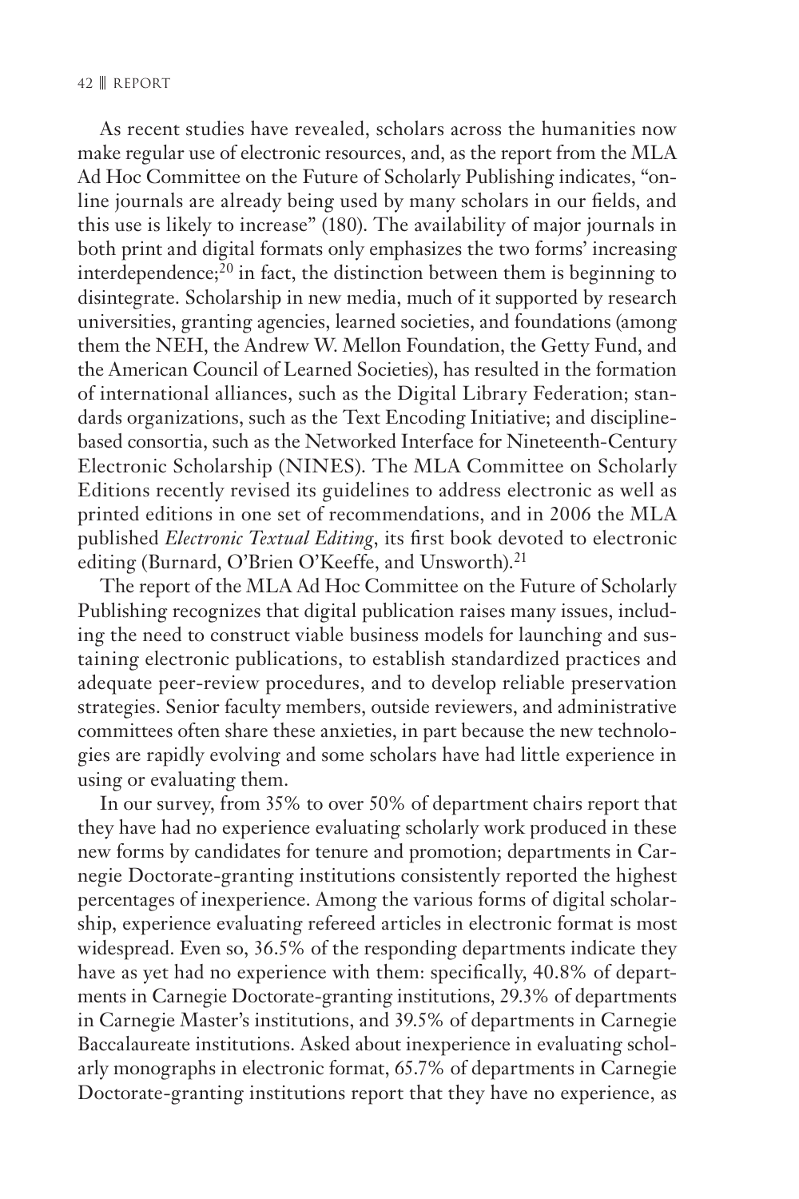As recent studies have revealed, scholars across the humanities now make regular use of electronic resources, and, as the report from the MLA Ad Hoc Committee on the Future of Scholarly Publishing indicates, "online journals are already being used by many scholars in our fields, and this use is likely to increase" (180). The availability of major journals in both print and digital formats only emphasizes the two forms' increasing interdependence;[20] in fact, the distinction between them is beginning to disintegrate. Scholarship in new media, much of it supported by research universities, granting agencies, learned societies, and foundations (among them the NEH, the Andrew W. Mellon Foundation, the Getty Fund, and the American Council of Learned Societies), has resulted in the formation of international alliances, such as the Digital Library Federation; standards organizations, such as the Text Encoding Initiative; and discipline-based consortia, such as the Networked Interface for Nineteenth-Century Electronic Scholarship (NINES). The MLA Committee on Scholarly Editions recently revised its guidelines to address electronic as well as printed editions in one set of recommendations, and in 2006 the MLA published *Electronic Textual Editing*, its first book devoted to electronic editing (Burnard, O'Brien O'Keeffe, and Unsworth).[21]

The report of the MLA Ad Hoc Committee on the Future of Scholarly Publishing recognizes that digital publication raises many issues, including the need to construct viable business models for launching and sustaining electronic publications, to establish standardized practices and adequate peer-review procedures, and to develop reliable preservation strategies. Senior faculty members, outside reviewers, and administrative committees often share these anxieties, in part because the new technologies are rapidly evolving and some scholars have had little experience in using or evaluating them.

In our survey, from 35% to over 50% of department chairs report that they have had no experience evaluating scholarly work produced in these new forms by candidates for tenure and promotion; departments in Carnegie Doctorate-granting institutions consistently reported the highest percentages of inexperience. Among the various forms of digital scholarship, experience evaluating refereed articles in electronic format is most widespread. Even so, 36.5% of the responding departments indicate they have as yet had no experience with them: specifically, 40.8% of departments in Carnegie Doctorate-granting institutions, 29.3% of departments in Carnegie Master's institutions, and 39.5% of departments in Carnegie Baccalaureate institutions. Asked about inexperience in evaluating scholarly monographs in electronic format, 65.7% of departments in Carnegie Doctorate-granting institutions report that they have no experience, as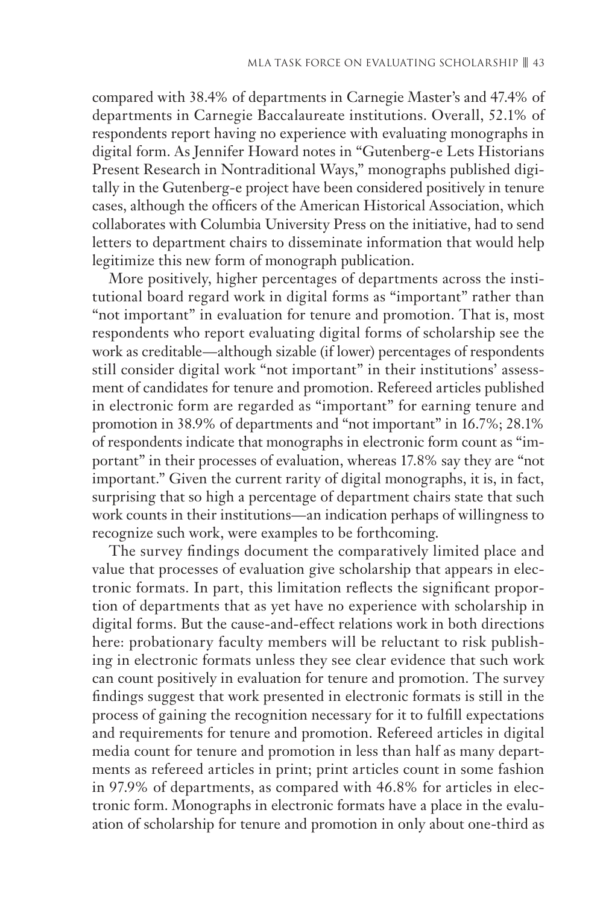compared with 38.4% of departments in Carnegie Master's and 47.4% of departments in Carnegie Baccalaureate institutions. Overall, 52.1% of respondents report having no experience with evaluating monographs in digital form. As Jennifer Howard notes in "Gutenberg-e Lets Historians Present Research in Nontraditional Ways," monographs published digitally in the Gutenberg-e project have been considered positively in tenure cases, although the officers of the American Historical Association, which collaborates with Columbia University Press on the initiative, had to send letters to department chairs to disseminate information that would help legitimize this new form of monograph publication.

More positively, higher percentages of departments across the institutional board regard work in digital forms as "important" rather than "not important" in evaluation for tenure and promotion. That is, most respondents who report evaluating digital forms of scholarship see the work as creditable—although sizable (if lower) percentages of respondents still consider digital work "not important" in their institutions' assessment of candidates for tenure and promotion. Refereed articles published in electronic form are regarded as "important" for earning tenure and promotion in 38.9% of departments and "not important" in 16.7%; 28.1% of respondents indicate that monographs in electronic form count as "important" in their processes of evaluation, whereas 17.8% say they are "not important." Given the current rarity of digital monographs, it is, in fact, surprising that so high a percentage of department chairs state that such work counts in their institutions—an indication perhaps of willingness to recognize such work, were examples to be forthcoming.

The survey findings document the comparatively limited place and value that processes of evaluation give scholarship that appears in electronic formats. In part, this limitation reflects the significant proportion of departments that as yet have no experience with scholarship in digital forms. But the cause-and-effect relations work in both directions here: probationary faculty members will be reluctant to risk publishing in electronic formats unless they see clear evidence that such work can count positively in evaluation for tenure and promotion. The survey findings suggest that work presented in electronic formats is still in the process of gaining the recognition necessary for it to fulfill expectations and requirements for tenure and promotion. Refereed articles in digital media count for tenure and promotion in less than half as many departments as refereed articles in print; print articles count in some fashion in 97.9% of departments, as compared with 46.8% for articles in electronic form. Monographs in electronic formats have a place in the evaluation of scholarship for tenure and promotion in only about one-third as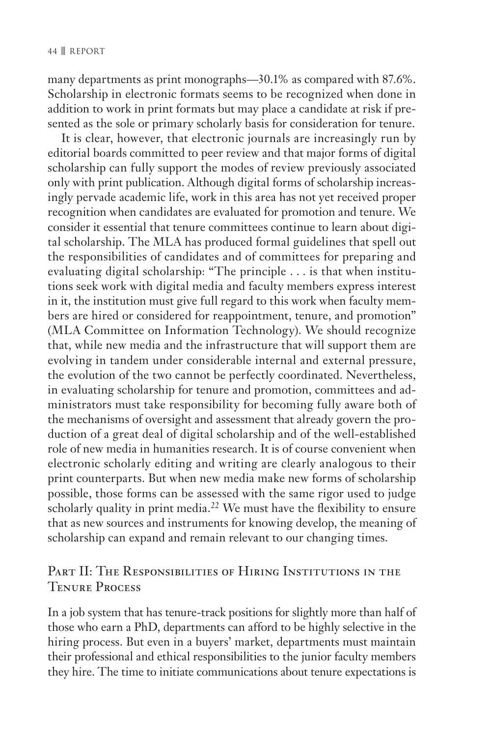many departments as print monographs—30.1% as compared with 87.6%. Scholarship in electronic formats seems to be recognized when done in addition to work in print formats but may place a candidate at risk if presented as the sole or primary scholarly basis for consideration for tenure.

It is clear, however, that electronic journals are increasingly run by editorial boards committed to peer review and that major forms of digital scholarship can fully support the modes of review previously associated only with print publication. Although digital forms of scholarship increasingly pervade academic life, work in this area has not yet received proper recognition when candidates are evaluated for promotion and tenure. We consider it essential that tenure committees continue to learn about digital scholarship. The MLA has produced formal guidelines that spell out the responsibilities of candidates and of committees for preparing and evaluating digital scholarship: "The principle . . . is that when institutions seek work with digital media and faculty members express interest in it, the institution must give full regard to this work when faculty members are hired or considered for reappointment, tenure, and promotion" (MLA Committee on Information Technology). We should recognize that, while new media and the infrastructure that will support them are evolving in tandem under considerable internal and external pressure, the evolution of the two cannot be perfectly coordinated. Nevertheless, in evaluating scholarship for tenure and promotion, committees and administrators must take responsibility for becoming fully aware both of the mechanisms of oversight and assessment that already govern the production of a great deal of digital scholarship and of the well-established role of new media in humanities research. It is of course convenient when electronic scholarly editing and writing are clearly analogous to their print counterparts. But when new media make new forms of scholarship possible, those forms can be assessed with the same rigor used to judge scholarly quality in print media.[22] We must have the flexibility to ensure that as new sources and instruments for knowing develop, the meaning of scholarship can expand and remain relevant to our changing times.

## Part II: The Responsibilities of Hiring Institutions in the Tenure Process

In a job system that has tenure-track positions for slightly more than half of those who earn a PhD, departments can afford to be highly selective in the hiring process. But even in a buyers' market, departments must maintain their professional and ethical responsibilities to the junior faculty members they hire. The time to initiate communications about tenure expectations is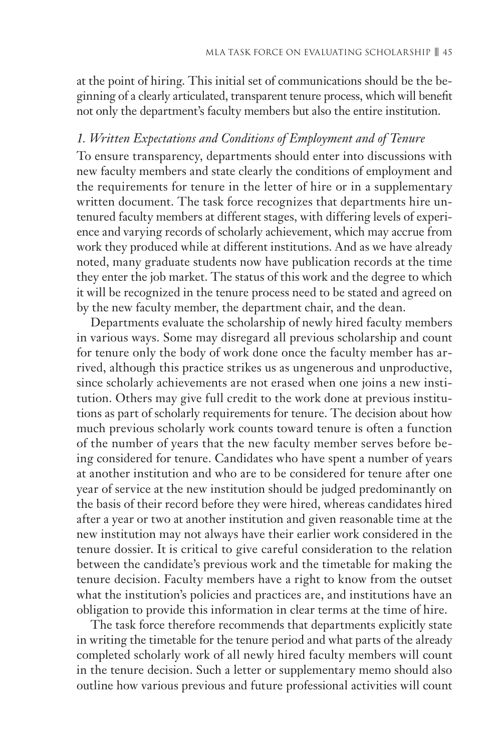at the point of hiring. This initial set of communications should be the beginning of a clearly articulated, transparent tenure process, which will benefit not only the department's faculty members but also the entire institution.

### *1. Written Expectations and Conditions of Employment and of Tenure*

To ensure transparency, departments should enter into discussions with new faculty members and state clearly the conditions of employment and the requirements for tenure in the letter of hire or in a supplementary written document. The task force recognizes that departments hire untenured faculty members at different stages, with differing levels of experience and varying records of scholarly achievement, which may accrue from work they produced while at different institutions. And as we have already noted, many graduate students now have publication records at the time they enter the job market. The status of this work and the degree to which it will be recognized in the tenure process need to be stated and agreed on by the new faculty member, the department chair, and the dean.

Departments evaluate the scholarship of newly hired faculty members in various ways. Some may disregard all previous scholarship and count for tenure only the body of work done once the faculty member has arrived, although this practice strikes us as ungenerous and unproductive, since scholarly achievements are not erased when one joins a new institution. Others may give full credit to the work done at previous institutions as part of scholarly requirements for tenure. The decision about how much previous scholarly work counts toward tenure is often a function of the number of years that the new faculty member serves before being considered for tenure. Candidates who have spent a number of years at another institution and who are to be considered for tenure after one year of service at the new institution should be judged predominantly on the basis of their record before they were hired, whereas candidates hired after a year or two at another institution and given reasonable time at the new institution may not always have their earlier work considered in the tenure dossier. It is critical to give careful consideration to the relation between the candidate's previous work and the timetable for making the tenure decision. Faculty members have a right to know from the outset what the institution's policies and practices are, and institutions have an obligation to provide this information in clear terms at the time of hire.

The task force therefore recommends that departments explicitly state in writing the timetable for the tenure period and what parts of the already completed scholarly work of all newly hired faculty members will count in the tenure decision. Such a letter or supplementary memo should also outline how various previous and future professional activities will count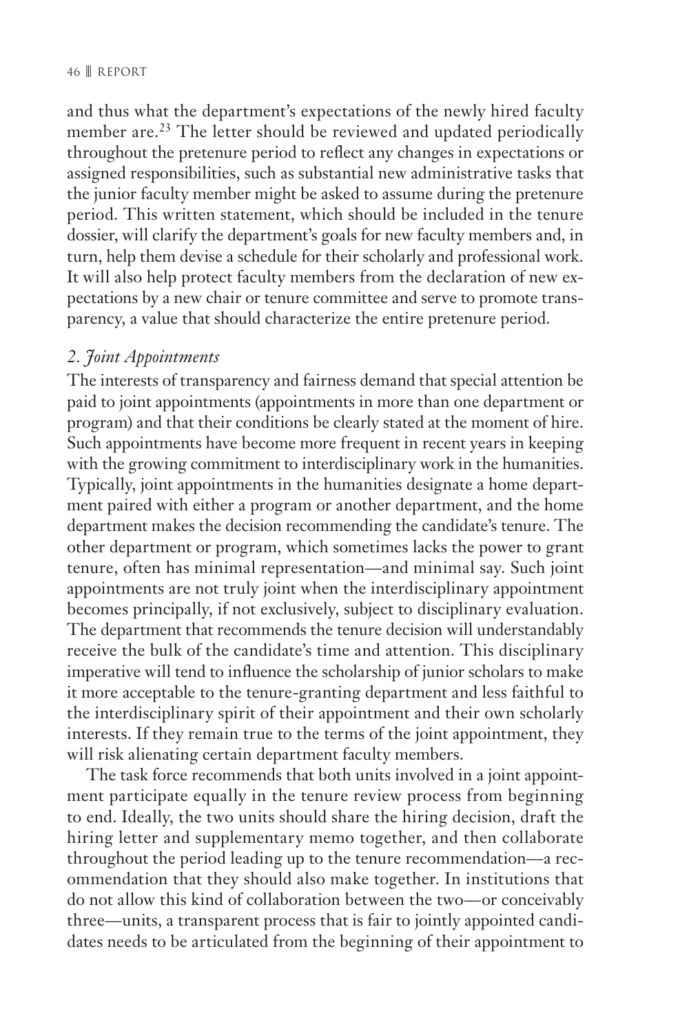and thus what the department's expectations of the newly hired faculty member are.[23] The letter should be reviewed and updated periodically throughout the pretenure period to reflect any changes in expectations or assigned responsibilities, such as substantial new administrative tasks that the junior faculty member might be asked to assume during the pretenure period. This written statement, which should be included in the tenure dossier, will clarify the department's goals for new faculty members and, in turn, help them devise a schedule for their scholarly and professional work. It will also help protect faculty members from the declaration of new expectations by a new chair or tenure committee and serve to promote transparency, a value that should characterize the entire pretenure period.

### *2. Joint Appointments*

The interests of transparency and fairness demand that special attention be paid to joint appointments (appointments in more than one department or program) and that their conditions be clearly stated at the moment of hire. Such appointments have become more frequent in recent years in keeping with the growing commitment to interdisciplinary work in the humanities. Typically, joint appointments in the humanities designate a home department paired with either a program or another department, and the home department makes the decision recommending the candidate's tenure. The other department or program, which sometimes lacks the power to grant tenure, often has minimal representation—and minimal say. Such joint appointments are not truly joint when the interdisciplinary appointment becomes principally, if not exclusively, subject to disciplinary evaluation. The department that recommends the tenure decision will understandably receive the bulk of the candidate's time and attention. This disciplinary imperative will tend to influence the scholarship of junior scholars to make it more acceptable to the tenure-granting department and less faithful to the interdisciplinary spirit of their appointment and their own scholarly interests. If they remain true to the terms of the joint appointment, they will risk alienating certain department faculty members.

The task force recommends that both units involved in a joint appointment participate equally in the tenure review process from beginning to end. Ideally, the two units should share the hiring decision, draft the hiring letter and supplementary memo together, and then collaborate throughout the period leading up to the tenure recommendation—a recommendation that they should also make together. In institutions that do not allow this kind of collaboration between the two—or conceivably three—units, a transparent process that is fair to jointly appointed candidates needs to be articulated from the beginning of their appointment to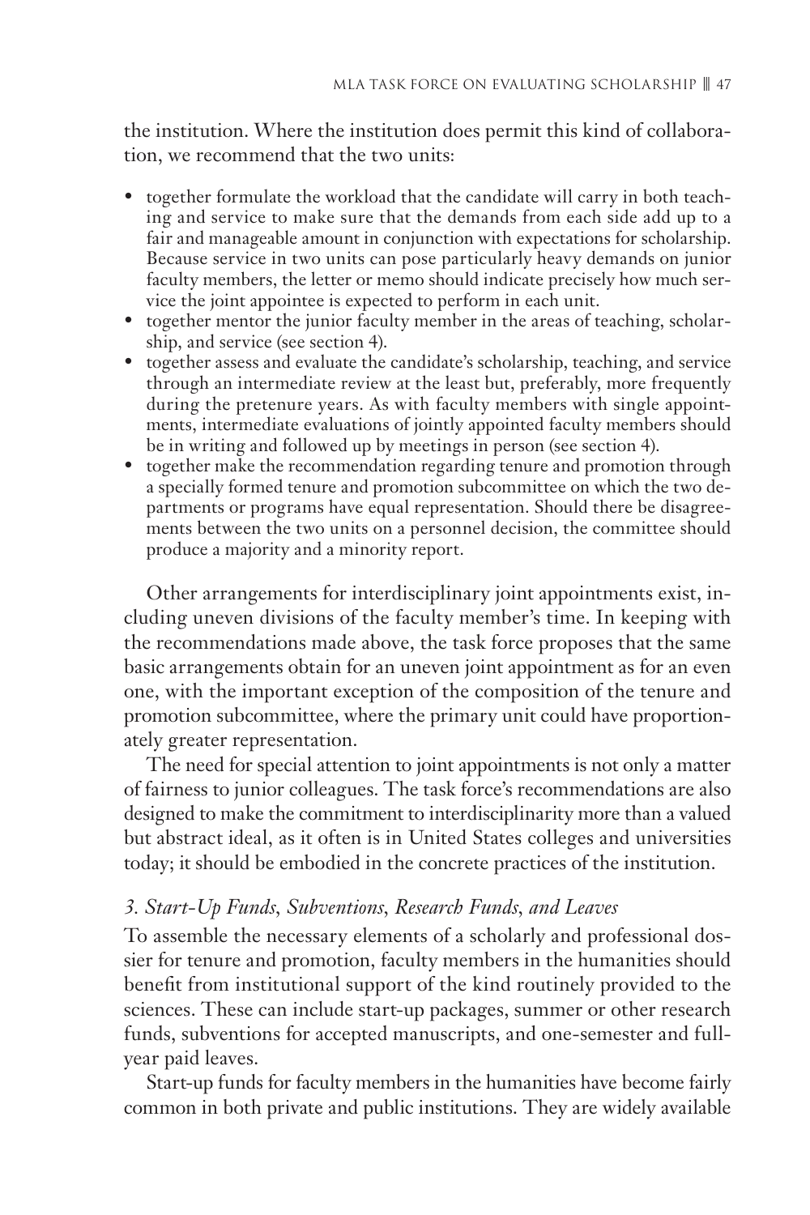the institution. Where the institution does permit this kind of collaboration, we recommend that the two units:

- together formulate the workload that the candidate will carry in both teaching and service to make sure that the demands from each side add up to a fair and manageable amount in conjunction with expectations for scholarship. Because service in two units can pose particularly heavy demands on junior faculty members, the letter or memo should indicate precisely how much service the joint appointee is expected to perform in each unit.
- together mentor the junior faculty member in the areas of teaching, scholarship, and service (see section 4).
- together assess and evaluate the candidate's scholarship, teaching, and service through an intermediate review at the least but, preferably, more frequently during the pretenure years. As with faculty members with single appointments, intermediate evaluations of jointly appointed faculty members should be in writing and followed up by meetings in person (see section 4).
- together make the recommendation regarding tenure and promotion through a specially formed tenure and promotion subcommittee on which the two departments or programs have equal representation. Should there be disagreements between the two units on a personnel decision, the committee should produce a majority and a minority report.

Other arrangements for interdisciplinary joint appointments exist, including uneven divisions of the faculty member's time. In keeping with the recommendations made above, the task force proposes that the same basic arrangements obtain for an uneven joint appointment as for an even one, with the important exception of the composition of the tenure and promotion subcommittee, where the primary unit could have proportionately greater representation.

The need for special attention to joint appointments is not only a matter of fairness to junior colleagues. The task force's recommendations are also designed to make the commitment to interdisciplinarity more than a valued but abstract ideal, as it often is in United States colleges and universities today; it should be embodied in the concrete practices of the institution.

### *3. Start-Up Funds, Subventions, Research Funds, and Leaves*

To assemble the necessary elements of a scholarly and professional dossier for tenure and promotion, faculty members in the humanities should benefit from institutional support of the kind routinely provided to the sciences. These can include start-up packages, summer or other research funds, subventions for accepted manuscripts, and one-semester and full-year paid leaves.

Start-up funds for faculty members in the humanities have become fairly common in both private and public institutions. They are widely available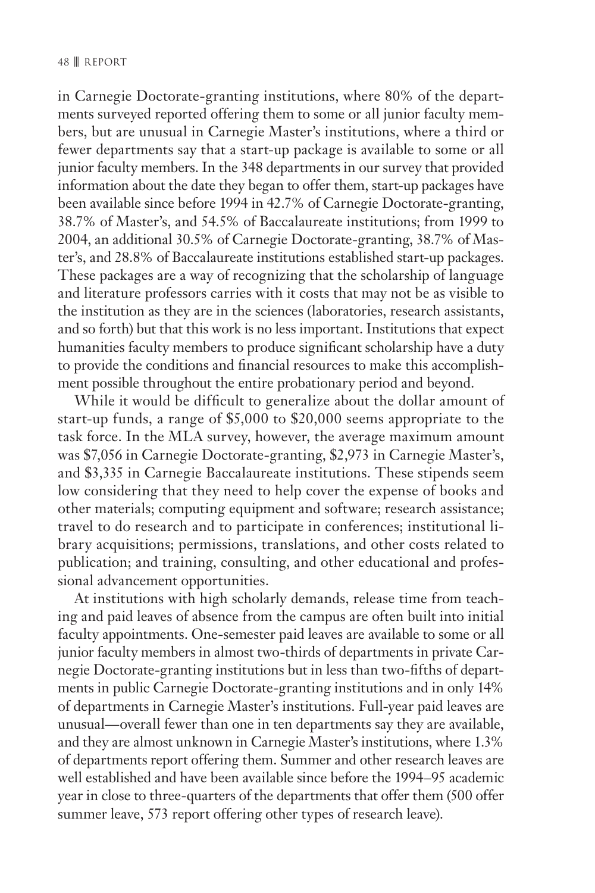in Carnegie Doctorate-granting institutions, where 80% of the departments surveyed reported offering them to some or all junior faculty members, but are unusual in Carnegie Master's institutions, where a third or fewer departments say that a start-up package is available to some or all junior faculty members. In the 348 departments in our survey that provided information about the date they began to offer them, start-up packages have been available since before 1994 in 42.7% of Carnegie Doctorate-granting, 38.7% of Master's, and 54.5% of Baccalaureate institutions; from 1999 to 2004, an additional 30.5% of Carnegie Doctorate-granting, 38.7% of Master's, and 28.8% of Baccalaureate institutions established start-up packages. These packages are a way of recognizing that the scholarship of language and literature professors carries with it costs that may not be as visible to the institution as they are in the sciences (laboratories, research assistants, and so forth) but that this work is no less important. Institutions that expect humanities faculty members to produce significant scholarship have a duty to provide the conditions and financial resources to make this accomplishment possible throughout the entire probationary period and beyond.

While it would be difficult to generalize about the dollar amount of start-up funds, a range of $5,000 to $20,000 seems appropriate to the task force. In the MLA survey, however, the average maximum amount was $7,056 in Carnegie Doctorate-granting, $2,973 in Carnegie Master's, and $3,335 in Carnegie Baccalaureate institutions. These stipends seem low considering that they need to help cover the expense of books and other materials; computing equipment and software; research assistance; travel to do research and to participate in conferences; institutional library acquisitions; permissions, translations, and other costs related to publication; and training, consulting, and other educational and professional advancement opportunities.

At institutions with high scholarly demands, release time from teaching and paid leaves of absence from the campus are often built into initial faculty appointments. One-semester paid leaves are available to some or all junior faculty members in almost two-thirds of departments in private Carnegie Doctorate-granting institutions but in less than two-fifths of departments in public Carnegie Doctorate-granting institutions and in only 14% of departments in Carnegie Master's institutions. Full-year paid leaves are unusual—overall fewer than one in ten departments say they are available, and they are almost unknown in Carnegie Master's institutions, where 1.3% of departments report offering them. Summer and other research leaves are well established and have been available since before the 1994–95 academic year in close to three-quarters of the departments that offer them (500 offer summer leave, 573 report offering other types of research leave).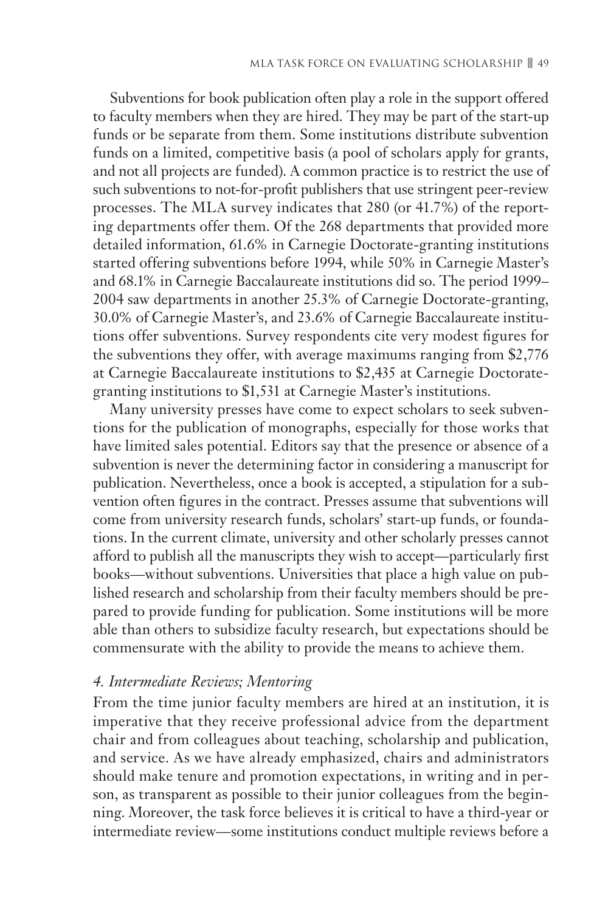Subventions for book publication often play a role in the support offered to faculty members when they are hired. They may be part of the start-up funds or be separate from them. Some institutions distribute subvention funds on a limited, competitive basis (a pool of scholars apply for grants, and not all projects are funded). A common practice is to restrict the use of such subventions to not-for-profit publishers that use stringent peer-review processes. The MLA survey indicates that 280 (or 41.7%) of the reporting departments offer them. Of the 268 departments that provided more detailed information, 61.6% in Carnegie Doctorate-granting institutions started offering subventions before 1994, while 50% in Carnegie Master's and 68.1% in Carnegie Baccalaureate institutions did so. The period 1999–2004 saw departments in another 25.3% of Carnegie Doctorate-granting, 30.0% of Carnegie Master's, and 23.6% of Carnegie Baccalaureate institutions offer subventions. Survey respondents cite very modest figures for the subventions they offer, with average maximums ranging from $2,776 at Carnegie Baccalaureate institutions to $2,435 at Carnegie Doctorate-granting institutions to $1,531 at Carnegie Master's institutions.

Many university presses have come to expect scholars to seek subventions for the publication of monographs, especially for those works that have limited sales potential. Editors say that the presence or absence of a subvention is never the determining factor in considering a manuscript for publication. Nevertheless, once a book is accepted, a stipulation for a subvention often figures in the contract. Presses assume that subventions will come from university research funds, scholars' start-up funds, or foundations. In the current climate, university and other scholarly presses cannot afford to publish all the manuscripts they wish to accept—particularly first books—without subventions. Universities that place a high value on published research and scholarship from their faculty members should be prepared to provide funding for publication. Some institutions will be more able than others to subsidize faculty research, but expectations should be commensurate with the ability to provide the means to achieve them.

### *4. Intermediate Reviews; Mentoring*

From the time junior faculty members are hired at an institution, it is imperative that they receive professional advice from the department chair and from colleagues about teaching, scholarship and publication, and service. As we have already emphasized, chairs and administrators should make tenure and promotion expectations, in writing and in person, as transparent as possible to their junior colleagues from the beginning. Moreover, the task force believes it is critical to have a third-year or intermediate review—some institutions conduct multiple reviews before a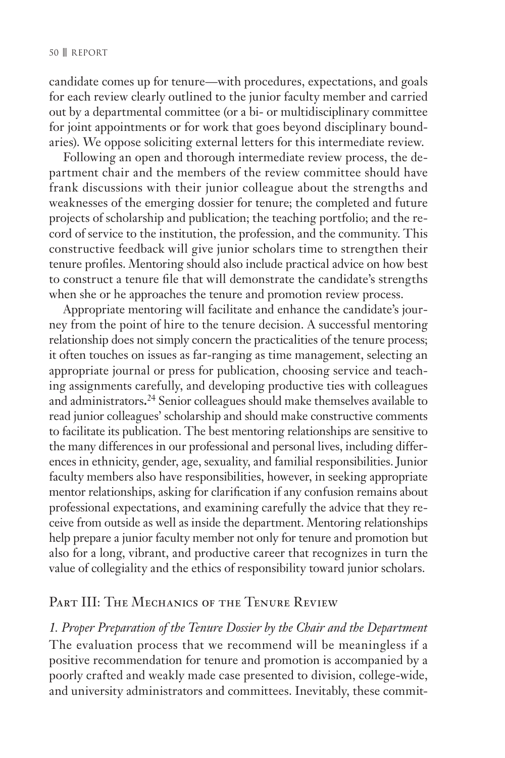candidate comes up for tenure—with procedures, expectations, and goals for each review clearly outlined to the junior faculty member and carried out by a departmental committee (or a bi- or multidisciplinary committee for joint appointments or for work that goes beyond disciplinary boundaries). We oppose soliciting external letters for this intermediate review.

Following an open and thorough intermediate review process, the department chair and the members of the review committee should have frank discussions with their junior colleague about the strengths and weaknesses of the emerging dossier for tenure; the completed and future projects of scholarship and publication; the teaching portfolio; and the record of service to the institution, the profession, and the community. This constructive feedback will give junior scholars time to strengthen their tenure profiles. Mentoring should also include practical advice on how best to construct a tenure file that will demonstrate the candidate's strengths when she or he approaches the tenure and promotion review process.

Appropriate mentoring will facilitate and enhance the candidate's journey from the point of hire to the tenure decision. A successful mentoring relationship does not simply concern the practicalities of the tenure process; it often touches on issues as far-ranging as time management, selecting an appropriate journal or press for publication, choosing service and teaching assignments carefully, and developing productive ties with colleagues and administrators.[24] Senior colleagues should make themselves available to read junior colleagues' scholarship and should make constructive comments to facilitate its publication. The best mentoring relationships are sensitive to the many differences in our professional and personal lives, including differences in ethnicity, gender, age, sexuality, and familial responsibilities. Junior faculty members also have responsibilities, however, in seeking appropriate mentor relationships, asking for clarification if any confusion remains about professional expectations, and examining carefully the advice that they receive from outside as well as inside the department. Mentoring relationships help prepare a junior faculty member not only for tenure and promotion but also for a long, vibrant, and productive career that recognizes in turn the value of collegiality and the ethics of responsibility toward junior scholars.

## Part III: The Mechanics of the Tenure Review

### *1. Proper Preparation of the Tenure Dossier by the Chair and the Department*

The evaluation process that we recommend will be meaningless if a positive recommendation for tenure and promotion is accompanied by a poorly crafted and weakly made case presented to division, college-wide, and university administrators and committees. Inevitably, these commit-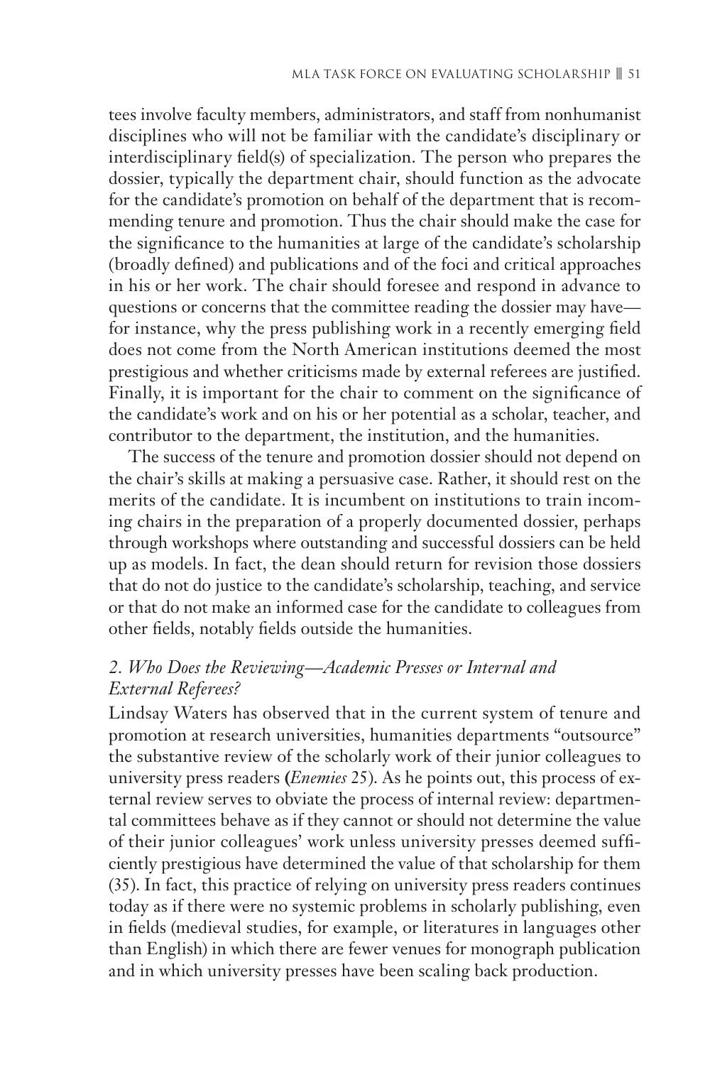tees involve faculty members, administrators, and staff from nonhumanist disciplines who will not be familiar with the candidate's disciplinary or interdisciplinary field(s) of specialization. The person who prepares the dossier, typically the department chair, should function as the advocate for the candidate's promotion on behalf of the department that is recommending tenure and promotion. Thus the chair should make the case for the significance to the humanities at large of the candidate's scholarship (broadly defined) and publications and of the foci and critical approaches in his or her work. The chair should foresee and respond in advance to questions or concerns that the committee reading the dossier may have—for instance, why the press publishing work in a recently emerging field does not come from the North American institutions deemed the most prestigious and whether criticisms made by external referees are justified. Finally, it is important for the chair to comment on the significance of the candidate's work and on his or her potential as a scholar, teacher, and contributor to the department, the institution, and the humanities.

The success of the tenure and promotion dossier should not depend on the chair's skills at making a persuasive case. Rather, it should rest on the merits of the candidate. It is incumbent on institutions to train incoming chairs in the preparation of a properly documented dossier, perhaps through workshops where outstanding and successful dossiers can be held up as models. In fact, the dean should return for revision those dossiers that do not do justice to the candidate's scholarship, teaching, and service or that do not make an informed case for the candidate to colleagues from other fields, notably fields outside the humanities.

### *2. Who Does the Reviewing—Academic Presses or Internal and External Referees?*

Lindsay Waters has observed that in the current system of tenure and promotion at research universities, humanities departments "outsource" the substantive review of the scholarly work of their junior colleagues to university press readers (*Enemies* 25). As he points out, this process of external review serves to obviate the process of internal review: departmental committees behave as if they cannot or should not determine the value of their junior colleagues' work unless university presses deemed sufficiently prestigious have determined the value of that scholarship for them (35). In fact, this practice of relying on university press readers continues today as if there were no systemic problems in scholarly publishing, even in fields (medieval studies, for example, or literatures in languages other than English) in which there are fewer venues for monograph publication and in which university presses have been scaling back production.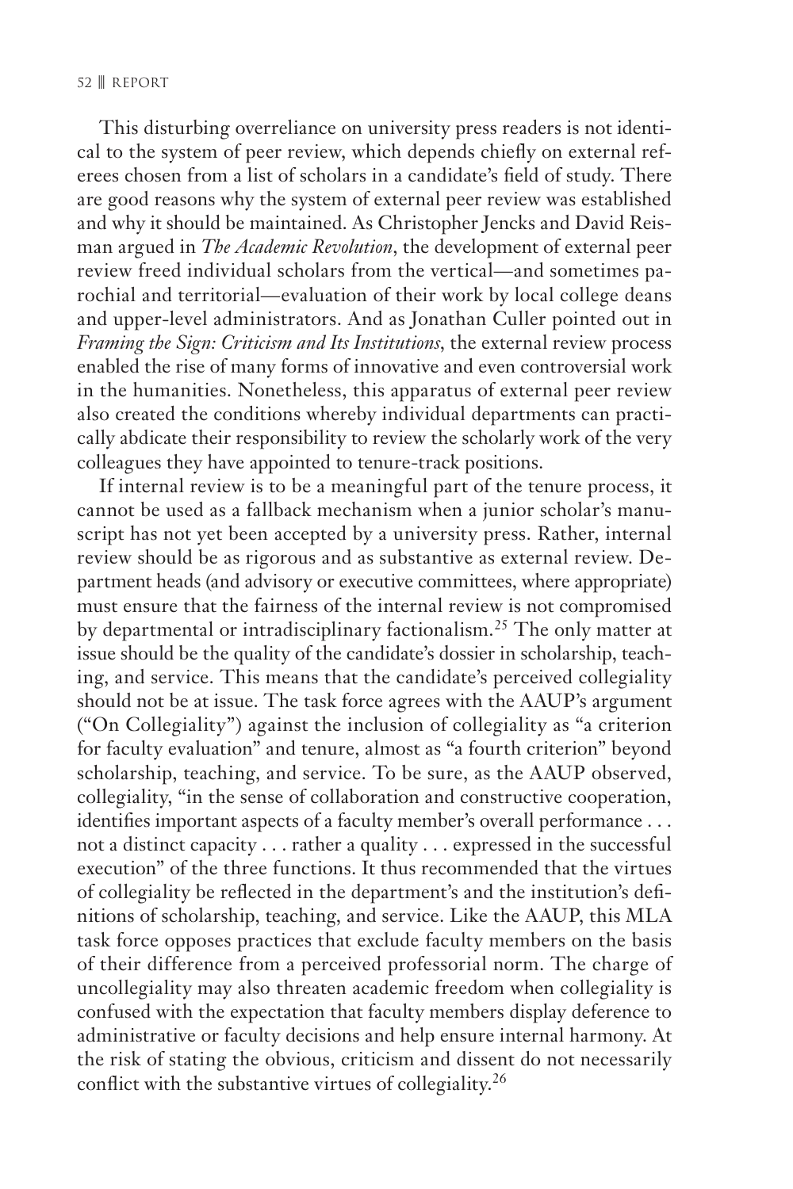This disturbing overreliance on university press readers is not identical to the system of peer review, which depends chiefly on external referees chosen from a list of scholars in a candidate's field of study. There are good reasons why the system of external peer review was established and why it should be maintained. As Christopher Jencks and David Reisman argued in *The Academic Revolution*, the development of external peer review freed individual scholars from the vertical—and sometimes parochial and territorial—evaluation of their work by local college deans and upper-level administrators. And as Jonathan Culler pointed out in *Framing the Sign: Criticism and Its Institutions*, the external review process enabled the rise of many forms of innovative and even controversial work in the humanities. Nonetheless, this apparatus of external peer review also created the conditions whereby individual departments can practically abdicate their responsibility to review the scholarly work of the very colleagues they have appointed to tenure-track positions.

If internal review is to be a meaningful part of the tenure process, it cannot be used as a fallback mechanism when a junior scholar's manuscript has not yet been accepted by a university press. Rather, internal review should be as rigorous and as substantive as external review. Department heads (and advisory or executive committees, where appropriate) must ensure that the fairness of the internal review is not compromised by departmental or intradisciplinary factionalism.[25] The only matter at issue should be the quality of the candidate's dossier in scholarship, teaching, and service. This means that the candidate's perceived collegiality should not be at issue. The task force agrees with the AAUP's argument ("On Collegiality") against the inclusion of collegiality as "a criterion for faculty evaluation" and tenure, almost as "a fourth criterion" beyond scholarship, teaching, and service. To be sure, as the AAUP observed, collegiality, "in the sense of collaboration and constructive cooperation, identifies important aspects of a faculty member's overall performance . . . not a distinct capacity . . . rather a quality . . . expressed in the successful execution" of the three functions. It thus recommended that the virtues of collegiality be reflected in the department's and the institution's definitions of scholarship, teaching, and service. Like the AAUP, this MLA task force opposes practices that exclude faculty members on the basis of their difference from a perceived professorial norm. The charge of uncollegiality may also threaten academic freedom when collegiality is confused with the expectation that faculty members display deference to administrative or faculty decisions and help ensure internal harmony. At the risk of stating the obvious, criticism and dissent do not necessarily conflict with the substantive virtues of collegiality.[26]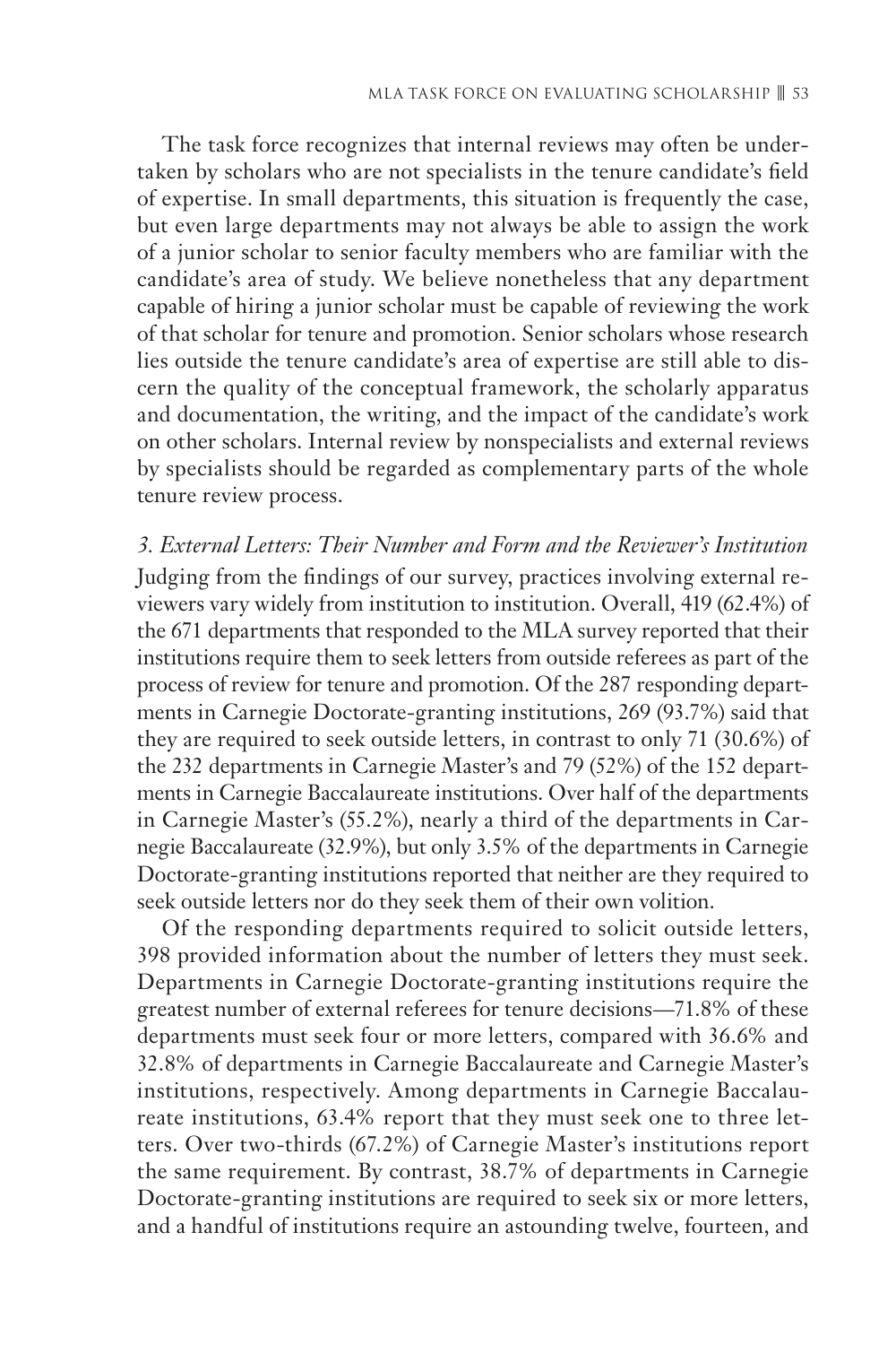The task force recognizes that internal reviews may often be undertaken by scholars who are not specialists in the tenure candidate's field of expertise. In small departments, this situation is frequently the case, but even large departments may not always be able to assign the work of a junior scholar to senior faculty members who are familiar with the candidate's area of study. We believe nonetheless that any department capable of hiring a junior scholar must be capable of reviewing the work of that scholar for tenure and promotion. Senior scholars whose research lies outside the tenure candidate's area of expertise are still able to discern the quality of the conceptual framework, the scholarly apparatus and documentation, the writing, and the impact of the candidate's work on other scholars. Internal review by nonspecialists and external reviews by specialists should be regarded as complementary parts of the whole tenure review process.

*3. External Letters: Their Number and Form and the Reviewer's Institution*

Judging from the findings of our survey, practices involving external reviewers vary widely from institution to institution. Overall, 419 (62.4%) of the 671 departments that responded to the MLA survey reported that their institutions require them to seek letters from outside referees as part of the process of review for tenure and promotion. Of the 287 responding departments in Carnegie Doctorate-granting institutions, 269 (93.7%) said that they are required to seek outside letters, in contrast to only 71 (30.6%) of the 232 departments in Carnegie Master's and 79 (52%) of the 152 departments in Carnegie Baccalaureate institutions. Over half of the departments in Carnegie Master's (55.2%), nearly a third of the departments in Carnegie Baccalaureate (32.9%), but only 3.5% of the departments in Carnegie Doctorate-granting institutions reported that neither are they required to seek outside letters nor do they seek them of their own volition.

Of the responding departments required to solicit outside letters, 398 provided information about the number of letters they must seek. Departments in Carnegie Doctorate-granting institutions require the greatest number of external referees for tenure decisions—71.8% of these departments must seek four or more letters, compared with 36.6% and 32.8% of departments in Carnegie Baccalaureate and Carnegie Master's institutions, respectively. Among departments in Carnegie Baccalaureate institutions, 63.4% report that they must seek one to three letters. Over two-thirds (67.2%) of Carnegie Master's institutions report the same requirement. By contrast, 38.7% of departments in Carnegie Doctorate-granting institutions are required to seek six or more letters, and a handful of institutions require an astounding twelve, fourteen, and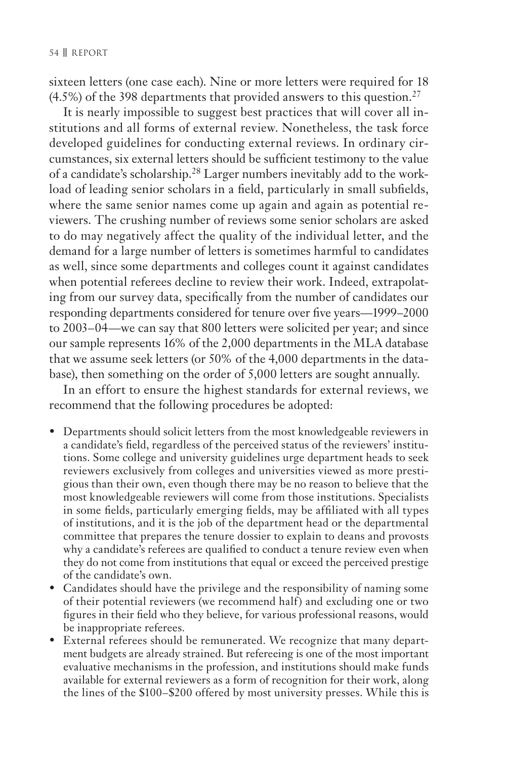sixteen letters (one case each). Nine or more letters were required for 18 (4.5%) of the 398 departments that provided answers to this question.[27]

It is nearly impossible to suggest best practices that will cover all institutions and all forms of external review. Nonetheless, the task force developed guidelines for conducting external reviews. In ordinary circumstances, six external letters should be sufficient testimony to the value of a candidate's scholarship.[28] Larger numbers inevitably add to the workload of leading senior scholars in a field, particularly in small subfields, where the same senior names come up again and again as potential reviewers. The crushing number of reviews some senior scholars are asked to do may negatively affect the quality of the individual letter, and the demand for a large number of letters is sometimes harmful to candidates as well, since some departments and colleges count it against candidates when potential referees decline to review their work. Indeed, extrapolating from our survey data, specifically from the number of candidates our responding departments considered for tenure over five years—1999–2000 to 2003–04—we can say that 800 letters were solicited per year; and since our sample represents 16% of the 2,000 departments in the MLA database that we assume seek letters (or 50% of the 4,000 departments in the database), then something on the order of 5,000 letters are sought annually.

In an effort to ensure the highest standards for external reviews, we recommend that the following procedures be adopted:

- Departments should solicit letters from the most knowledgeable reviewers in a candidate's field, regardless of the perceived status of the reviewers' institutions. Some college and university guidelines urge department heads to seek reviewers exclusively from colleges and universities viewed as more prestigious than their own, even though there may be no reason to believe that the most knowledgeable reviewers will come from those institutions. Specialists in some fields, particularly emerging fields, may be affiliated with all types of institutions, and it is the job of the department head or the departmental committee that prepares the tenure dossier to explain to deans and provosts why a candidate's referees are qualified to conduct a tenure review even when they do not come from institutions that equal or exceed the perceived prestige of the candidate's own.
- Candidates should have the privilege and the responsibility of naming some of their potential reviewers (we recommend half) and excluding one or two figures in their field who they believe, for various professional reasons, would be inappropriate referees.
- External referees should be remunerated. We recognize that many department budgets are already strained. But refereeing is one of the most important evaluative mechanisms in the profession, and institutions should make funds available for external reviewers as a form of recognition for their work, along the lines of the $100–$200 offered by most university presses. While this is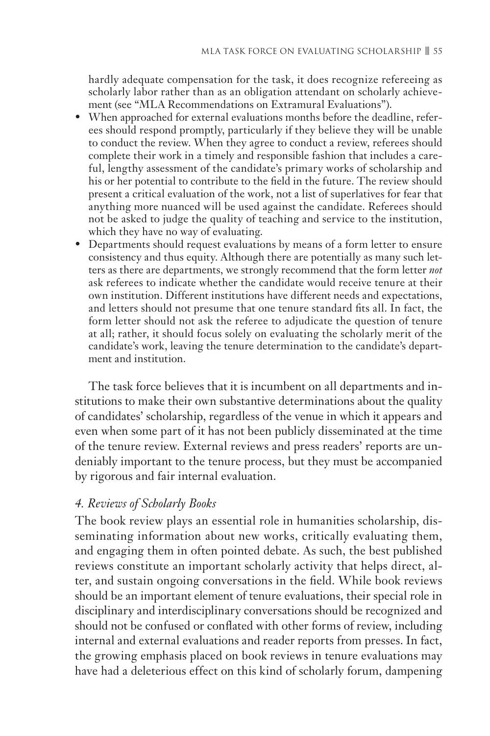hardly adequate compensation for the task, it does recognize refereeing as scholarly labor rather than as an obligation attendant on scholarly achievement (see "MLA Recommendations on Extramural Evaluations").

- When approached for external evaluations months before the deadline, referees should respond promptly, particularly if they believe they will be unable to conduct the review. When they agree to conduct a review, referees should complete their work in a timely and responsible fashion that includes a careful, lengthy assessment of the candidate's primary works of scholarship and his or her potential to contribute to the field in the future. The review should present a critical evaluation of the work, not a list of superlatives for fear that anything more nuanced will be used against the candidate. Referees should not be asked to judge the quality of teaching and service to the institution, which they have no way of evaluating.
- Departments should request evaluations by means of a form letter to ensure consistency and thus equity. Although there are potentially as many such letters as there are departments, we strongly recommend that the form letter *not* ask referees to indicate whether the candidate would receive tenure at their own institution. Different institutions have different needs and expectations, and letters should not presume that one tenure standard fits all. In fact, the form letter should not ask the referee to adjudicate the question of tenure at all; rather, it should focus solely on evaluating the scholarly merit of the candidate's work, leaving the tenure determination to the candidate's department and institution.

The task force believes that it is incumbent on all departments and institutions to make their own substantive determinations about the quality of candidates' scholarship, regardless of the venue in which it appears and even when some part of it has not been publicly disseminated at the time of the tenure review. External reviews and press readers' reports are undeniably important to the tenure process, but they must be accompanied by rigorous and fair internal evaluation.

### *4. Reviews of Scholarly Books*

The book review plays an essential role in humanities scholarship, disseminating information about new works, critically evaluating them, and engaging them in often pointed debate. As such, the best published reviews constitute an important scholarly activity that helps direct, alter, and sustain ongoing conversations in the field. While book reviews should be an important element of tenure evaluations, their special role in disciplinary and interdisciplinary conversations should be recognized and should not be confused or conflated with other forms of review, including internal and external evaluations and reader reports from presses. In fact, the growing emphasis placed on book reviews in tenure evaluations may have had a deleterious effect on this kind of scholarly forum, dampening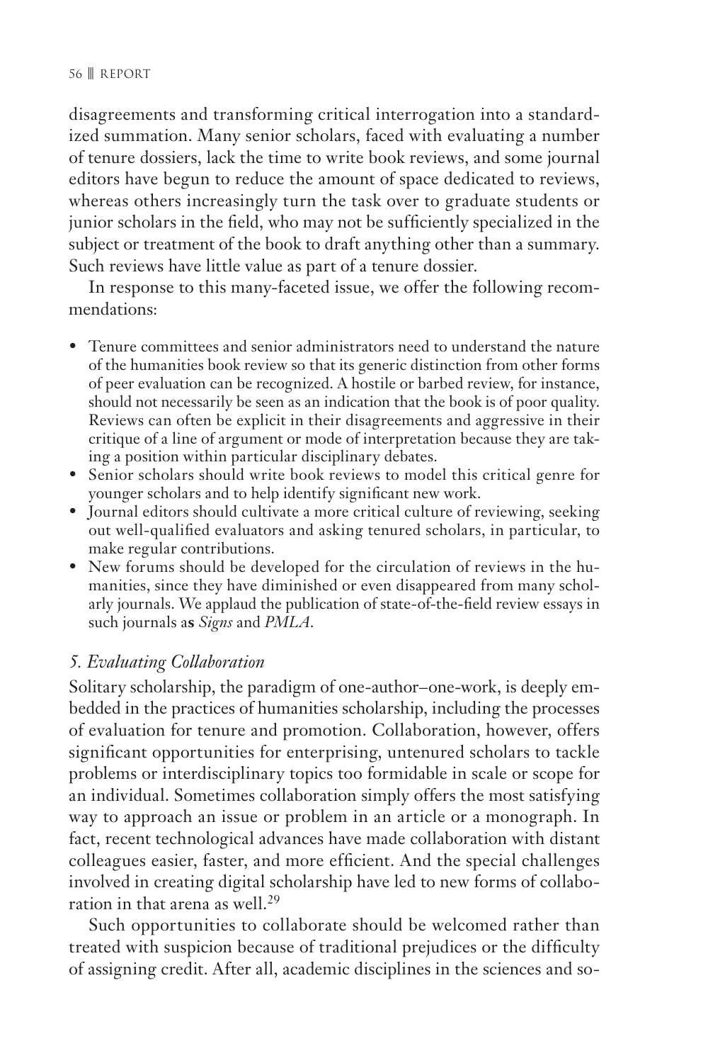disagreements and transforming critical interrogation into a standardized summation. Many senior scholars, faced with evaluating a number of tenure dossiers, lack the time to write book reviews, and some journal editors have begun to reduce the amount of space dedicated to reviews, whereas others increasingly turn the task over to graduate students or junior scholars in the field, who may not be sufficiently specialized in the subject or treatment of the book to draft anything other than a summary. Such reviews have little value as part of a tenure dossier.

In response to this many-faceted issue, we offer the following recommendations:

- Tenure committees and senior administrators need to understand the nature of the humanities book review so that its generic distinction from other forms of peer evaluation can be recognized. A hostile or barbed review, for instance, should not necessarily be seen as an indication that the book is of poor quality. Reviews can often be explicit in their disagreements and aggressive in their critique of a line of argument or mode of interpretation because they are taking a position within particular disciplinary debates.
- Senior scholars should write book reviews to model this critical genre for younger scholars and to help identify significant new work.
- Journal editors should cultivate a more critical culture of reviewing, seeking out well-qualified evaluators and asking tenured scholars, in particular, to make regular contributions.
- New forums should be developed for the circulation of reviews in the humanities, since they have diminished or even disappeared from many scholarly journals. We applaud the publication of state-of-the-field review essays in such journals as *Signs* and *PMLA*.

### *5. Evaluating Collaboration*

Solitary scholarship, the paradigm of one-author–one-work, is deeply embedded in the practices of humanities scholarship, including the processes of evaluation for tenure and promotion. Collaboration, however, offers significant opportunities for enterprising, untenured scholars to tackle problems or interdisciplinary topics too formidable in scale or scope for an individual. Sometimes collaboration simply offers the most satisfying way to approach an issue or problem in an article or a monograph. In fact, recent technological advances have made collaboration with distant colleagues easier, faster, and more efficient. And the special challenges involved in creating digital scholarship have led to new forms of collaboration in that arena as well.[29]

Such opportunities to collaborate should be welcomed rather than treated with suspicion because of traditional prejudices or the difficulty of assigning credit. After all, academic disciplines in the sciences and so-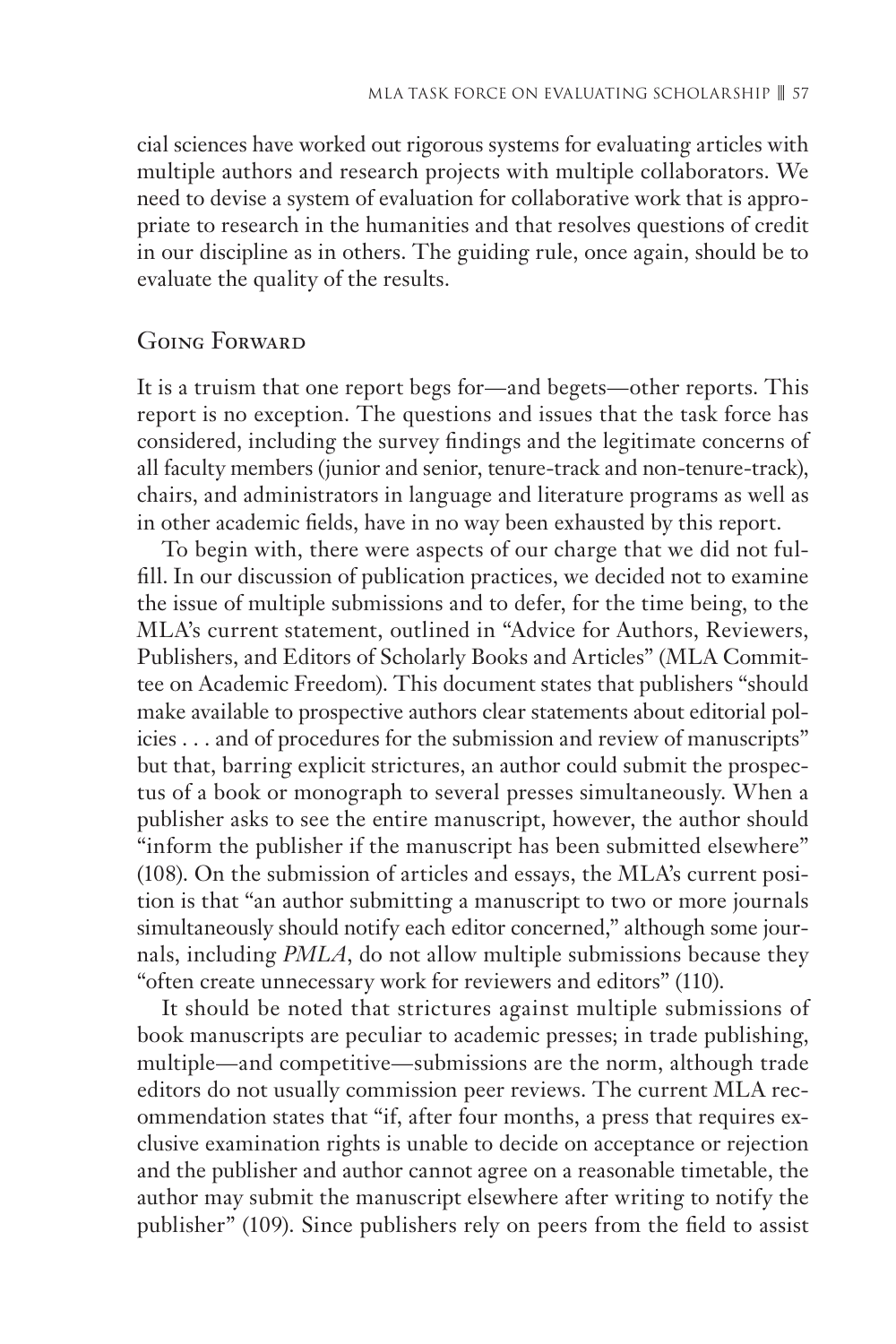cial sciences have worked out rigorous systems for evaluating articles with multiple authors and research projects with multiple collaborators. We need to devise a system of evaluation for collaborative work that is appropriate to research in the humanities and that resolves questions of credit in our discipline as in others. The guiding rule, once again, should be to evaluate the quality of the results.

## Going Forward

It is a truism that one report begs for—and begets—other reports. This report is no exception. The questions and issues that the task force has considered, including the survey findings and the legitimate concerns of all faculty members (junior and senior, tenure-track and non-tenure-track), chairs, and administrators in language and literature programs as well as in other academic fields, have in no way been exhausted by this report.

To begin with, there were aspects of our charge that we did not fulfill. In our discussion of publication practices, we decided not to examine the issue of multiple submissions and to defer, for the time being, to the MLA's current statement, outlined in "Advice for Authors, Reviewers, Publishers, and Editors of Scholarly Books and Articles" (MLA Committee on Academic Freedom). This document states that publishers "should make available to prospective authors clear statements about editorial policies . . . and of procedures for the submission and review of manuscripts" but that, barring explicit strictures, an author could submit the prospectus of a book or monograph to several presses simultaneously. When a publisher asks to see the entire manuscript, however, the author should "inform the publisher if the manuscript has been submitted elsewhere" (108). On the submission of articles and essays, the MLA's current position is that "an author submitting a manuscript to two or more journals simultaneously should notify each editor concerned," although some journals, including *PMLA*, do not allow multiple submissions because they "often create unnecessary work for reviewers and editors" (110).

It should be noted that strictures against multiple submissions of book manuscripts are peculiar to academic presses; in trade publishing, multiple—and competitive—submissions are the norm, although trade editors do not usually commission peer reviews. The current MLA recommendation states that "if, after four months, a press that requires exclusive examination rights is unable to decide on acceptance or rejection and the publisher and author cannot agree on a reasonable timetable, the author may submit the manuscript elsewhere after writing to notify the publisher" (109). Since publishers rely on peers from the field to assist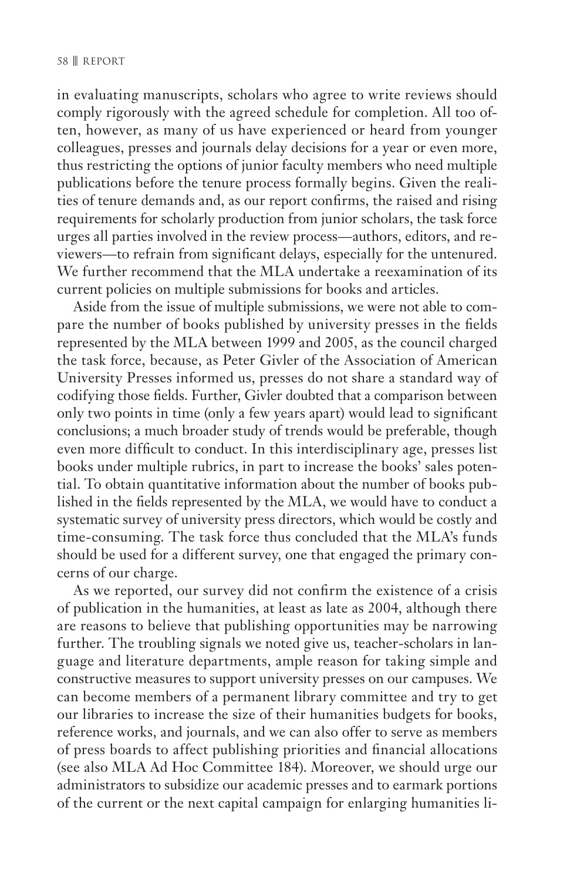in evaluating manuscripts, scholars who agree to write reviews should comply rigorously with the agreed schedule for completion. All too often, however, as many of us have experienced or heard from younger colleagues, presses and journals delay decisions for a year or even more, thus restricting the options of junior faculty members who need multiple publications before the tenure process formally begins. Given the realities of tenure demands and, as our report confirms, the raised and rising requirements for scholarly production from junior scholars, the task force urges all parties involved in the review process—authors, editors, and reviewers—to refrain from significant delays, especially for the untenured. We further recommend that the MLA undertake a reexamination of its current policies on multiple submissions for books and articles.

Aside from the issue of multiple submissions, we were not able to compare the number of books published by university presses in the fields represented by the MLA between 1999 and 2005, as the council charged the task force, because, as Peter Givler of the Association of American University Presses informed us, presses do not share a standard way of codifying those fields. Further, Givler doubted that a comparison between only two points in time (only a few years apart) would lead to significant conclusions; a much broader study of trends would be preferable, though even more difficult to conduct. In this interdisciplinary age, presses list books under multiple rubrics, in part to increase the books' sales potential. To obtain quantitative information about the number of books published in the fields represented by the MLA, we would have to conduct a systematic survey of university press directors, which would be costly and time-consuming. The task force thus concluded that the MLA's funds should be used for a different survey, one that engaged the primary concerns of our charge.

As we reported, our survey did not confirm the existence of a crisis of publication in the humanities, at least as late as 2004, although there are reasons to believe that publishing opportunities may be narrowing further. The troubling signals we noted give us, teacher-scholars in language and literature departments, ample reason for taking simple and constructive measures to support university presses on our campuses. We can become members of a permanent library committee and try to get our libraries to increase the size of their humanities budgets for books, reference works, and journals, and we can also offer to serve as members of press boards to affect publishing priorities and financial allocations (see also MLA Ad Hoc Committee 184). Moreover, we should urge our administrators to subsidize our academic presses and to earmark portions of the current or the next capital campaign for enlarging humanities li-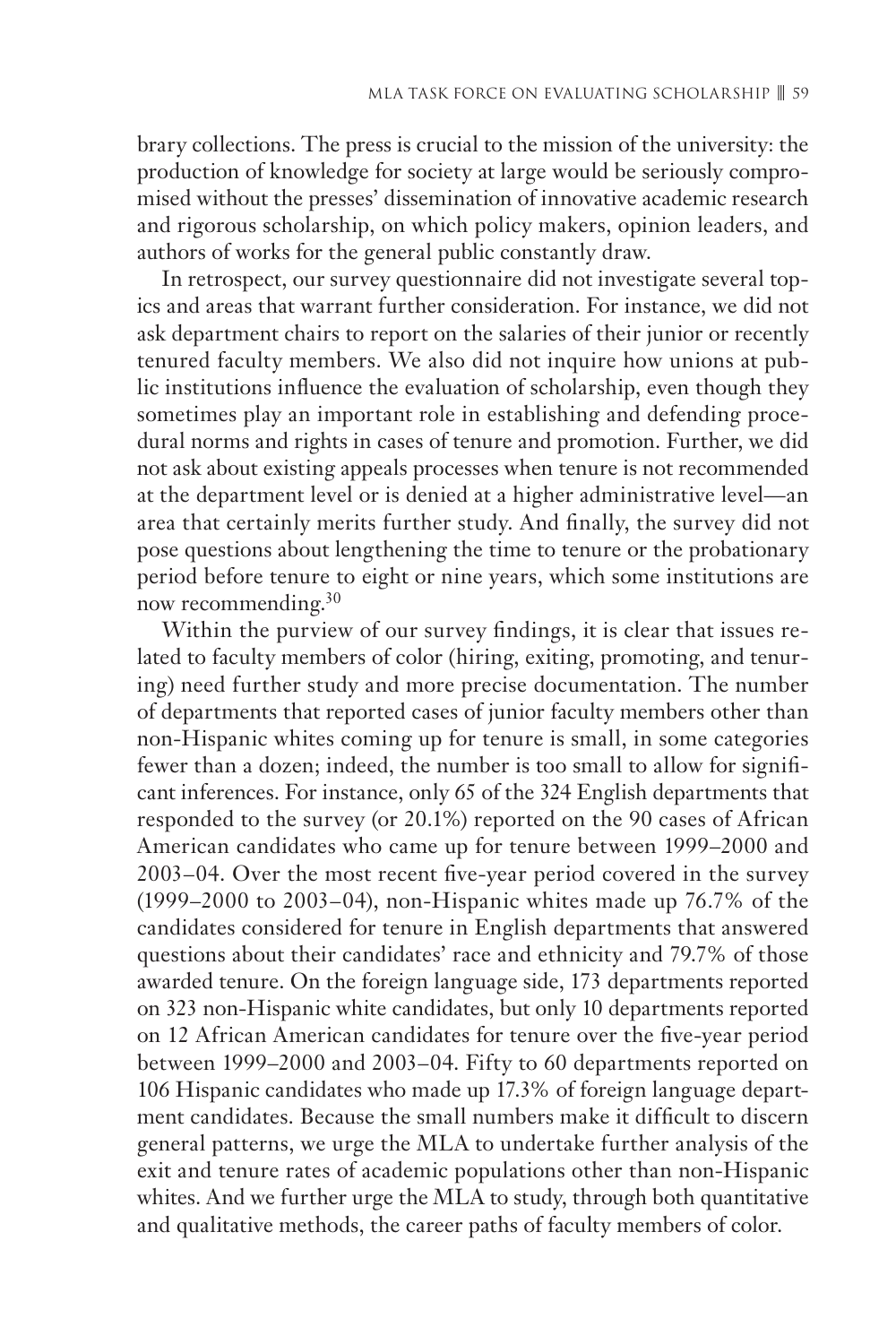brary collections. The press is crucial to the mission of the university: the production of knowledge for society at large would be seriously compromised without the presses' dissemination of innovative academic research and rigorous scholarship, on which policy makers, opinion leaders, and authors of works for the general public constantly draw.

In retrospect, our survey questionnaire did not investigate several topics and areas that warrant further consideration. For instance, we did not ask department chairs to report on the salaries of their junior or recently tenured faculty members. We also did not inquire how unions at public institutions influence the evaluation of scholarship, even though they sometimes play an important role in establishing and defending procedural norms and rights in cases of tenure and promotion. Further, we did not ask about existing appeals processes when tenure is not recommended at the department level or is denied at a higher administrative level—an area that certainly merits further study. And finally, the survey did not pose questions about lengthening the time to tenure or the probationary period before tenure to eight or nine years, which some institutions are now recommending.[30]

Within the purview of our survey findings, it is clear that issues related to faculty members of color (hiring, exiting, promoting, and tenuring) need further study and more precise documentation. The number of departments that reported cases of junior faculty members other than non-Hispanic whites coming up for tenure is small, in some categories fewer than a dozen; indeed, the number is too small to allow for significant inferences. For instance, only 65 of the 324 English departments that responded to the survey (or 20.1%) reported on the 90 cases of African American candidates who came up for tenure between 1999–2000 and 2003–04. Over the most recent five-year period covered in the survey (1999–2000 to 2003–04), non-Hispanic whites made up 76.7% of the candidates considered for tenure in English departments that answered questions about their candidates' race and ethnicity and 79.7% of those awarded tenure. On the foreign language side, 173 departments reported on 323 non-Hispanic white candidates, but only 10 departments reported on 12 African American candidates for tenure over the five-year period between 1999–2000 and 2003–04. Fifty to 60 departments reported on 106 Hispanic candidates who made up 17.3% of foreign language department candidates. Because the small numbers make it difficult to discern general patterns, we urge the MLA to undertake further analysis of the exit and tenure rates of academic populations other than non-Hispanic whites. And we further urge the MLA to study, through both quantitative and qualitative methods, the career paths of faculty members of color.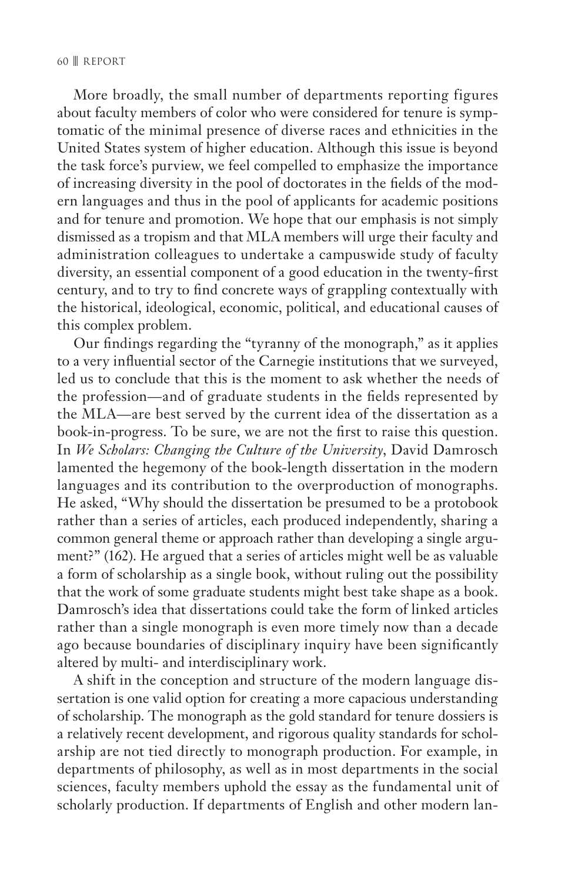More broadly, the small number of departments reporting figures about faculty members of color who were considered for tenure is symptomatic of the minimal presence of diverse races and ethnicities in the United States system of higher education. Although this issue is beyond the task force's purview, we feel compelled to emphasize the importance of increasing diversity in the pool of doctorates in the fields of the modern languages and thus in the pool of applicants for academic positions and for tenure and promotion. We hope that our emphasis is not simply dismissed as a tropism and that MLA members will urge their faculty and administration colleagues to undertake a campuswide study of faculty diversity, an essential component of a good education in the twenty-first century, and to try to find concrete ways of grappling contextually with the historical, ideological, economic, political, and educational causes of this complex problem.

Our findings regarding the "tyranny of the monograph," as it applies to a very influential sector of the Carnegie institutions that we surveyed, led us to conclude that this is the moment to ask whether the needs of the profession—and of graduate students in the fields represented by the MLA—are best served by the current idea of the dissertation as a book-in-progress. To be sure, we are not the first to raise this question. In *We Scholars: Changing the Culture of the University*, David Damrosch lamented the hegemony of the book-length dissertation in the modern languages and its contribution to the overproduction of monographs. He asked, "Why should the dissertation be presumed to be a protobook rather than a series of articles, each produced independently, sharing a common general theme or approach rather than developing a single argument?" (162). He argued that a series of articles might well be as valuable a form of scholarship as a single book, without ruling out the possibility that the work of some graduate students might best take shape as a book. Damrosch's idea that dissertations could take the form of linked articles rather than a single monograph is even more timely now than a decade ago because boundaries of disciplinary inquiry have been significantly altered by multi- and interdisciplinary work.

A shift in the conception and structure of the modern language dissertation is one valid option for creating a more capacious understanding of scholarship. The monograph as the gold standard for tenure dossiers is a relatively recent development, and rigorous quality standards for scholarship are not tied directly to monograph production. For example, in departments of philosophy, as well as in most departments in the social sciences, faculty members uphold the essay as the fundamental unit of scholarly production. If departments of English and other modern lan-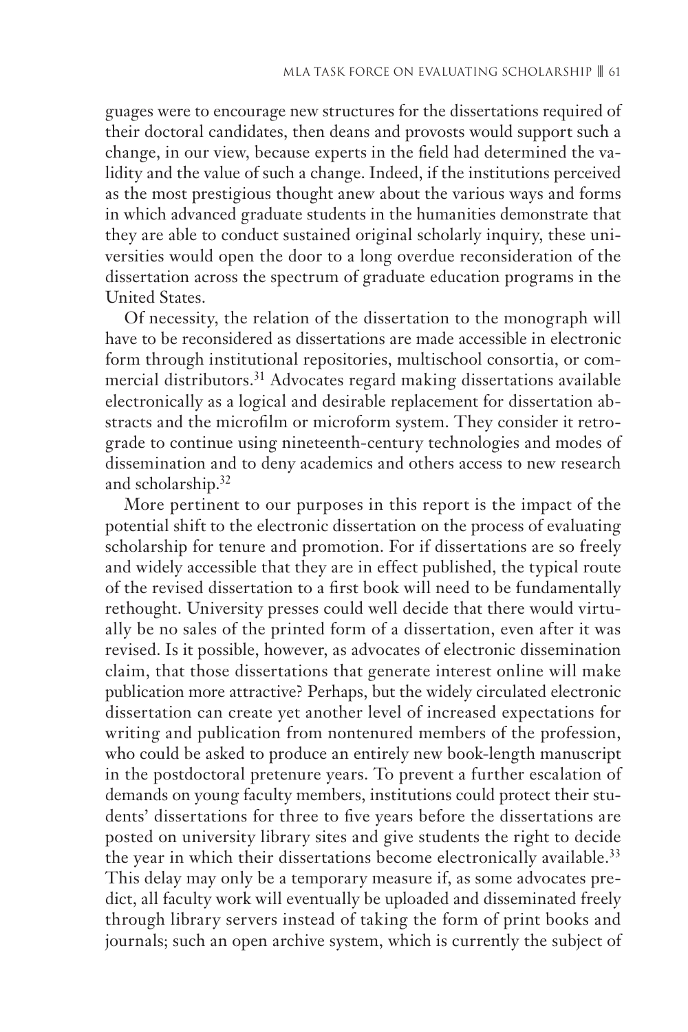guages were to encourage new structures for the dissertations required of their doctoral candidates, then deans and provosts would support such a change, in our view, because experts in the field had determined the validity and the value of such a change. Indeed, if the institutions perceived as the most prestigious thought anew about the various ways and forms in which advanced graduate students in the humanities demonstrate that they are able to conduct sustained original scholarly inquiry, these universities would open the door to a long overdue reconsideration of the dissertation across the spectrum of graduate education programs in the United States.

Of necessity, the relation of the dissertation to the monograph will have to be reconsidered as dissertations are made accessible in electronic form through institutional repositories, multischool consortia, or commercial distributors.[31] Advocates regard making dissertations available electronically as a logical and desirable replacement for dissertation abstracts and the microfilm or microform system. They consider it retrograde to continue using nineteenth-century technologies and modes of dissemination and to deny academics and others access to new research and scholarship.[32]

More pertinent to our purposes in this report is the impact of the potential shift to the electronic dissertation on the process of evaluating scholarship for tenure and promotion. For if dissertations are so freely and widely accessible that they are in effect published, the typical route of the revised dissertation to a first book will need to be fundamentally rethought. University presses could well decide that there would virtually be no sales of the printed form of a dissertation, even after it was revised. Is it possible, however, as advocates of electronic dissemination claim, that those dissertations that generate interest online will make publication more attractive? Perhaps, but the widely circulated electronic dissertation can create yet another level of increased expectations for writing and publication from nontenured members of the profession, who could be asked to produce an entirely new book-length manuscript in the postdoctoral pretenure years. To prevent a further escalation of demands on young faculty members, institutions could protect their students' dissertations for three to five years before the dissertations are posted on university library sites and give students the right to decide the year in which their dissertations become electronically available.[33] This delay may only be a temporary measure if, as some advocates predict, all faculty work will eventually be uploaded and disseminated freely through library servers instead of taking the form of print books and journals; such an open archive system, which is currently the subject of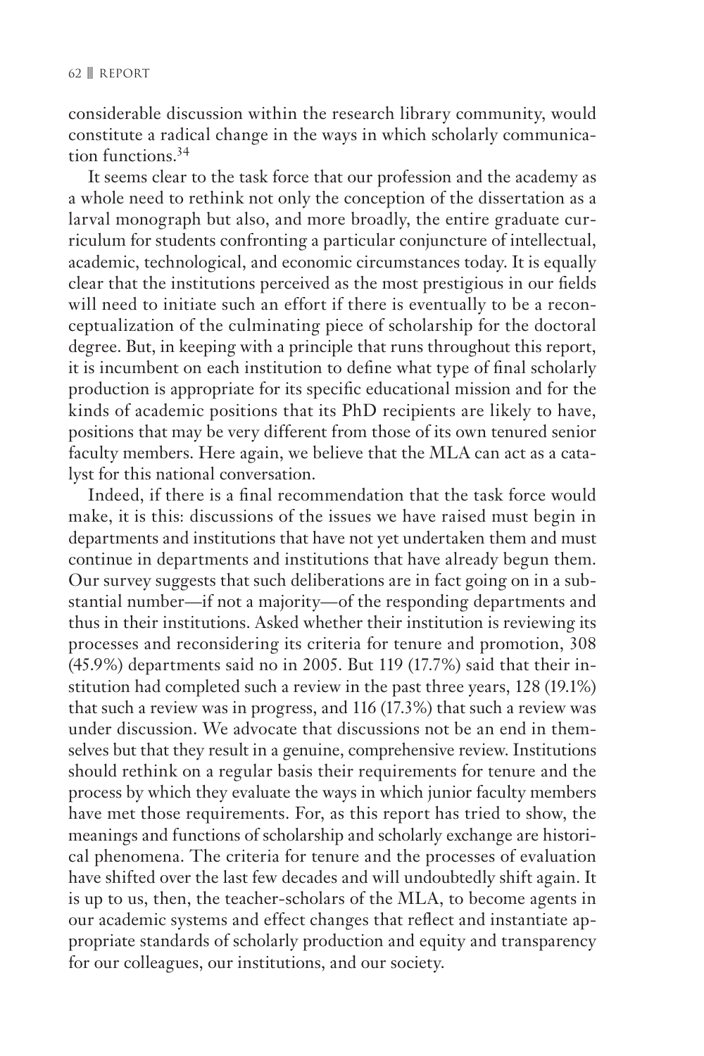considerable discussion within the research library community, would constitute a radical change in the ways in which scholarly communication functions.[34]

It seems clear to the task force that our profession and the academy as a whole need to rethink not only the conception of the dissertation as a larval monograph but also, and more broadly, the entire graduate curriculum for students confronting a particular conjuncture of intellectual, academic, technological, and economic circumstances today. It is equally clear that the institutions perceived as the most prestigious in our fields will need to initiate such an effort if there is eventually to be a reconceptualization of the culminating piece of scholarship for the doctoral degree. But, in keeping with a principle that runs throughout this report, it is incumbent on each institution to define what type of final scholarly production is appropriate for its specific educational mission and for the kinds of academic positions that its PhD recipients are likely to have, positions that may be very different from those of its own tenured senior faculty members. Here again, we believe that the MLA can act as a catalyst for this national conversation.

Indeed, if there is a final recommendation that the task force would make, it is this: discussions of the issues we have raised must begin in departments and institutions that have not yet undertaken them and must continue in departments and institutions that have already begun them. Our survey suggests that such deliberations are in fact going on in a substantial number—if not a majority—of the responding departments and thus in their institutions. Asked whether their institution is reviewing its processes and reconsidering its criteria for tenure and promotion, 308 (45.9%) departments said no in 2005. But 119 (17.7%) said that their institution had completed such a review in the past three years, 128 (19.1%) that such a review was in progress, and 116 (17.3%) that such a review was under discussion. We advocate that discussions not be an end in themselves but that they result in a genuine, comprehensive review. Institutions should rethink on a regular basis their requirements for tenure and the process by which they evaluate the ways in which junior faculty members have met those requirements. For, as this report has tried to show, the meanings and functions of scholarship and scholarly exchange are historical phenomena. The criteria for tenure and the processes of evaluation have shifted over the last few decades and will undoubtedly shift again. It is up to us, then, the teacher-scholars of the MLA, to become agents in our academic systems and effect changes that reflect and instantiate appropriate standards of scholarly production and equity and transparency for our colleagues, our institutions, and our society.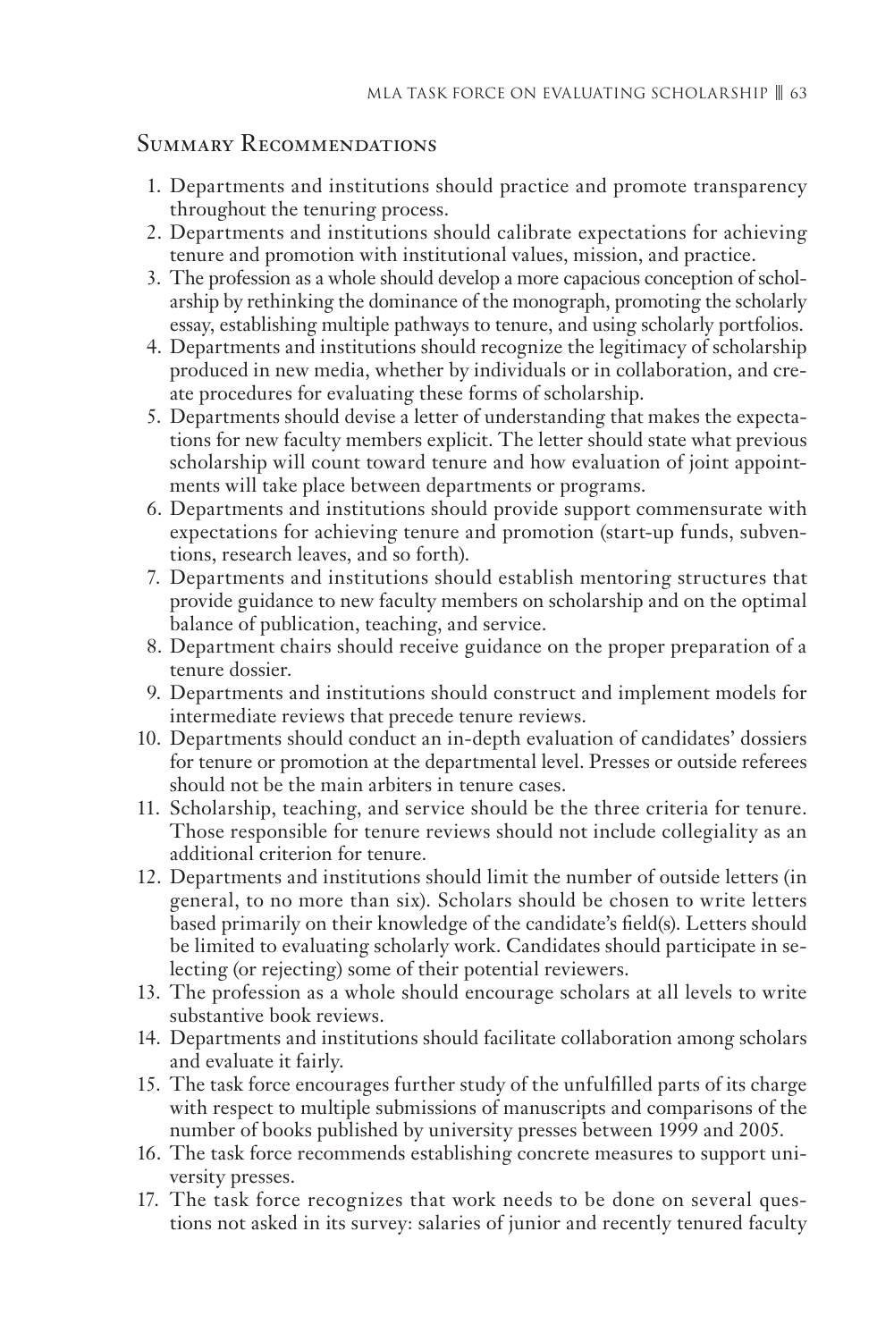## Summary Recommendations

1. Departments and institutions should practice and promote transparency throughout the tenuring process.
2. Departments and institutions should calibrate expectations for achieving tenure and promotion with institutional values, mission, and practice.
3. The profession as a whole should develop a more capacious conception of scholarship by rethinking the dominance of the monograph, promoting the scholarly essay, establishing multiple pathways to tenure, and using scholarly portfolios.
4. Departments and institutions should recognize the legitimacy of scholarship produced in new media, whether by individuals or in collaboration, and create procedures for evaluating these forms of scholarship.
5. Departments should devise a letter of understanding that makes the expectations for new faculty members explicit. The letter should state what previous scholarship will count toward tenure and how evaluation of joint appointments will take place between departments or programs.
6. Departments and institutions should provide support commensurate with expectations for achieving tenure and promotion (start-up funds, subventions, research leaves, and so forth).
7. Departments and institutions should establish mentoring structures that provide guidance to new faculty members on scholarship and on the optimal balance of publication, teaching, and service.
8. Department chairs should receive guidance on the proper preparation of a tenure dossier.
9. Departments and institutions should construct and implement models for intermediate reviews that precede tenure reviews.
10. Departments should conduct an in-depth evaluation of candidates' dossiers for tenure or promotion at the departmental level. Presses or outside referees should not be the main arbiters in tenure cases.
11. Scholarship, teaching, and service should be the three criteria for tenure. Those responsible for tenure reviews should not include collegiality as an additional criterion for tenure.
12. Departments and institutions should limit the number of outside letters (in general, to no more than six). Scholars should be chosen to write letters based primarily on their knowledge of the candidate's field(s). Letters should be limited to evaluating scholarly work. Candidates should participate in selecting (or rejecting) some of their potential reviewers.
13. The profession as a whole should encourage scholars at all levels to write substantive book reviews.
14. Departments and institutions should facilitate collaboration among scholars and evaluate it fairly.
15. The task force encourages further study of the unfulfilled parts of its charge with respect to multiple submissions of manuscripts and comparisons of the number of books published by university presses between 1999 and 2005.
16. The task force recommends establishing concrete measures to support university presses.
17. The task force recognizes that work needs to be done on several questions not asked in its survey: salaries of junior and recently tenured faculty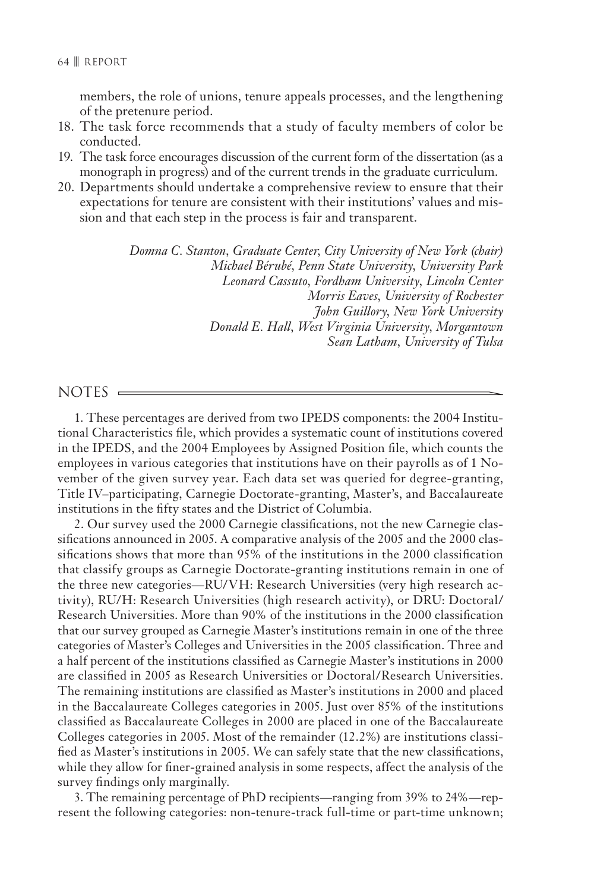members, the role of unions, tenure appeals processes, and the lengthening of the pretenure period.

18. The task force recommends that a study of faculty members of color be conducted.
19. The task force encourages discussion of the current form of the dissertation (as a monograph in progress) and of the current trends in the graduate curriculum.
20. Departments should undertake a comprehensive review to ensure that their expectations for tenure are consistent with their institutions' values and mission and that each step in the process is fair and transparent.

*Domna C. Stanton, Graduate Center, City University of New York (chair)*
*Michael Bérubé, Penn State University, University Park*
*Leonard Cassuto, Fordham University, Lincoln Center*
*Morris Eaves, University of Rochester*
*John Guillory, New York University*
*Donald E. Hall, West Virginia University, Morgantown*
*Sean Latham, University of Tulsa*

## NOTES

1. These percentages are derived from two IPEDS components: the 2004 Institutional Characteristics file, which provides a systematic count of institutions covered in the IPEDS, and the 2004 Employees by Assigned Position file, which counts the employees in various categories that institutions have on their payrolls as of 1 November of the given survey year. Each data set was queried for degree-granting, Title IV–participating, Carnegie Doctorate-granting, Master's, and Baccalaureate institutions in the fifty states and the District of Columbia.

2. Our survey used the 2000 Carnegie classifications, not the new Carnegie classifications announced in 2005. A comparative analysis of the 2005 and the 2000 classifications shows that more than 95% of the institutions in the 2000 classification that classify groups as Carnegie Doctorate-granting institutions remain in one of the three new categories—RU/VH: Research Universities (very high research activity), RU/H: Research Universities (high research activity), or DRU: Doctoral/Research Universities. More than 90% of the institutions in the 2000 classification that our survey grouped as Carnegie Master's institutions remain in one of the three categories of Master's Colleges and Universities in the 2005 classification. Three and a half percent of the institutions classified as Carnegie Master's institutions in 2000 are classified in 2005 as Research Universities or Doctoral/Research Universities. The remaining institutions are classified as Master's institutions in 2000 and placed in the Baccalaureate Colleges categories in 2005. Just over 85% of the institutions classified as Baccalaureate Colleges in 2000 are placed in one of the Baccalaureate Colleges categories in 2005. Most of the remainder (12.2%) are institutions classified as Master's institutions in 2005. We can safely state that the new classifications, while they allow for finer-grained analysis in some respects, affect the analysis of the survey findings only marginally.

3. The remaining percentage of PhD recipients—ranging from 39% to 24%—represent the following categories: non-tenure-track full-time or part-time unknown;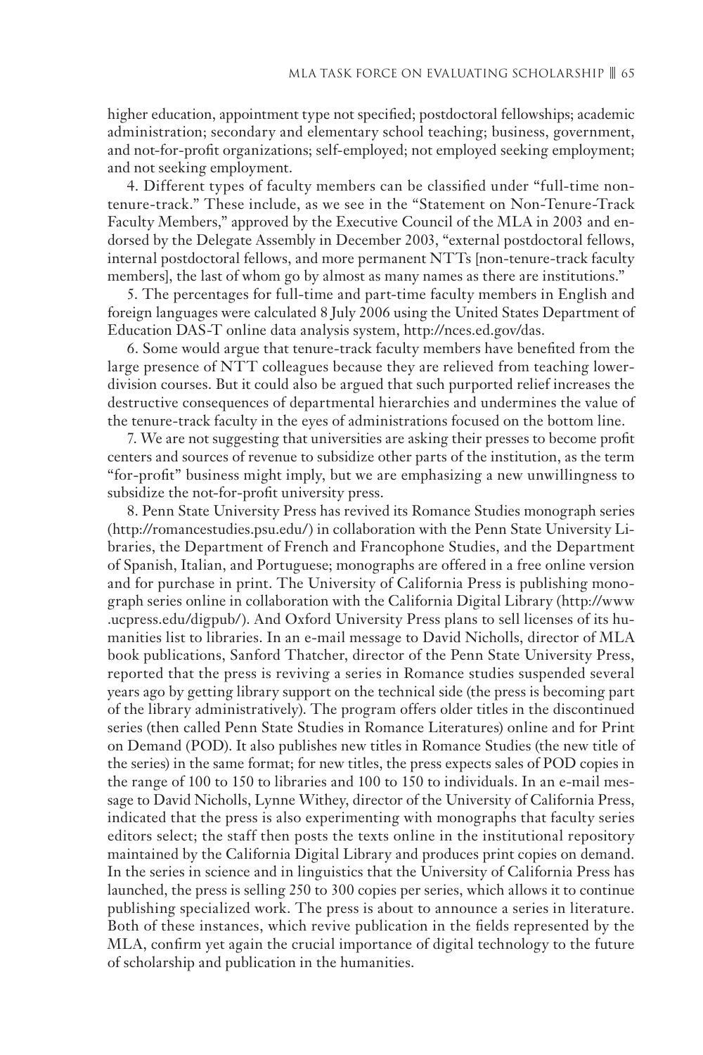higher education, appointment type not specified; postdoctoral fellowships; academic administration; secondary and elementary school teaching; business, government, and not-for-profit organizations; self-employed; not employed seeking employment; and not seeking employment.

4. Different types of faculty members can be classified under "full-time non-tenure-track." These include, as we see in the "Statement on Non-Tenure-Track Faculty Members," approved by the Executive Council of the MLA in 2003 and endorsed by the Delegate Assembly in December 2003, "external postdoctoral fellows, internal postdoctoral fellows, and more permanent NTTs [non-tenure-track faculty members], the last of whom go by almost as many names as there are institutions."

5. The percentages for full-time and part-time faculty members in English and foreign languages were calculated 8 July 2006 using the United States Department of Education DAS-T online data analysis system, http://nces.ed.gov/das.

6. Some would argue that tenure-track faculty members have benefited from the large presence of NTT colleagues because they are relieved from teaching lower-division courses. But it could also be argued that such purported relief increases the destructive consequences of departmental hierarchies and undermines the value of the tenure-track faculty in the eyes of administrations focused on the bottom line.

7. We are not suggesting that universities are asking their presses to become profit centers and sources of revenue to subsidize other parts of the institution, as the term "for-profit" business might imply, but we are emphasizing a new unwillingness to subsidize the not-for-profit university press.

8. Penn State University Press has revived its Romance Studies monograph series (http://romancestudies.psu.edu/) in collaboration with the Penn State University Libraries, the Department of French and Francophone Studies, and the Department of Spanish, Italian, and Portuguese; monographs are offered in a free online version and for purchase in print. The University of California Press is publishing monograph series online in collaboration with the California Digital Library (http://www.ucpress.edu/digpub/). And Oxford University Press plans to sell licenses of its humanities list to libraries. In an e-mail message to David Nicholls, director of MLA book publications, Sanford Thatcher, director of the Penn State University Press, reported that the press is reviving a series in Romance studies suspended several years ago by getting library support on the technical side (the press is becoming part of the library administratively). The program offers older titles in the discontinued series (then called Penn State Studies in Romance Literatures) online and for Print on Demand (POD). It also publishes new titles in Romance Studies (the new title of the series) in the same format; for new titles, the press expects sales of POD copies in the range of 100 to 150 to libraries and 100 to 150 to individuals. In an e-mail message to David Nicholls, Lynne Withey, director of the University of California Press, indicated that the press is also experimenting with monographs that faculty series editors select; the staff then posts the texts online in the institutional repository maintained by the California Digital Library and produces print copies on demand. In the series in science and in linguistics that the University of California Press has launched, the press is selling 250 to 300 copies per series, which allows it to continue publishing specialized work. The press is about to announce a series in literature. Both of these instances, which revive publication in the fields represented by the MLA, confirm yet again the crucial importance of digital technology to the future of scholarship and publication in the humanities.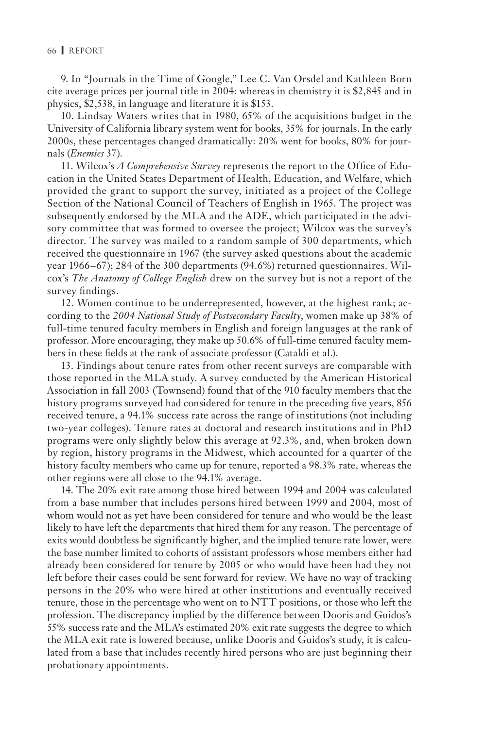9. In "Journals in the Time of Google," Lee C. Van Orsdel and Kathleen Born cite average prices per journal title in 2004: whereas in chemistry it is $2,845 and in physics, $2,538, in language and literature it is $153.

10. Lindsay Waters writes that in 1980, 65% of the acquisitions budget in the University of California library system went for books, 35% for journals. In the early 2000s, these percentages changed dramatically: 20% went for books, 80% for journals (*Enemies* 37).

11. Wilcox's *A Comprehensive Survey* represents the report to the Office of Education in the United States Department of Health, Education, and Welfare, which provided the grant to support the survey, initiated as a project of the College Section of the National Council of Teachers of English in 1965. The project was subsequently endorsed by the MLA and the ADE, which participated in the advisory committee that was formed to oversee the project; Wilcox was the survey's director. The survey was mailed to a random sample of 300 departments, which received the questionnaire in 1967 (the survey asked questions about the academic year 1966–67); 284 of the 300 departments (94.6%) returned questionnaires. Wilcox's *The Anatomy of College English* drew on the survey but is not a report of the survey findings.

12. Women continue to be underrepresented, however, at the highest rank; according to the *2004 National Study of Postsecondary Faculty*, women make up 38% of full-time tenured faculty members in English and foreign languages at the rank of professor. More encouraging, they make up 50.6% of full-time tenured faculty members in these fields at the rank of associate professor (Cataldi et al.).

13. Findings about tenure rates from other recent surveys are comparable with those reported in the MLA study. A survey conducted by the American Historical Association in fall 2003 (Townsend) found that of the 910 faculty members that the history programs surveyed had considered for tenure in the preceding five years, 856 received tenure, a 94.1% success rate across the range of institutions (not including two-year colleges). Tenure rates at doctoral and research institutions and in PhD programs were only slightly below this average at 92.3%, and, when broken down by region, history programs in the Midwest, which accounted for a quarter of the history faculty members who came up for tenure, reported a 98.3% rate, whereas the other regions were all close to the 94.1% average.

14. The 20% exit rate among those hired between 1994 and 2004 was calculated from a base number that includes persons hired between 1999 and 2004, most of whom would not as yet have been considered for tenure and who would be the least likely to have left the departments that hired them for any reason. The percentage of exits would doubtless be significantly higher, and the implied tenure rate lower, were the base number limited to cohorts of assistant professors whose members either had already been considered for tenure by 2005 or who would have been had they not left before their cases could be sent forward for review. We have no way of tracking persons in the 20% who were hired at other institutions and eventually received tenure, those in the percentage who went on to NTT positions, or those who left the profession. The discrepancy implied by the difference between Dooris and Guidos's 55% success rate and the MLA's estimated 20% exit rate suggests the degree to which the MLA exit rate is lowered because, unlike Dooris and Guidos's study, it is calculated from a base that includes recently hired persons who are just beginning their probationary appointments.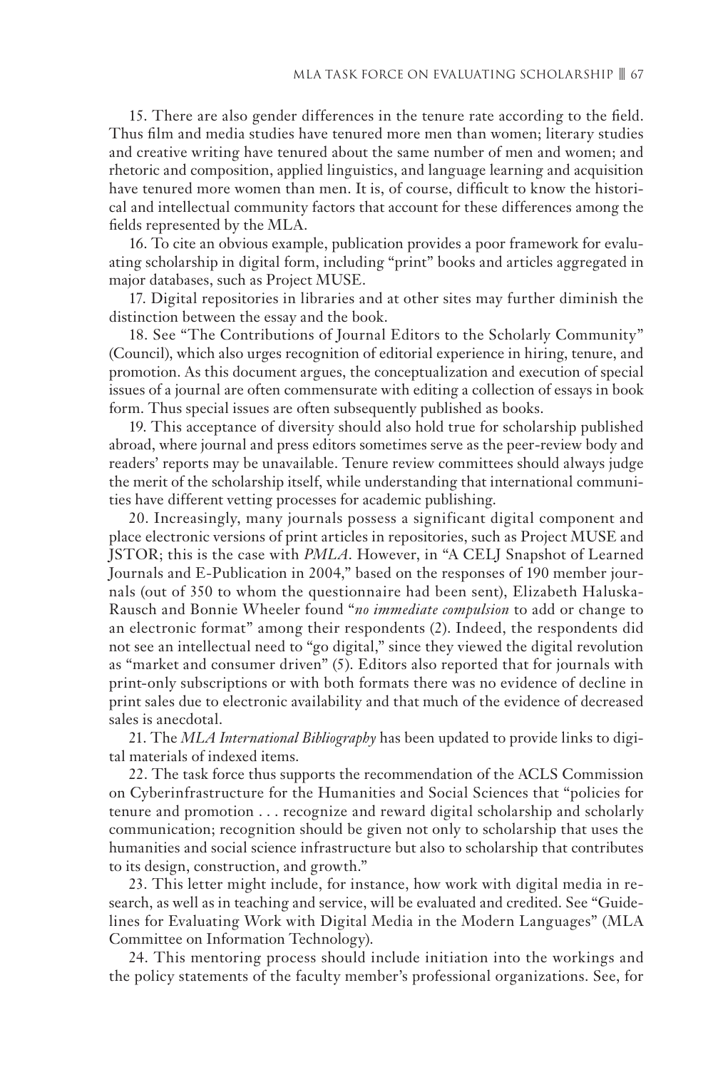15. There are also gender differences in the tenure rate according to the field. Thus film and media studies have tenured more men than women; literary studies and creative writing have tenured about the same number of men and women; and rhetoric and composition, applied linguistics, and language learning and acquisition have tenured more women than men. It is, of course, difficult to know the historical and intellectual community factors that account for these differences among the fields represented by the MLA.

16. To cite an obvious example, publication provides a poor framework for evaluating scholarship in digital form, including "print" books and articles aggregated in major databases, such as Project MUSE.

17. Digital repositories in libraries and at other sites may further diminish the distinction between the essay and the book.

18. See "The Contributions of Journal Editors to the Scholarly Community" (Council), which also urges recognition of editorial experience in hiring, tenure, and promotion. As this document argues, the conceptualization and execution of special issues of a journal are often commensurate with editing a collection of essays in book form. Thus special issues are often subsequently published as books.

19. This acceptance of diversity should also hold true for scholarship published abroad, where journal and press editors sometimes serve as the peer-review body and readers' reports may be unavailable. Tenure review committees should always judge the merit of the scholarship itself, while understanding that international communities have different vetting processes for academic publishing.

20. Increasingly, many journals possess a significant digital component and place electronic versions of print articles in repositories, such as Project MUSE and JSTOR; this is the case with *PMLA*. However, in "A CELJ Snapshot of Learned Journals and E-Publication in 2004," based on the responses of 190 member journals (out of 350 to whom the questionnaire had been sent), Elizabeth Haluska-Rausch and Bonnie Wheeler found "*no immediate compulsion* to add or change to an electronic format" among their respondents (2). Indeed, the respondents did not see an intellectual need to "go digital," since they viewed the digital revolution as "market and consumer driven" (5). Editors also reported that for journals with print-only subscriptions or with both formats there was no evidence of decline in print sales due to electronic availability and that much of the evidence of decreased sales is anecdotal.

21. The *MLA International Bibliography* has been updated to provide links to digital materials of indexed items.

22. The task force thus supports the recommendation of the ACLS Commission on Cyberinfrastructure for the Humanities and Social Sciences that "policies for tenure and promotion . . . recognize and reward digital scholarship and scholarly communication; recognition should be given not only to scholarship that uses the humanities and social science infrastructure but also to scholarship that contributes to its design, construction, and growth."

23. This letter might include, for instance, how work with digital media in research, as well as in teaching and service, will be evaluated and credited. See "Guidelines for Evaluating Work with Digital Media in the Modern Languages" (MLA Committee on Information Technology).

24. This mentoring process should include initiation into the workings and the policy statements of the faculty member's professional organizations. See, for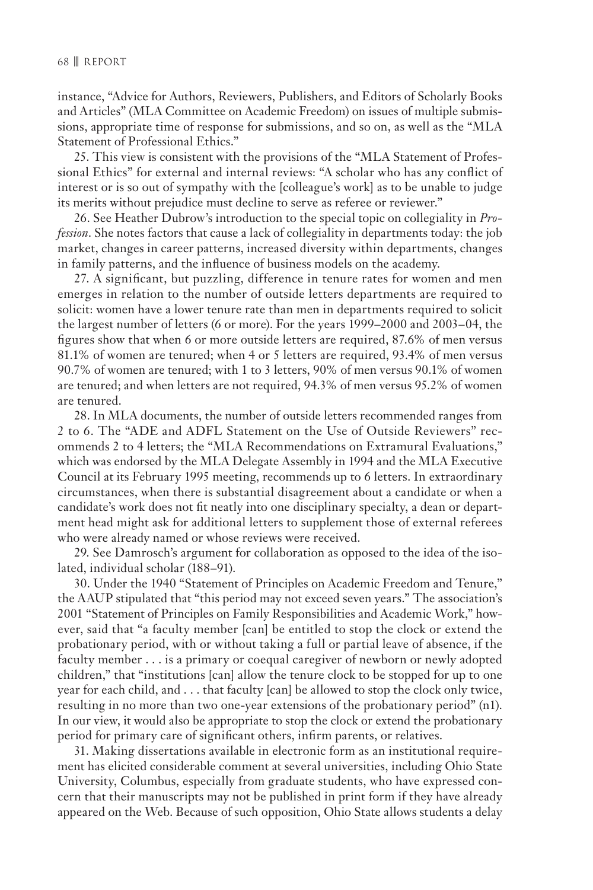instance, "Advice for Authors, Reviewers, Publishers, and Editors of Scholarly Books and Articles" (MLA Committee on Academic Freedom) on issues of multiple submissions, appropriate time of response for submissions, and so on, as well as the "MLA Statement of Professional Ethics."

25. This view is consistent with the provisions of the "MLA Statement of Professional Ethics" for external and internal reviews: "A scholar who has any conflict of interest or is so out of sympathy with the [colleague's work] as to be unable to judge its merits without prejudice must decline to serve as referee or reviewer."

26. See Heather Dubrow's introduction to the special topic on collegiality in *Profession*. She notes factors that cause a lack of collegiality in departments today: the job market, changes in career patterns, increased diversity within departments, changes in family patterns, and the influence of business models on the academy.

27. A significant, but puzzling, difference in tenure rates for women and men emerges in relation to the number of outside letters departments are required to solicit: women have a lower tenure rate than men in departments required to solicit the largest number of letters (6 or more). For the years 1999–2000 and 2003–04, the figures show that when 6 or more outside letters are required, 87.6% of men versus 81.1% of women are tenured; when 4 or 5 letters are required, 93.4% of men versus 90.7% of women are tenured; with 1 to 3 letters, 90% of men versus 90.1% of women are tenured; and when letters are not required, 94.3% of men versus 95.2% of women are tenured.

28. In MLA documents, the number of outside letters recommended ranges from 2 to 6. The "ADE and ADFL Statement on the Use of Outside Reviewers" recommends 2 to 4 letters; the "MLA Recommendations on Extramural Evaluations," which was endorsed by the MLA Delegate Assembly in 1994 and the MLA Executive Council at its February 1995 meeting, recommends up to 6 letters. In extraordinary circumstances, when there is substantial disagreement about a candidate or when a candidate's work does not fit neatly into one disciplinary specialty, a dean or department head might ask for additional letters to supplement those of external referees who were already named or whose reviews were received.

29. See Damrosch's argument for collaboration as opposed to the idea of the isolated, individual scholar (188–91).

30. Under the 1940 "Statement of Principles on Academic Freedom and Tenure," the AAUP stipulated that "this period may not exceed seven years." The association's 2001 "Statement of Principles on Family Responsibilities and Academic Work," however, said that "a faculty member [can] be entitled to stop the clock or extend the probationary period, with or without taking a full or partial leave of absence, if the faculty member . . . is a primary or coequal caregiver of newborn or newly adopted children," that "institutions [can] allow the tenure clock to be stopped for up to one year for each child, and . . . that faculty [can] be allowed to stop the clock only twice, resulting in no more than two one-year extensions of the probationary period" (n1). In our view, it would also be appropriate to stop the clock or extend the probationary period for primary care of significant others, infirm parents, or relatives.

31. Making dissertations available in electronic form as an institutional requirement has elicited considerable comment at several universities, including Ohio State University, Columbus, especially from graduate students, who have expressed concern that their manuscripts may not be published in print form if they have already appeared on the Web. Because of such opposition, Ohio State allows students a delay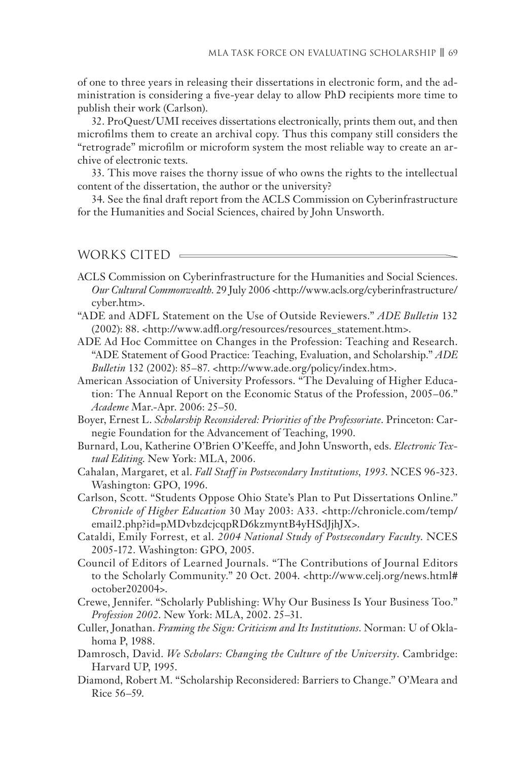of one to three years in releasing their dissertations in electronic form, and the administration is considering a five-year delay to allow PhD recipients more time to publish their work (Carlson).

32. ProQuest/UMI receives dissertations electronically, prints them out, and then microfilms them to create an archival copy. Thus this company still considers the "retrograde" microfilm or microform system the most reliable way to create an archive of electronic texts.

33. This move raises the thorny issue of who owns the rights to the intellectual content of the dissertation, the author or the university?

34. See the final draft report from the ACLS Commission on Cyberinfrastructure for the Humanities and Social Sciences, chaired by John Unsworth.

## WORKS CITED

ACLS Commission on Cyberinfrastructure for the Humanities and Social Sciences. *Our Cultural Commonwealth*. 29 July 2006 <http://www.acls.org/cyberinfrastructure/cyber.htm>.

"ADE and ADFL Statement on the Use of Outside Reviewers." *ADE Bulletin* 132 (2002): 88. <http://www.adfl.org/resources/resources_statement.htm>.

ADE Ad Hoc Committee on Changes in the Profession: Teaching and Research. "ADE Statement of Good Practice: Teaching, Evaluation, and Scholarship." *ADE Bulletin* 132 (2002): 85–87. <http://www.ade.org/policy/index.htm>.

American Association of University Professors. "The Devaluing of Higher Education: The Annual Report on the Economic Status of the Profession, 2005–06." *Academe* Mar.-Apr. 2006: 25–50.

Boyer, Ernest L. *Scholarship Reconsidered: Priorities of the Professoriate*. Princeton: Carnegie Foundation for the Advancement of Teaching, 1990.

Burnard, Lou, Katherine O'Brien O'Keeffe, and John Unsworth, eds. *Electronic Textual Editing*. New York: MLA, 2006.

Cahalan, Margaret, et al. *Fall Staff in Postsecondary Institutions, 1993*. NCES 96-323. Washington: GPO, 1996.

Carlson, Scott. "Students Oppose Ohio State's Plan to Put Dissertations Online." *Chronicle of Higher Education* 30 May 2003: A33. <http://chronicle.com/temp/email2.php?id=pMDvbzdcjcqpRD6kzmyntB4yHSdJjhJX>.

Cataldi, Emily Forrest, et al. *2004 National Study of Postsecondary Faculty*. NCES 2005-172. Washington: GPO, 2005.

Council of Editors of Learned Journals. "The Contributions of Journal Editors to the Scholarly Community." 20 Oct. 2004. <http://www.celj.org/news.html#october202004>.

Crewe, Jennifer. "Scholarly Publishing: Why Our Business Is Your Business Too." *Profession 2002*. New York: MLA, 2002. 25–31.

Culler, Jonathan. *Framing the Sign: Criticism and Its Institutions*. Norman: U of Oklahoma P, 1988.

Damrosch, David. *We Scholars: Changing the Culture of the University*. Cambridge: Harvard UP, 1995.

Diamond, Robert M. "Scholarship Reconsidered: Barriers to Change." O'Meara and Rice 56–59.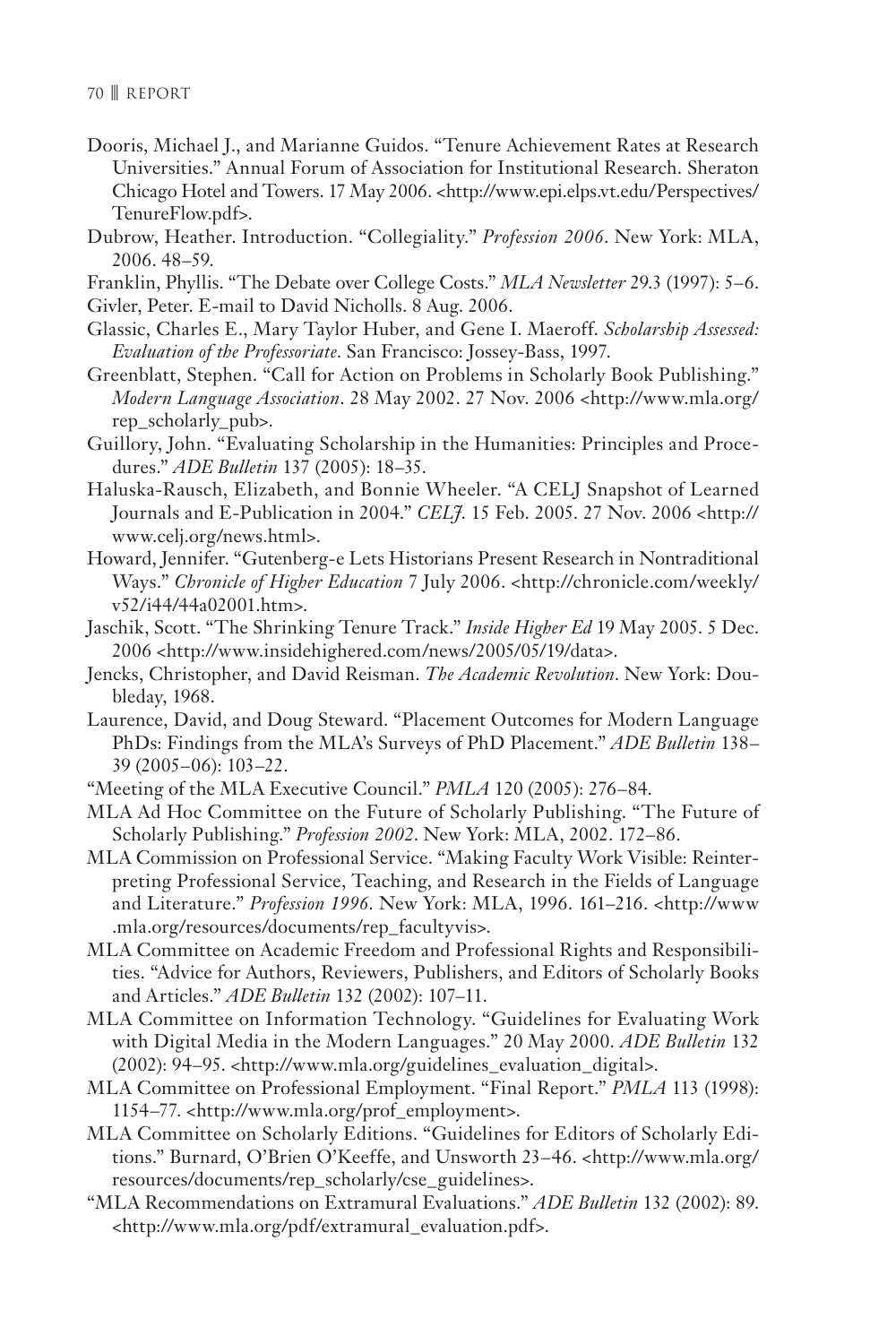Dooris, Michael J., and Marianne Guidos. "Tenure Achievement Rates at Research Universities." Annual Forum of Association for Institutional Research. Sheraton Chicago Hotel and Towers. 17 May 2006. <http://www.epi.elps.vt.edu/Perspectives/TenureFlow.pdf>.

Dubrow, Heather. Introduction. "Collegiality." *Profession 2006*. New York: MLA, 2006. 48–59.

Franklin, Phyllis. "The Debate over College Costs." *MLA Newsletter* 29.3 (1997): 5–6.

Givler, Peter. E-mail to David Nicholls. 8 Aug. 2006.

Glassic, Charles E., Mary Taylor Huber, and Gene I. Maeroff. *Scholarship Assessed: Evaluation of the Professoriate*. San Francisco: Jossey-Bass, 1997.

Greenblatt, Stephen. "Call for Action on Problems in Scholarly Book Publishing." *Modern Language Association*. 28 May 2002. 27 Nov. 2006 <http://www.mla.org/rep_scholarly_pub>.

Guillory, John. "Evaluating Scholarship in the Humanities: Principles and Procedures." *ADE Bulletin* 137 (2005): 18–35.

Haluska-Rausch, Elizabeth, and Bonnie Wheeler. "A CELJ Snapshot of Learned Journals and E-Publication in 2004." *CELJ*. 15 Feb. 2005. 27 Nov. 2006 <http://www.celj.org/news.html>.

Howard, Jennifer. "Gutenberg-e Lets Historians Present Research in Nontraditional Ways." *Chronicle of Higher Education* 7 July 2006. <http://chronicle.com/weekly/v52/i44/44a02001.htm>.

Jaschik, Scott. "The Shrinking Tenure Track." *Inside Higher Ed* 19 May 2005. 5 Dec. 2006 <http://www.insidehighered.com/news/2005/05/19/data>.

Jencks, Christopher, and David Reisman. *The Academic Revolution*. New York: Doubleday, 1968.

Laurence, David, and Doug Steward. "Placement Outcomes for Modern Language PhDs: Findings from the MLA's Surveys of PhD Placement." *ADE Bulletin* 138–39 (2005–06): 103–22.

"Meeting of the MLA Executive Council." *PMLA* 120 (2005): 276–84.

MLA Ad Hoc Committee on the Future of Scholarly Publishing. "The Future of Scholarly Publishing." *Profession 2002*. New York: MLA, 2002. 172–86.

MLA Commission on Professional Service. "Making Faculty Work Visible: Reinterpreting Professional Service, Teaching, and Research in the Fields of Language and Literature." *Profession 1996*. New York: MLA, 1996. 161–216. <http://www.mla.org/resources/documents/rep_facultyvis>.

MLA Committee on Academic Freedom and Professional Rights and Responsibilities. "Advice for Authors, Reviewers, Publishers, and Editors of Scholarly Books and Articles." *ADE Bulletin* 132 (2002): 107–11.

MLA Committee on Information Technology. "Guidelines for Evaluating Work with Digital Media in the Modern Languages." 20 May 2000. *ADE Bulletin* 132 (2002): 94–95. <http://www.mla.org/guidelines_evaluation_digital>.

MLA Committee on Professional Employment. "Final Report." *PMLA* 113 (1998): 1154–77. <http://www.mla.org/prof_employment>.

MLA Committee on Scholarly Editions. "Guidelines for Editors of Scholarly Editions." Burnard, O'Brien O'Keeffe, and Unsworth 23–46. <http://www.mla.org/resources/documents/rep_scholarly/cse_guidelines>.

"MLA Recommendations on Extramural Evaluations." *ADE Bulletin* 132 (2002): 89. <http://www.mla.org/pdf/extramural_evaluation.pdf>.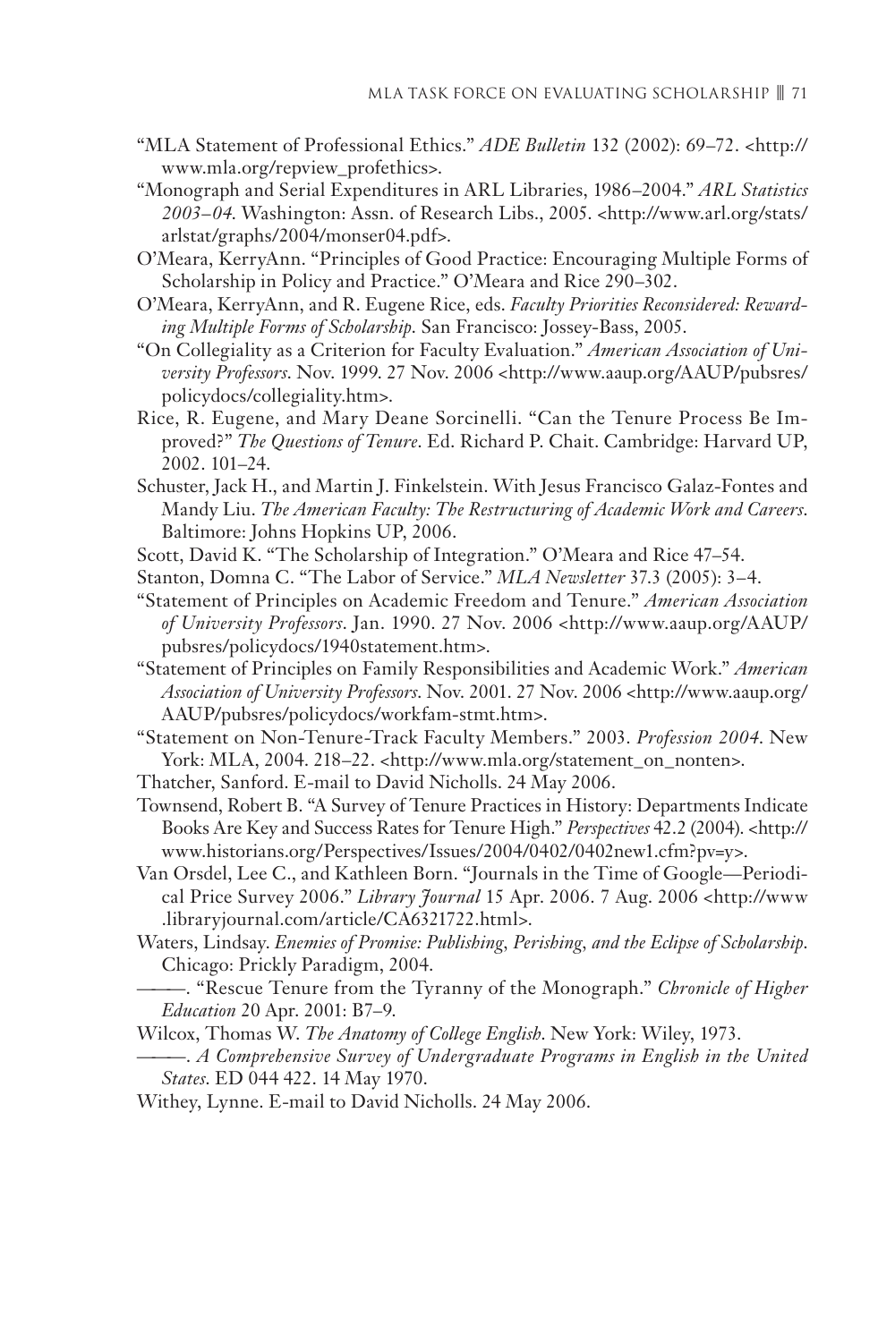"MLA Statement of Professional Ethics." *ADE Bulletin* 132 (2002): 69–72. <http://www.mla.org/repview_profethics>.

"Monograph and Serial Expenditures in ARL Libraries, 1986–2004." *ARL Statistics 2003–04*. Washington: Assn. of Research Libs., 2005. <http://www.arl.org/stats/arlstat/graphs/2004/monser04.pdf>.

O'Meara, KerryAnn. "Principles of Good Practice: Encouraging Multiple Forms of Scholarship in Policy and Practice." O'Meara and Rice 290–302.

O'Meara, KerryAnn, and R. Eugene Rice, eds. *Faculty Priorities Reconsidered: Rewarding Multiple Forms of Scholarship*. San Francisco: Jossey-Bass, 2005.

"On Collegiality as a Criterion for Faculty Evaluation." *American Association of University Professors*. Nov. 1999. 27 Nov. 2006 <http://www.aaup.org/AAUP/pubsres/policydocs/collegiality.htm>.

Rice, R. Eugene, and Mary Deane Sorcinelli. "Can the Tenure Process Be Improved?" *The Questions of Tenure*. Ed. Richard P. Chait. Cambridge: Harvard UP, 2002. 101–24.

Schuster, Jack H., and Martin J. Finkelstein. With Jesus Francisco Galaz-Fontes and Mandy Liu. *The American Faculty: The Restructuring of Academic Work and Careers*. Baltimore: Johns Hopkins UP, 2006.

Scott, David K. "The Scholarship of Integration." O'Meara and Rice 47–54.

Stanton, Domna C. "The Labor of Service." *MLA Newsletter* 37.3 (2005): 3–4.

"Statement of Principles on Academic Freedom and Tenure." *American Association of University Professors*. Jan. 1990. 27 Nov. 2006 <http://www.aaup.org/AAUP/pubsres/policydocs/1940statement.htm>.

"Statement of Principles on Family Responsibilities and Academic Work." *American Association of University Professors*. Nov. 2001. 27 Nov. 2006 <http://www.aaup.org/AAUP/pubsres/policydocs/workfam-stmt.htm>.

"Statement on Non-Tenure-Track Faculty Members." 2003. *Profession 2004*. New York: MLA, 2004. 218–22. <http://www.mla.org/statement_on_nonten>.

Thatcher, Sanford. E-mail to David Nicholls. 24 May 2006.

Townsend, Robert B. "A Survey of Tenure Practices in History: Departments Indicate Books Are Key and Success Rates for Tenure High." *Perspectives* 42.2 (2004). <http://www.historians.org/Perspectives/Issues/2004/0402/0402new1.cfm?pv=y>.

Van Orsdel, Lee C., and Kathleen Born. "Journals in the Time of Google—Periodical Price Survey 2006." *Library Journal* 15 Apr. 2006. 7 Aug. 2006 <http://www.libraryjournal.com/article/CA6321722.html>.

Waters, Lindsay. *Enemies of Promise: Publishing, Perishing, and the Eclipse of Scholarship*. Chicago: Prickly Paradigm, 2004.

———. "Rescue Tenure from the Tyranny of the Monograph." *Chronicle of Higher Education* 20 Apr. 2001: B7–9.

Wilcox, Thomas W. *The Anatomy of College English*. New York: Wiley, 1973.

———. *A Comprehensive Survey of Undergraduate Programs in English in the United States*. ED 044 422. 14 May 1970.

Withey, Lynne. E-mail to David Nicholls. 24 May 2006.